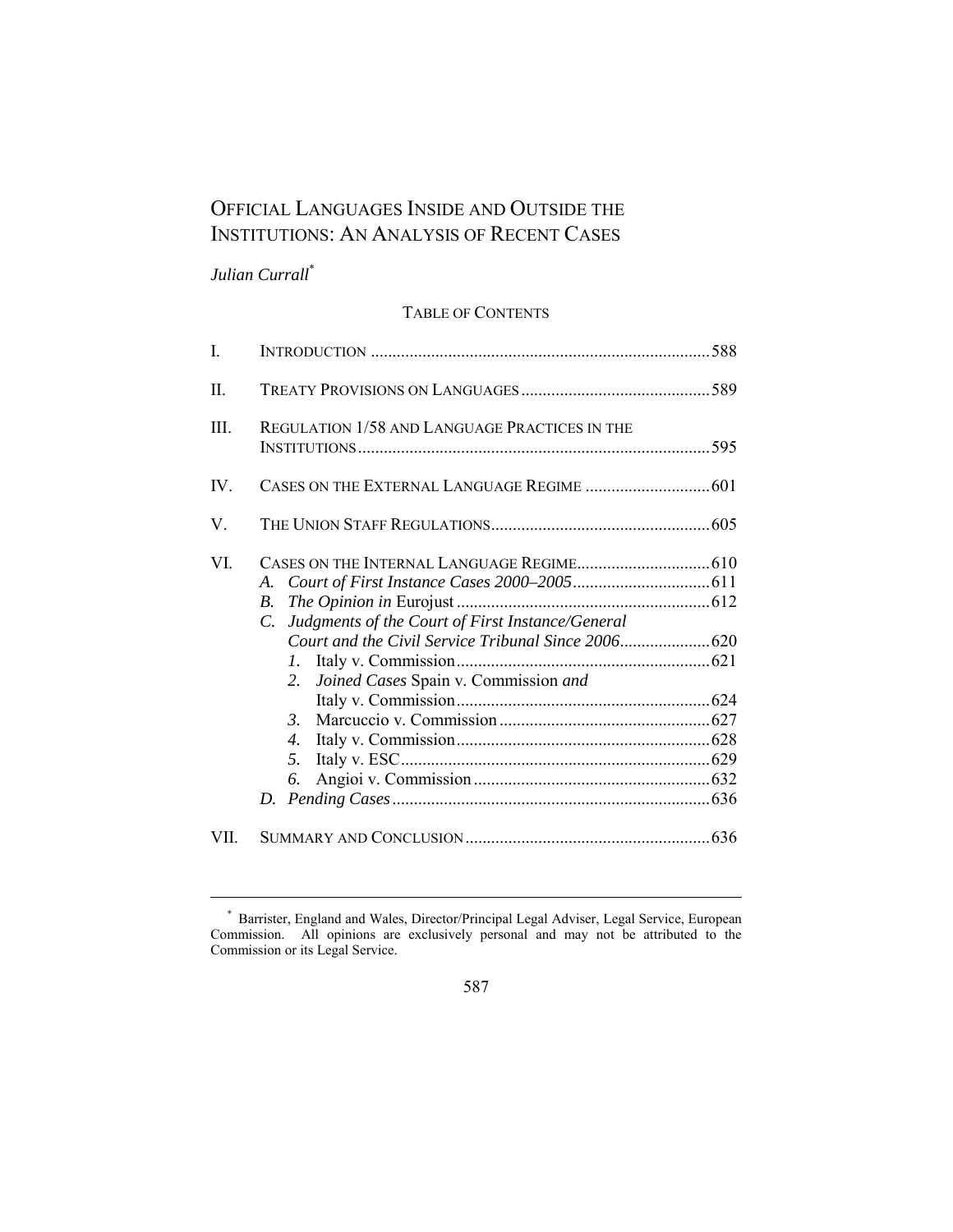# OFFICIAL LANGUAGES INSIDE AND OUTSIDE THE INSTITUTIONS: AN ANALYSIS OF RECENT CASES

*Julian Currall*[*]

TABLE OF CONTENTS

I. INTRODUCTION .......... 588

II. TREATY PROVISIONS ON LANGUAGES .......... 589

III. REGULATION 1/58 AND LANGUAGE PRACTICES IN THE INSTITUTIONS .......... 595

IV. CASES ON THE EXTERNAL LANGUAGE REGIME .......... 601

V. THE UNION STAFF REGULATIONS .......... 605

VI. CASES ON THE INTERNAL LANGUAGE REGIME .......... 610
- A. *Court of First Instance Cases 2000–2005* .......... 611
- B. *The Opinion in* Eurojust .......... 612
- C. *Judgments of the Court of First Instance/General Court and the Civil Service Tribunal Since 2006* .......... 620
  1. Italy v. Commission .......... 621
  2. *Joined Cases* Spain v. Commission *and* Italy v. Commission .......... 624
  3. Marcuccio v. Commission .......... 627
  4. Italy v. Commission .......... 628
  5. Italy v. ESC .......... 629
  6. Angioi v. Commission .......... 632
- D. *Pending Cases* .......... 636

VII. SUMMARY AND CONCLUSION .......... 636

---

[*] Barrister, England and Wales, Director/Principal Legal Adviser, Legal Service, European Commission. All opinions are exclusively personal and may not be attributed to the Commission or its Legal Service.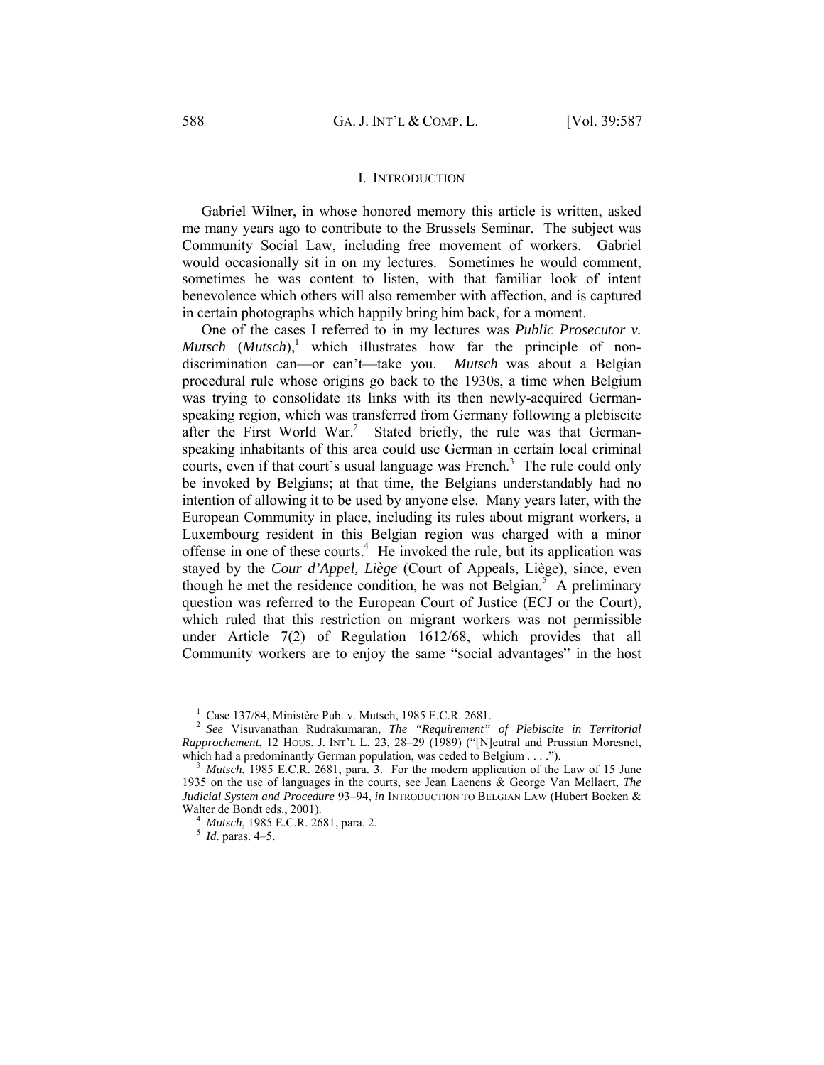## I. INTRODUCTION

Gabriel Wilner, in whose honored memory this article is written, asked me many years ago to contribute to the Brussels Seminar. The subject was Community Social Law, including free movement of workers. Gabriel would occasionally sit in on my lectures. Sometimes he would comment, sometimes he was content to listen, with that familiar look of intent benevolence which others will also remember with affection, and is captured in certain photographs which happily bring him back, for a moment.

One of the cases I referred to in my lectures was *Public Prosecutor v. Mutsch* (*Mutsch*),[1] which illustrates how far the principle of non-discrimination can—or can't—take you. *Mutsch* was about a Belgian procedural rule whose origins go back to the 1930s, a time when Belgium was trying to consolidate its links with its then newly-acquired German-speaking region, which was transferred from Germany following a plebiscite after the First World War.[2] Stated briefly, the rule was that German-speaking inhabitants of this area could use German in certain local criminal courts, even if that court's usual language was French.[3] The rule could only be invoked by Belgians; at that time, the Belgians understandably had no intention of allowing it to be used by anyone else. Many years later, with the European Community in place, including its rules about migrant workers, a Luxembourg resident in this Belgian region was charged with a minor offense in one of these courts.[4] He invoked the rule, but its application was stayed by the *Cour d'Appel, Liège* (Court of Appeals, Liège), since, even though he met the residence condition, he was not Belgian.[5] A preliminary question was referred to the European Court of Justice (ECJ or the Court), which ruled that this restriction on migrant workers was not permissible under Article 7(2) of Regulation 1612/68, which provides that all Community workers are to enjoy the same "social advantages" in the host

---

[1] Case 137/84, Ministère Pub. v. Mutsch, 1985 E.C.R. 2681.

[2] *See* Visuvanathan Rudrakumaran, *The "Requirement" of Plebiscite in Territorial Rapprochement*, 12 HOUS. J. INT'L L. 23, 28–29 (1989) ("[N]eutral and Prussian Moresnet, which had a predominantly German population, was ceded to Belgium . . . .").

[3] *Mutsch*, 1985 E.C.R. 2681, para. 3. For the modern application of the Law of 15 June 1935 on the use of languages in the courts, see Jean Laenens & George Van Mellaert, *The Judicial System and Procedure* 93–94, *in* INTRODUCTION TO BELGIAN LAW (Hubert Bocken & Walter de Bondt eds., 2001).

[4] *Mutsch*, 1985 E.C.R. 2681, para. 2.

[5] *Id.* paras. 4–5.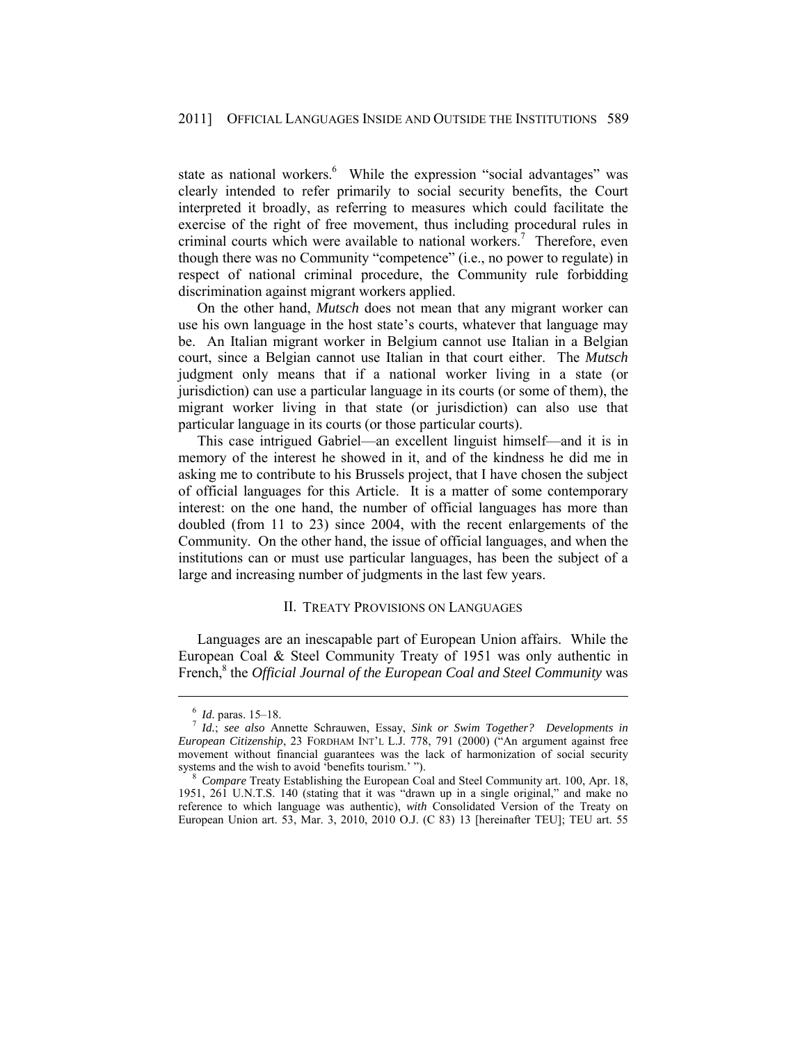state as national workers.[6] While the expression "social advantages" was clearly intended to refer primarily to social security benefits, the Court interpreted it broadly, as referring to measures which could facilitate the exercise of the right of free movement, thus including procedural rules in criminal courts which were available to national workers.[7] Therefore, even though there was no Community "competence" (i.e., no power to regulate) in respect of national criminal procedure, the Community rule forbidding discrimination against migrant workers applied.

On the other hand, *Mutsch* does not mean that any migrant worker can use his own language in the host state's courts, whatever that language may be. An Italian migrant worker in Belgium cannot use Italian in a Belgian court, since a Belgian cannot use Italian in that court either. The *Mutsch* judgment only means that if a national worker living in a state (or jurisdiction) can use a particular language in its courts (or some of them), the migrant worker living in that state (or jurisdiction) can also use that particular language in its courts (or those particular courts).

This case intrigued Gabriel—an excellent linguist himself—and it is in memory of the interest he showed in it, and of the kindness he did me in asking me to contribute to his Brussels project, that I have chosen the subject of official languages for this Article. It is a matter of some contemporary interest: on the one hand, the number of official languages has more than doubled (from 11 to 23) since 2004, with the recent enlargements of the Community. On the other hand, the issue of official languages, and when the institutions can or must use particular languages, has been the subject of a large and increasing number of judgments in the last few years.

## II. TREATY PROVISIONS ON LANGUAGES

Languages are an inescapable part of European Union affairs. While the European Coal & Steel Community Treaty of 1951 was only authentic in French,[8] the *Official Journal of the European Coal and Steel Community* was

---

[6] *Id.* paras. 15–18.

[7] *Id.*; *see also* Annette Schrauwen, Essay, *Sink or Swim Together? Developments in European Citizenship*, 23 FORDHAM INT'L L.J. 778, 791 (2000) ("An argument against free movement without financial guarantees was the lack of harmonization of social security systems and the wish to avoid 'benefits tourism.' ").

[8] *Compare* Treaty Establishing the European Coal and Steel Community art. 100, Apr. 18, 1951, 261 U.N.T.S. 140 (stating that it was "drawn up in a single original," and make no reference to which language was authentic), *with* Consolidated Version of the Treaty on European Union art. 53, Mar. 3, 2010, 2010 O.J. (C 83) 13 [hereinafter TEU]; TEU art. 55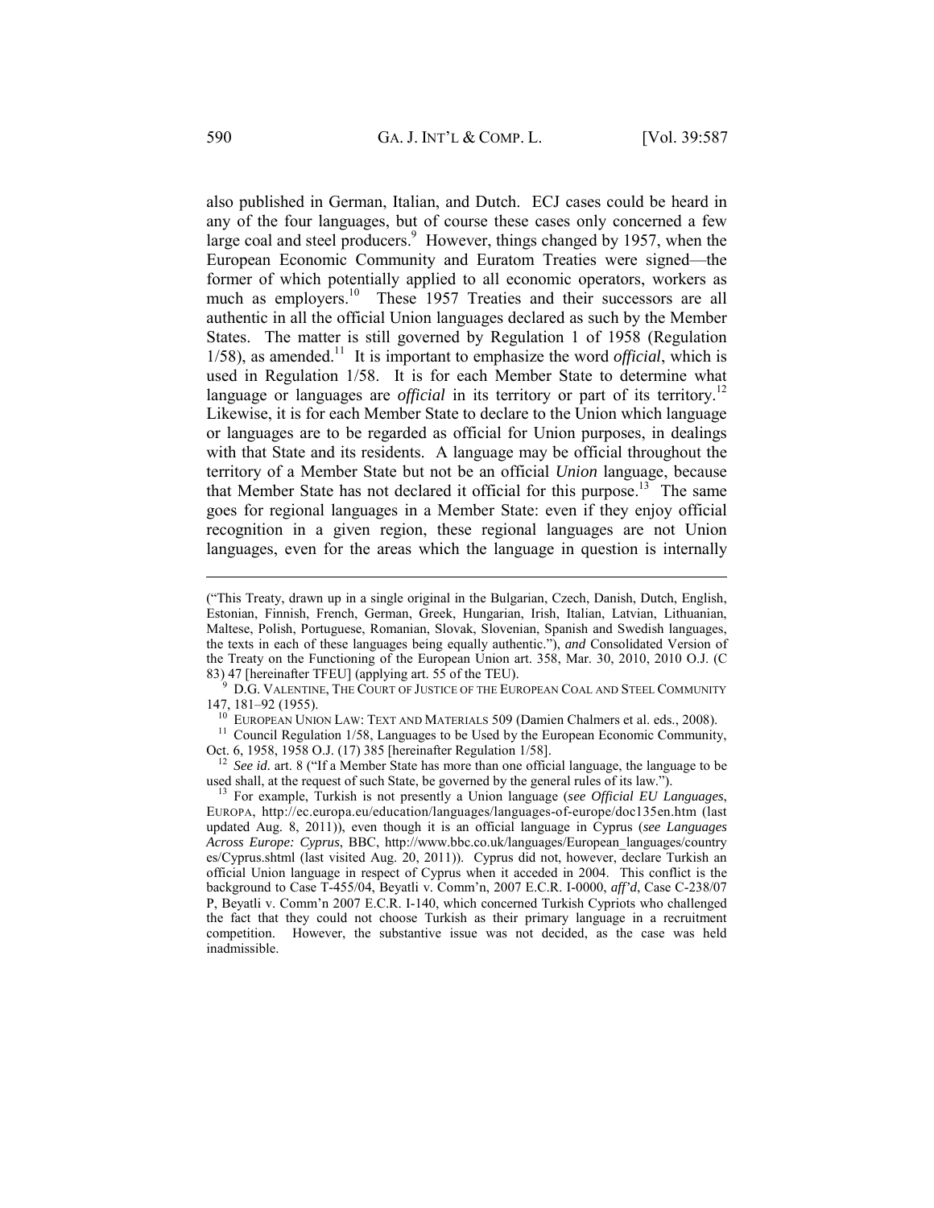also published in German, Italian, and Dutch. ECJ cases could be heard in any of the four languages, but of course these cases only concerned a few large coal and steel producers.[9] However, things changed by 1957, when the European Economic Community and Euratom Treaties were signed—the former of which potentially applied to all economic operators, workers as much as employers.[10] These 1957 Treaties and their successors are all authentic in all the official Union languages declared as such by the Member States. The matter is still governed by Regulation 1 of 1958 (Regulation 1/58), as amended.[11] It is important to emphasize the word *official*, which is used in Regulation 1/58. It is for each Member State to determine what language or languages are *official* in its territory or part of its territory.[12] Likewise, it is for each Member State to declare to the Union which language or languages are to be regarded as official for Union purposes, in dealings with that State and its residents. A language may be official throughout the territory of a Member State but not be an official *Union* language, because that Member State has not declared it official for this purpose.[13] The same goes for regional languages in a Member State: even if they enjoy official recognition in a given region, these regional languages are not Union languages, even for the areas which the language in question is internally

---

("This Treaty, drawn up in a single original in the Bulgarian, Czech, Danish, Dutch, English, Estonian, Finnish, French, German, Greek, Hungarian, Irish, Italian, Latvian, Lithuanian, Maltese, Polish, Portuguese, Romanian, Slovak, Slovenian, Spanish and Swedish languages, the texts in each of these languages being equally authentic."), *and* Consolidated Version of the Treaty on the Functioning of the European Union art. 358, Mar. 30, 2010, 2010 O.J. (C 83) 47 [hereinafter TFEU] (applying art. 55 of the TEU).

[9] D.G. VALENTINE, THE COURT OF JUSTICE OF THE EUROPEAN COAL AND STEEL COMMUNITY 147, 181–92 (1955).

[10] EUROPEAN UNION LAW: TEXT AND MATERIALS 509 (Damien Chalmers et al. eds., 2008).

[11] Council Regulation 1/58, Languages to be Used by the European Economic Community, Oct. 6, 1958, 1958 O.J. (17) 385 [hereinafter Regulation 1/58].

[12] *See id.* art. 8 ("If a Member State has more than one official language, the language to be used shall, at the request of such State, be governed by the general rules of its law.").

[13] For example, Turkish is not presently a Union language (*see Official EU Languages*, EUROPA, http://ec.europa.eu/education/languages/languages-of-europe/doc135en.htm (last updated Aug. 8, 2011)), even though it is an official language in Cyprus (*see Languages Across Europe: Cyprus*, BBC, http://www.bbc.co.uk/languages/European_languages/countries/Cyprus.shtml (last visited Aug. 20, 2011)). Cyprus did not, however, declare Turkish an official Union language in respect of Cyprus when it acceded in 2004. This conflict is the background to Case T-455/04, Beyatli v. Comm'n, 2007 E.C.R. I-0000, *aff'd*, Case C-238/07 P, Beyatli v. Comm'n 2007 E.C.R. I-140, which concerned Turkish Cypriots who challenged the fact that they could not choose Turkish as their primary language in a recruitment competition. However, the substantive issue was not decided, as the case was held inadmissible.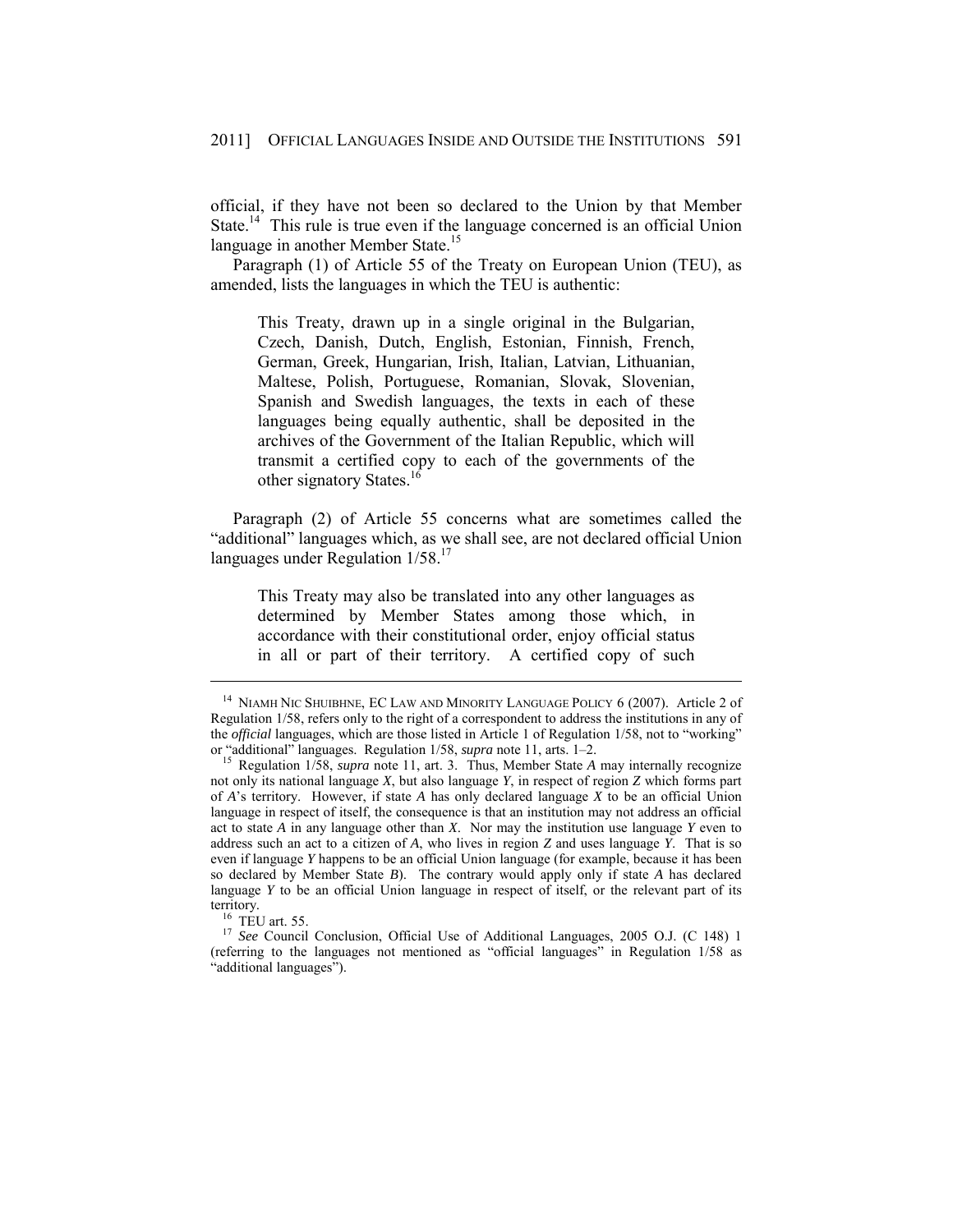official, if they have not been so declared to the Union by that Member State.[14] This rule is true even if the language concerned is an official Union language in another Member State.[15]

Paragraph (1) of Article 55 of the Treaty on European Union (TEU), as amended, lists the languages in which the TEU is authentic:

> This Treaty, drawn up in a single original in the Bulgarian, Czech, Danish, Dutch, English, Estonian, Finnish, French, German, Greek, Hungarian, Irish, Italian, Latvian, Lithuanian, Maltese, Polish, Portuguese, Romanian, Slovak, Slovenian, Spanish and Swedish languages, the texts in each of these languages being equally authentic, shall be deposited in the archives of the Government of the Italian Republic, which will transmit a certified copy to each of the governments of the other signatory States.[16]

Paragraph (2) of Article 55 concerns what are sometimes called the "additional" languages which, as we shall see, are not declared official Union languages under Regulation 1/58.[17]

> This Treaty may also be translated into any other languages as determined by Member States among those which, in accordance with their constitutional order, enjoy official status in all or part of their territory. A certified copy of such

---

[14] NIAMH NIC SHUIBHNE, EC LAW AND MINORITY LANGUAGE POLICY 6 (2007). Article 2 of Regulation 1/58, refers only to the right of a correspondent to address the institutions in any of the *official* languages, which are those listed in Article 1 of Regulation 1/58, not to "working" or "additional" languages. Regulation 1/58, *supra* note 11, arts. 1–2.

[15] Regulation 1/58, *supra* note 11, art. 3. Thus, Member State *A* may internally recognize not only its national language *X*, but also language *Y*, in respect of region *Z* which forms part of *A*'s territory. However, if state *A* has only declared language *X* to be an official Union language in respect of itself, the consequence is that an institution may not address an official act to state *A* in any language other than *X*. Nor may the institution use language *Y* even to address such an act to a citizen of *A*, who lives in region *Z* and uses language *Y*. That is so even if language *Y* happens to be an official Union language (for example, because it has been so declared by Member State *B*). The contrary would apply only if state *A* has declared language *Y* to be an official Union language in respect of itself, or the relevant part of its territory.

[16] TEU art. 55.

[17] *See* Council Conclusion, Official Use of Additional Languages, 2005 O.J. (C 148) 1 (referring to the languages not mentioned as "official languages" in Regulation 1/58 as "additional languages").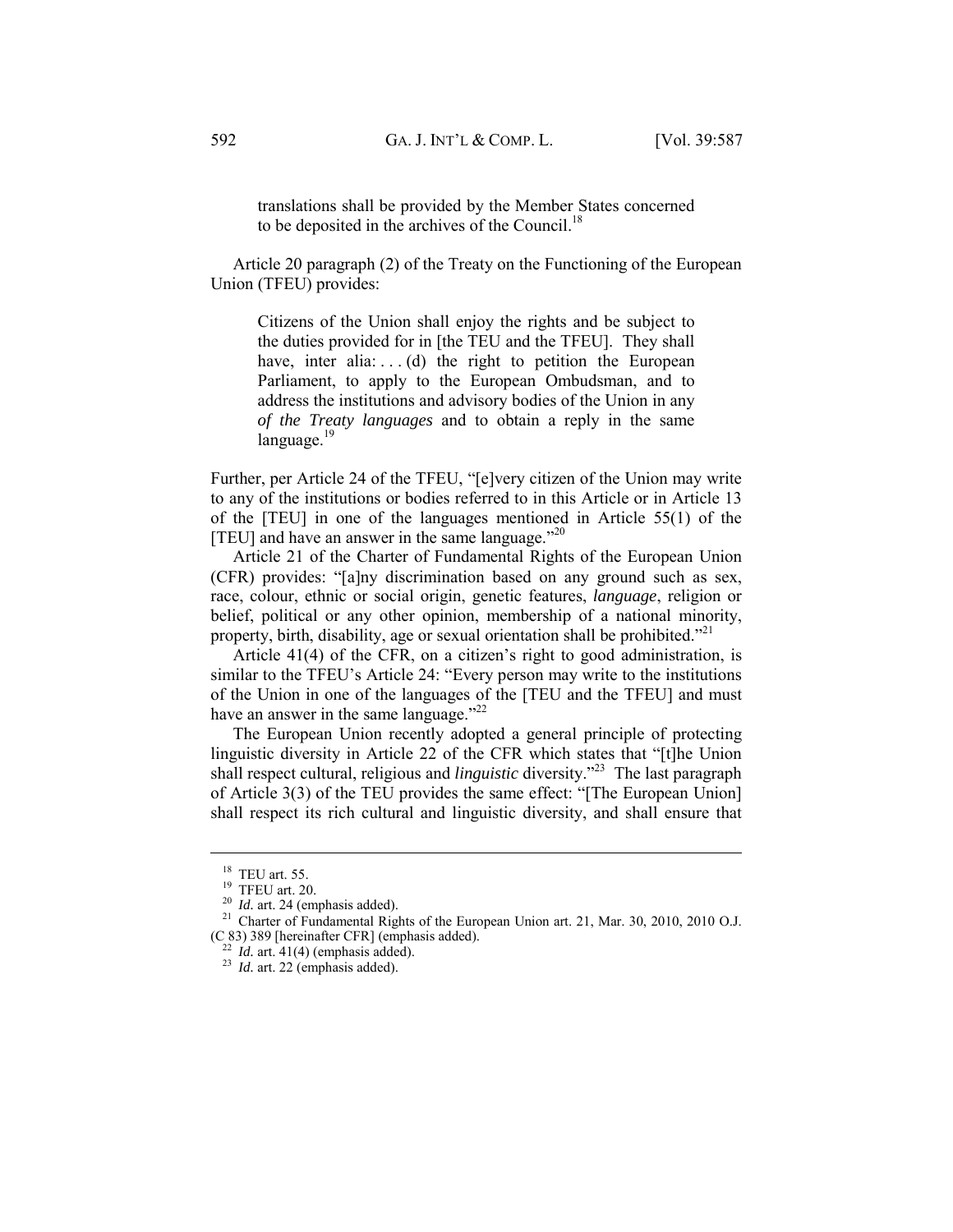> translations shall be provided by the Member States concerned to be deposited in the archives of the Council.[18]

Article 20 paragraph (2) of the Treaty on the Functioning of the European Union (TFEU) provides:

> Citizens of the Union shall enjoy the rights and be subject to the duties provided for in [the TEU and the TFEU]. They shall have, inter alia: . . . (d) the right to petition the European Parliament, to apply to the European Ombudsman, and to address the institutions and advisory bodies of the Union in any *of the Treaty languages* and to obtain a reply in the same language.[19]

Further, per Article 24 of the TFEU, "[e]very citizen of the Union may write to any of the institutions or bodies referred to in this Article or in Article 13 of the [TEU] in one of the languages mentioned in Article 55(1) of the [TEU] and have an answer in the same language."[20]

Article 21 of the Charter of Fundamental Rights of the European Union (CFR) provides: "[a]ny discrimination based on any ground such as sex, race, colour, ethnic or social origin, genetic features, *language*, religion or belief, political or any other opinion, membership of a national minority, property, birth, disability, age or sexual orientation shall be prohibited."[21]

Article 41(4) of the CFR, on a citizen's right to good administration, is similar to the TFEU's Article 24: "Every person may write to the institutions of the Union in one of the languages of the [TEU and the TFEU] and must have an answer in the same language."[22]

The European Union recently adopted a general principle of protecting linguistic diversity in Article 22 of the CFR which states that "[t]he Union shall respect cultural, religious and *linguistic* diversity."[23] The last paragraph of Article 3(3) of the TEU provides the same effect: "[The European Union] shall respect its rich cultural and linguistic diversity, and shall ensure that

---

[18] TEU art. 55.

[19] TFEU art. 20.

[20] *Id.* art. 24 (emphasis added).

[21] Charter of Fundamental Rights of the European Union art. 21, Mar. 30, 2010, 2010 O.J. (C 83) 389 [hereinafter CFR] (emphasis added).

[22] *Id.* art. 41(4) (emphasis added).

[23] *Id.* art. 22 (emphasis added).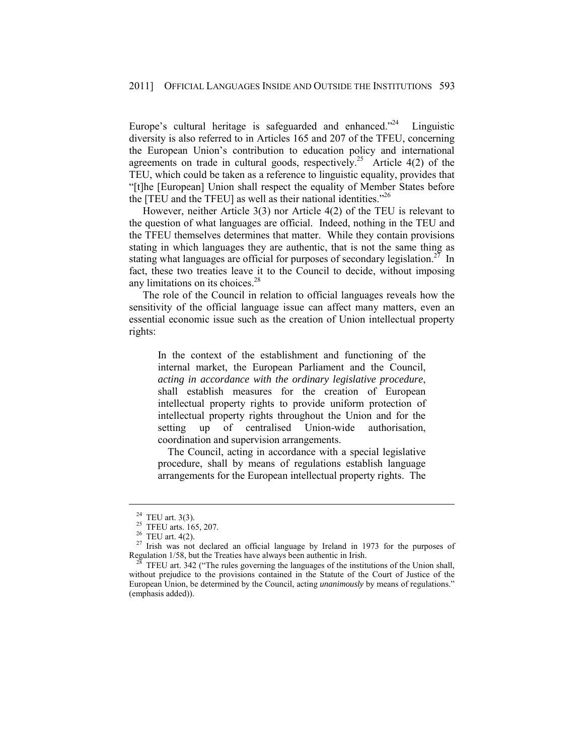Europe's cultural heritage is safeguarded and enhanced."[24] Linguistic diversity is also referred to in Articles 165 and 207 of the TFEU, concerning the European Union's contribution to education policy and international agreements on trade in cultural goods, respectively.[25] Article 4(2) of the TEU, which could be taken as a reference to linguistic equality, provides that "[t]he [European] Union shall respect the equality of Member States before the [TEU and the TFEU] as well as their national identities."[26]

However, neither Article 3(3) nor Article 4(2) of the TEU is relevant to the question of what languages are official. Indeed, nothing in the TEU and the TFEU themselves determines that matter. While they contain provisions stating in which languages they are authentic, that is not the same thing as stating what languages are official for purposes of secondary legislation.[27] In fact, these two treaties leave it to the Council to decide, without imposing any limitations on its choices.[28]

The role of the Council in relation to official languages reveals how the sensitivity of the official language issue can affect many matters, even an essential economic issue such as the creation of Union intellectual property rights:

> In the context of the establishment and functioning of the internal market, the European Parliament and the Council, *acting in accordance with the ordinary legislative procedure*, shall establish measures for the creation of European intellectual property rights to provide uniform protection of intellectual property rights throughout the Union and for the setting up of centralised Union-wide authorisation, coordination and supervision arrangements.
>
> The Council, acting in accordance with a special legislative procedure, shall by means of regulations establish language arrangements for the European intellectual property rights. The

---

[24] TEU art. 3(3).

[25] TFEU arts. 165, 207.

[26] TEU art. 4(2).

[27] Irish was not declared an official language by Ireland in 1973 for the purposes of Regulation 1/58, but the Treaties have always been authentic in Irish.

[28] TFEU art. 342 ("The rules governing the languages of the institutions of the Union shall, without prejudice to the provisions contained in the Statute of the Court of Justice of the European Union, be determined by the Council, acting *unanimously* by means of regulations." (emphasis added)).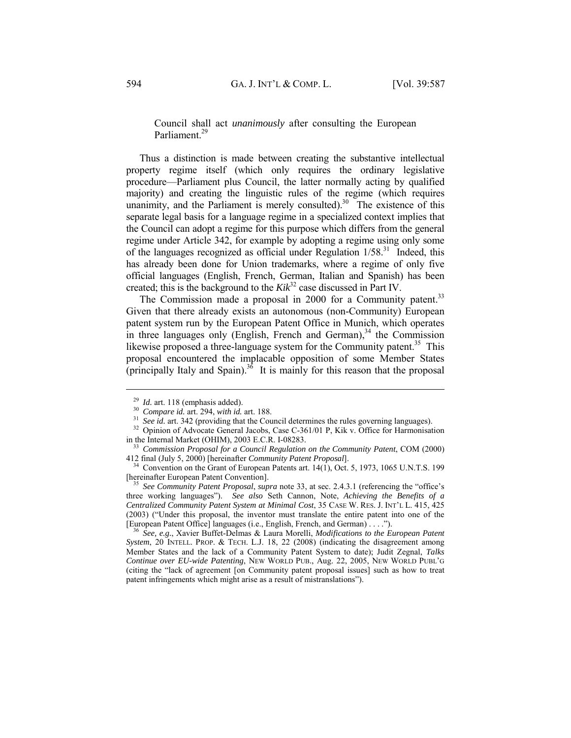> Council shall act *unanimously* after consulting the European Parliament.[29]

Thus a distinction is made between creating the substantive intellectual property regime itself (which only requires the ordinary legislative procedure—Parliament plus Council, the latter normally acting by qualified majority) and creating the linguistic rules of the regime (which requires unanimity, and the Parliament is merely consulted).[30] The existence of this separate legal basis for a language regime in a specialized context implies that the Council can adopt a regime for this purpose which differs from the general regime under Article 342, for example by adopting a regime using only some of the languages recognized as official under Regulation 1/58.[31] Indeed, this has already been done for Union trademarks, where a regime of only five official languages (English, French, German, Italian and Spanish) has been created; this is the background to the ***Kik***[32] case discussed in Part IV.

The Commission made a proposal in 2000 for a Community patent.[33] Given that there already exists an autonomous (non-Community) European patent system run by the European Patent Office in Munich, which operates in three languages only (English, French and German),[34] the Commission likewise proposed a three-language system for the Community patent.[35] This proposal encountered the implacable opposition of some Member States (principally Italy and Spain).[36] It is mainly for this reason that the proposal

---

[29] *Id.* art. 118 (emphasis added).

[30] *Compare id.* art. 294, *with id.* art. 188.

[31] *See id.* art. 342 (providing that the Council determines the rules governing languages).

[32] Opinion of Advocate General Jacobs, Case C-361/01 P, Kik v. Office for Harmonisation in the Internal Market (OHIM), 2003 E.C.R. I-08283.

[33] *Commission Proposal for a Council Regulation on the Community Patent*, COM (2000) 412 final (July 5, 2000) [hereinafter *Community Patent Proposal*].

[34] Convention on the Grant of European Patents art. 14(1), Oct. 5, 1973, 1065 U.N.T.S. 199 [hereinafter European Patent Convention].

[35] *See Community Patent Proposal*, *supra* note 33, at sec. 2.4.3.1 (referencing the "office's three working languages"). *See also* Seth Cannon, Note, *Achieving the Benefits of a Centralized Community Patent System at Minimal Cost*, 35 CASE W. RES. J. INT'L L. 415, 425 (2003) ("Under this proposal, the inventor must translate the entire patent into one of the [European Patent Office] languages (i.e., English, French, and German) . . . .").

[36] *See, e.g.*, Xavier Buffet-Delmas & Laura Morelli, *Modifications to the European Patent System*, 20 INTELL. PROP. & TECH. L.J. 18, 22 (2008) (indicating the disagreement among Member States and the lack of a Community Patent System to date); Judit Zegnal, *Talks Continue over EU-wide Patenting*, NEW WORLD PUB., Aug. 22, 2005, NEW WORLD PUBL'G (citing the "lack of agreement [on Community patent proposal issues] such as how to treat patent infringements which might arise as a result of mistranslations").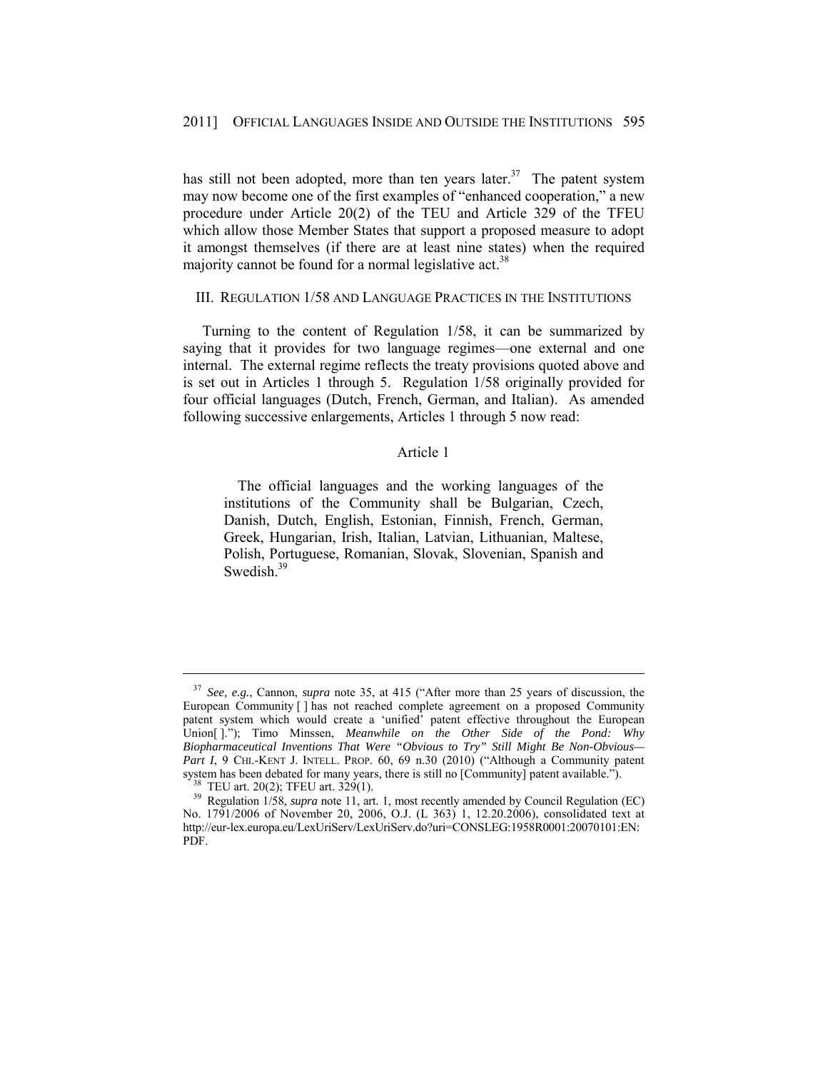has still not been adopted, more than ten years later.[37] The patent system may now become one of the first examples of "enhanced cooperation," a new procedure under Article 20(2) of the TEU and Article 329 of the TFEU which allow those Member States that support a proposed measure to adopt it amongst themselves (if there are at least nine states) when the required majority cannot be found for a normal legislative act.[38]

## III. Regulation 1/58 and Language Practices in the Institutions

Turning to the content of Regulation 1/58, it can be summarized by saying that it provides for two language regimes—one external and one internal. The external regime reflects the treaty provisions quoted above and is set out in Articles 1 through 5. Regulation 1/58 originally provided for four official languages (Dutch, French, German, and Italian). As amended following successive enlargements, Articles 1 through 5 now read:

Article 1

> The official languages and the working languages of the institutions of the Community shall be Bulgarian, Czech, Danish, Dutch, English, Estonian, Finnish, French, German, Greek, Hungarian, Irish, Italian, Latvian, Lithuanian, Maltese, Polish, Portuguese, Romanian, Slovak, Slovenian, Spanish and Swedish.[39]

---

[37] *See, e.g.*, Cannon, *supra* note 35, at 415 ("After more than 25 years of discussion, the European Community [ ] has not reached complete agreement on a proposed Community patent system which would create a 'unified' patent effective throughout the European Union[ ]."); Timo Minssen, *Meanwhile on the Other Side of the Pond: Why Biopharmaceutical Inventions That Were "Obvious to Try" Still Might Be Non-Obvious—Part I*, 9 CHI.-KENT J. INTELL. PROP. 60, 69 n.30 (2010) ("Although a Community patent system has been debated for many years, there is still no [Community] patent available.").

[38] TEU art. 20(2); TFEU art. 329(1).

[39] Regulation 1/58, *supra* note 11, art. 1, most recently amended by Council Regulation (EC) No. 1791/2006 of November 20, 2006, O.J. (L 363) 1, 12.20.2006), consolidated text at http://eur-lex.europa.eu/LexUriServ/LexUriServ.do?uri=CONSLEG:1958R0001:20070101:EN:PDF.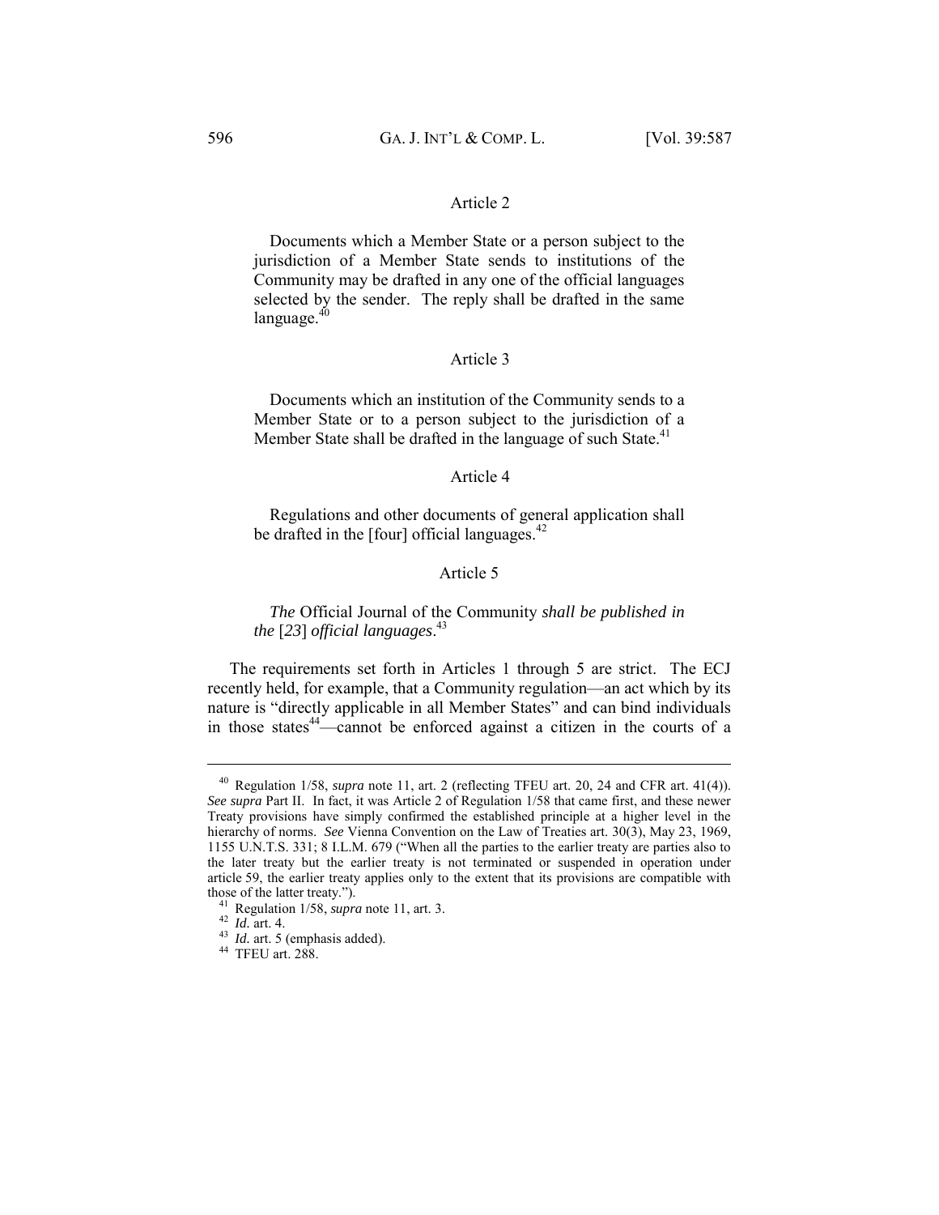Article 2

> Documents which a Member State or a person subject to the jurisdiction of a Member State sends to institutions of the Community may be drafted in any one of the official languages selected by the sender. The reply shall be drafted in the same language.[40]

Article 3

> Documents which an institution of the Community sends to a Member State or to a person subject to the jurisdiction of a Member State shall be drafted in the language of such State.[41]

Article 4

> Regulations and other documents of general application shall be drafted in the [four] official languages.[42]

Article 5

> *The* Official Journal of the Community *shall be published in the* [*23*] *official languages*.[43]

The requirements set forth in Articles 1 through 5 are strict. The ECJ recently held, for example, that a Community regulation—an act which by its nature is "directly applicable in all Member States" and can bind individuals in those states[44]—cannot be enforced against a citizen in the courts of a

---

[40] Regulation 1/58, *supra* note 11, art. 2 (reflecting TFEU art. 20, 24 and CFR art. 41(4)). *See supra* Part II. In fact, it was Article 2 of Regulation 1/58 that came first, and these newer Treaty provisions have simply confirmed the established principle at a higher level in the hierarchy of norms. *See* Vienna Convention on the Law of Treaties art. 30(3), May 23, 1969, 1155 U.N.T.S. 331; 8 I.L.M. 679 ("When all the parties to the earlier treaty are parties also to the later treaty but the earlier treaty is not terminated or suspended in operation under article 59, the earlier treaty applies only to the extent that its provisions are compatible with those of the latter treaty.").

[41] Regulation 1/58, *supra* note 11, art. 3.

[42] *Id.* art. 4.

[43] *Id.* art. 5 (emphasis added).

[44] TFEU art. 288.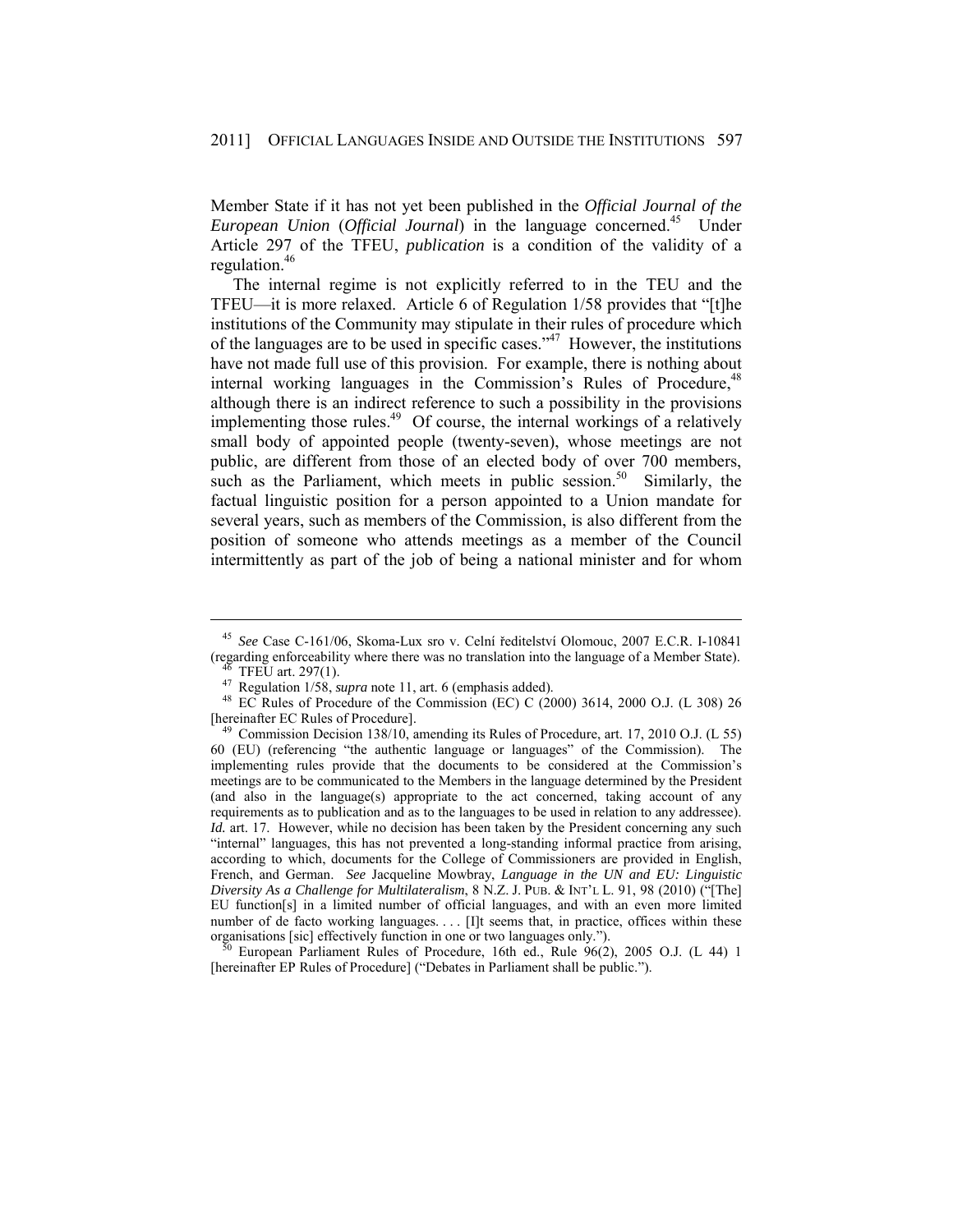Member State if it has not yet been published in the *Official Journal of the European Union* (*Official Journal*) in the language concerned.[45] Under Article 297 of the TFEU, *publication* is a condition of the validity of a regulation.[46]

The internal regime is not explicitly referred to in the TEU and the TFEU—it is more relaxed. Article 6 of Regulation 1/58 provides that "[t]he institutions of the Community may stipulate in their rules of procedure which of the languages are to be used in specific cases."[47] However, the institutions have not made full use of this provision. For example, there is nothing about internal working languages in the Commission's Rules of Procedure,[48] although there is an indirect reference to such a possibility in the provisions implementing those rules.[49] Of course, the internal workings of a relatively small body of appointed people (twenty-seven), whose meetings are not public, are different from those of an elected body of over 700 members, such as the Parliament, which meets in public session.[50] Similarly, the factual linguistic position for a person appointed to a Union mandate for several years, such as members of the Commission, is also different from the position of someone who attends meetings as a member of the Council intermittently as part of the job of being a national minister and for whom

---

[45] *See* Case C-161/06, Skoma-Lux sro v. Celní ředitelství Olomouc, 2007 E.C.R. I-10841 (regarding enforceability where there was no translation into the language of a Member State).

[46] TFEU art. 297(1).

[47] Regulation 1/58, *supra* note 11, art. 6 (emphasis added).

[48] EC Rules of Procedure of the Commission (EC) C (2000) 3614, 2000 O.J. (L 308) 26 [hereinafter EC Rules of Procedure].

[49] Commission Decision 138/10, amending its Rules of Procedure, art. 17, 2010 O.J. (L 55) 60 (EU) (referencing "the authentic language or languages" of the Commission). The implementing rules provide that the documents to be considered at the Commission's meetings are to be communicated to the Members in the language determined by the President (and also in the language(s) appropriate to the act concerned, taking account of any requirements as to publication and as to the languages to be used in relation to any addressee). *Id.* art. 17. However, while no decision has been taken by the President concerning any such "internal" languages, this has not prevented a long-standing informal practice from arising, according to which, documents for the College of Commissioners are provided in English, French, and German. *See* Jacqueline Mowbray, *Language in the UN and EU: Linguistic Diversity As a Challenge for Multilateralism*, 8 N.Z. J. PUB. & INT'L L. 91, 98 (2010) ("[The] EU function[s] in a limited number of official languages, and with an even more limited number of de facto working languages. . . . [I]t seems that, in practice, offices within these organisations [sic] effectively function in one or two languages only.").

[50] European Parliament Rules of Procedure, 16th ed., Rule 96(2), 2005 O.J. (L 44) 1 [hereinafter EP Rules of Procedure] ("Debates in Parliament shall be public.").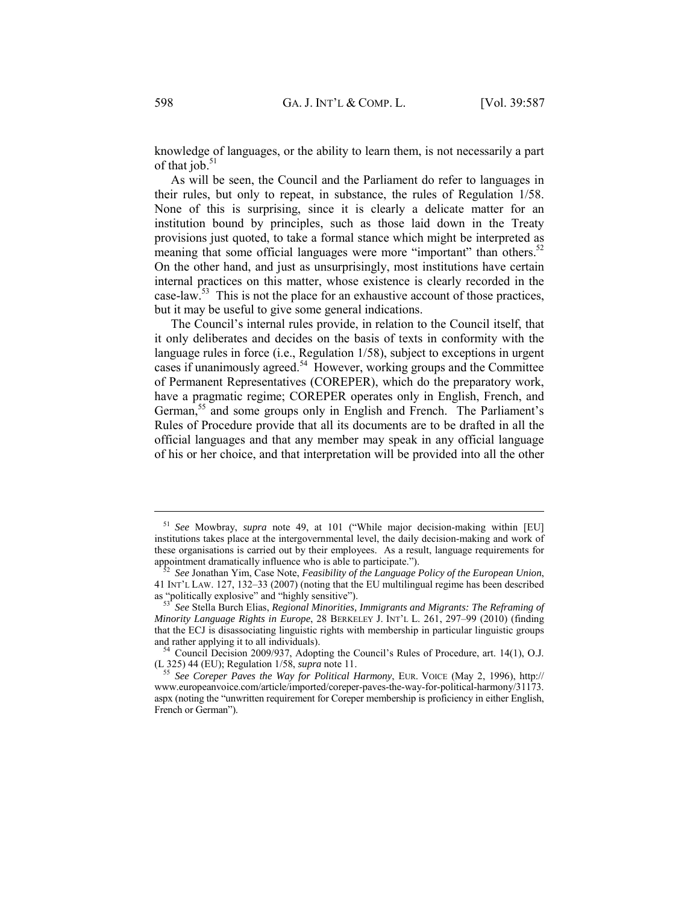knowledge of languages, or the ability to learn them, is not necessarily a part of that job.[51]

As will be seen, the Council and the Parliament do refer to languages in their rules, but only to repeat, in substance, the rules of Regulation 1/58. None of this is surprising, since it is clearly a delicate matter for an institution bound by principles, such as those laid down in the Treaty provisions just quoted, to take a formal stance which might be interpreted as meaning that some official languages were more "important" than others.[52] On the other hand, and just as unsurprisingly, most institutions have certain internal practices on this matter, whose existence is clearly recorded in the case-law.[53] This is not the place for an exhaustive account of those practices, but it may be useful to give some general indications.

The Council's internal rules provide, in relation to the Council itself, that it only deliberates and decides on the basis of texts in conformity with the language rules in force (i.e., Regulation 1/58), subject to exceptions in urgent cases if unanimously agreed.[54] However, working groups and the Committee of Permanent Representatives (COREPER), which do the preparatory work, have a pragmatic regime; COREPER operates only in English, French, and German,[55] and some groups only in English and French. The Parliament's Rules of Procedure provide that all its documents are to be drafted in all the official languages and that any member may speak in any official language of his or her choice, and that interpretation will be provided into all the other

---

[51] *See* Mowbray, *supra* note 49, at 101 ("While major decision-making within [EU] institutions takes place at the intergovernmental level, the daily decision-making and work of these organisations is carried out by their employees. As a result, language requirements for appointment dramatically influence who is able to participate.").

[52] *See* Jonathan Yim, Case Note, *Feasibility of the Language Policy of the European Union*, 41 INT'L LAW. 127, 132–33 (2007) (noting that the EU multilingual regime has been described as "politically explosive" and "highly sensitive").

[53] *See* Stella Burch Elias, *Regional Minorities, Immigrants and Migrants: The Reframing of Minority Language Rights in Europe*, 28 BERKELEY J. INT'L L. 261, 297–99 (2010) (finding that the ECJ is disassociating linguistic rights with membership in particular linguistic groups and rather applying it to all individuals).

[54] Council Decision 2009/937, Adopting the Council's Rules of Procedure, art. 14(1), O.J. (L 325) 44 (EU); Regulation 1/58, *supra* note 11.

[55] *See Coreper Paves the Way for Political Harmony*, EUR. VOICE (May 2, 1996), http://www.europeanvoice.com/article/imported/coreper-paves-the-way-for-political-harmony/31173.aspx (noting the "unwritten requirement for Coreper membership is proficiency in either English, French or German").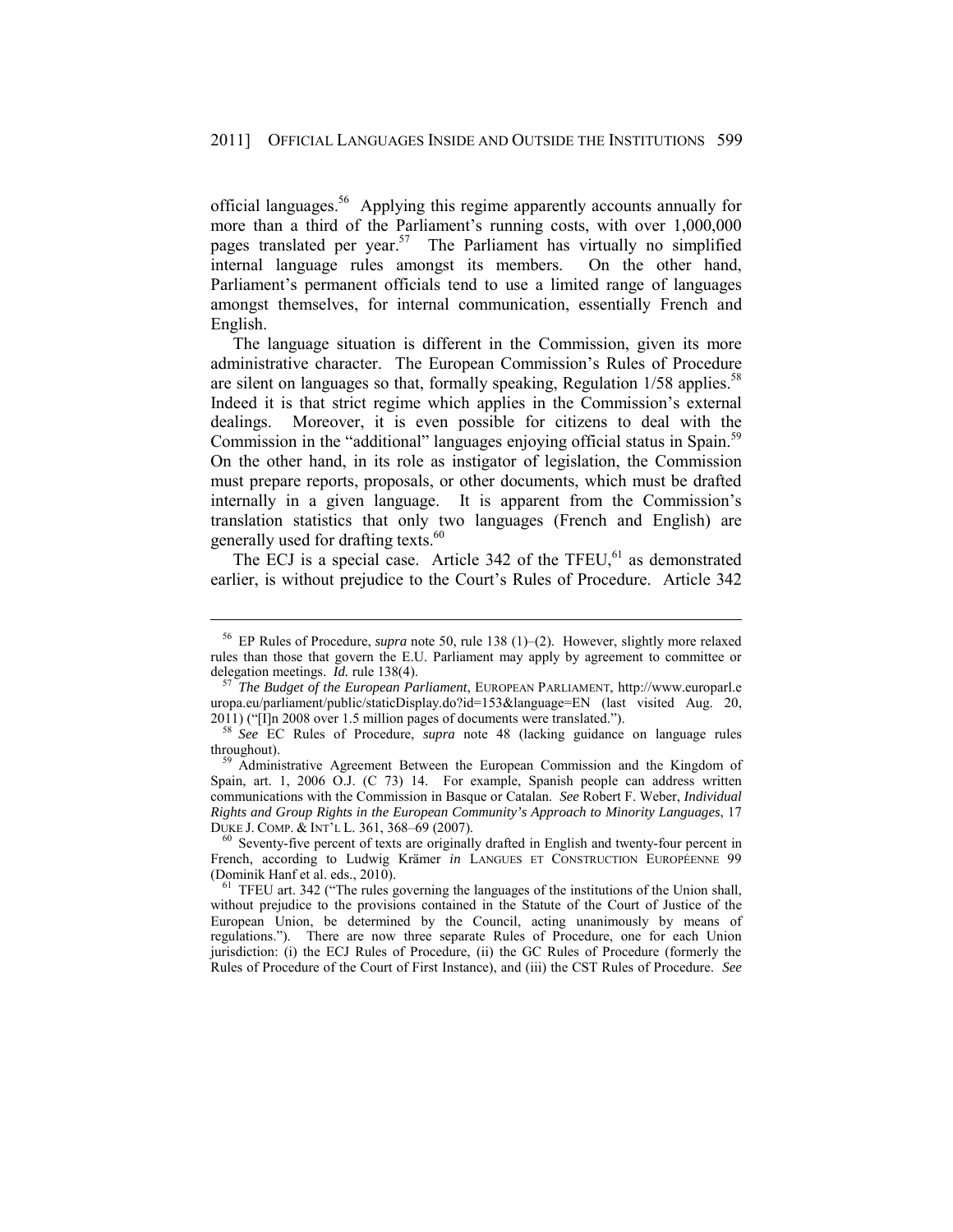official languages.[56] Applying this regime apparently accounts annually for more than a third of the Parliament's running costs, with over 1,000,000 pages translated per year.[57] The Parliament has virtually no simplified internal language rules amongst its members. On the other hand, Parliament's permanent officials tend to use a limited range of languages amongst themselves, for internal communication, essentially French and English.

The language situation is different in the Commission, given its more administrative character. The European Commission's Rules of Procedure are silent on languages so that, formally speaking, Regulation 1/58 applies.[58] Indeed it is that strict regime which applies in the Commission's external dealings. Moreover, it is even possible for citizens to deal with the Commission in the "additional" languages enjoying official status in Spain.[59] On the other hand, in its role as instigator of legislation, the Commission must prepare reports, proposals, or other documents, which must be drafted internally in a given language. It is apparent from the Commission's translation statistics that only two languages (French and English) are generally used for drafting texts.[60]

The ECJ is a special case. Article 342 of the TFEU,[61] as demonstrated earlier, is without prejudice to the Court's Rules of Procedure. Article 342

---

[56] EP Rules of Procedure, *supra* note 50, rule 138 (1)–(2). However, slightly more relaxed rules than those that govern the E.U. Parliament may apply by agreement to committee or delegation meetings. *Id.* rule 138(4).

[57] *The Budget of the European Parliament*, EUROPEAN PARLIAMENT, http://www.europarl.europa.eu/parliament/public/staticDisplay.do?id=153&language=EN (last visited Aug. 20, 2011) ("[I]n 2008 over 1.5 million pages of documents were translated.").

[58] *See* EC Rules of Procedure, *supra* note 48 (lacking guidance on language rules throughout).

[59] Administrative Agreement Between the European Commission and the Kingdom of Spain, art. 1, 2006 O.J. (C 73) 14. For example, Spanish people can address written communications with the Commission in Basque or Catalan. *See* Robert F. Weber, *Individual Rights and Group Rights in the European Community's Approach to Minority Languages*, 17 DUKE J. COMP. & INT'L L. 361, 368–69 (2007).

[60] Seventy-five percent of texts are originally drafted in English and twenty-four percent in French, according to Ludwig Krämer *in* LANGUES ET CONSTRUCTION EUROPÉENNE 99 (Dominik Hanf et al. eds., 2010).

[61] TFEU art. 342 ("The rules governing the languages of the institutions of the Union shall, without prejudice to the provisions contained in the Statute of the Court of Justice of the European Union, be determined by the Council, acting unanimously by means of regulations."). There are now three separate Rules of Procedure, one for each Union jurisdiction: (i) the ECJ Rules of Procedure, (ii) the GC Rules of Procedure (formerly the Rules of Procedure of the Court of First Instance), and (iii) the CST Rules of Procedure. *See*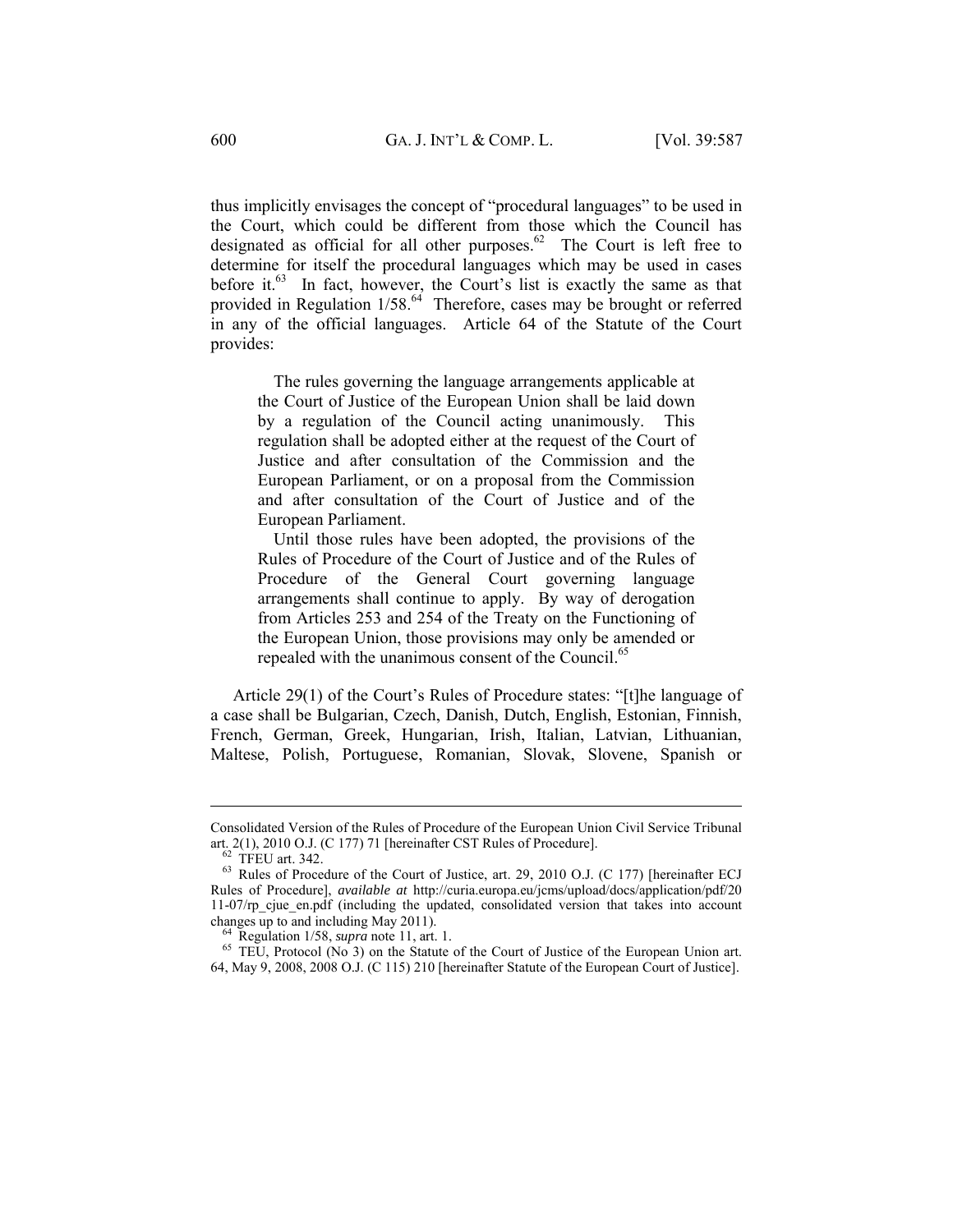thus implicitly envisages the concept of "procedural languages" to be used in the Court, which could be different from those which the Council has designated as official for all other purposes.[62] The Court is left free to determine for itself the procedural languages which may be used in cases before it.[63] In fact, however, the Court's list is exactly the same as that provided in Regulation 1/58.[64] Therefore, cases may be brought or referred in any of the official languages. Article 64 of the Statute of the Court provides:

> The rules governing the language arrangements applicable at the Court of Justice of the European Union shall be laid down by a regulation of the Council acting unanimously. This regulation shall be adopted either at the request of the Court of Justice and after consultation of the Commission and the European Parliament, or on a proposal from the Commission and after consultation of the Court of Justice and of the European Parliament.
>
> Until those rules have been adopted, the provisions of the Rules of Procedure of the Court of Justice and of the Rules of Procedure of the General Court governing language arrangements shall continue to apply. By way of derogation from Articles 253 and 254 of the Treaty on the Functioning of the European Union, those provisions may only be amended or repealed with the unanimous consent of the Council.[65]

Article 29(1) of the Court's Rules of Procedure states: "[t]he language of a case shall be Bulgarian, Czech, Danish, Dutch, English, Estonian, Finnish, French, German, Greek, Hungarian, Irish, Italian, Latvian, Lithuanian, Maltese, Polish, Portuguese, Romanian, Slovak, Slovene, Spanish or

---

Consolidated Version of the Rules of Procedure of the European Union Civil Service Tribunal art. 2(1), 2010 O.J. (C 177) 71 [hereinafter CST Rules of Procedure].

[62] TFEU art. 342.

[63] Rules of Procedure of the Court of Justice, art. 29, 2010 O.J. (C 177) [hereinafter ECJ Rules of Procedure], *available at* http://curia.europa.eu/jcms/upload/docs/application/pdf/2011-07/rp_cjue_en.pdf (including the updated, consolidated version that takes into account changes up to and including May 2011).

[64] Regulation 1/58, *supra* note 11, art. 1.

[65] TEU, Protocol (No 3) on the Statute of the Court of Justice of the European Union art. 64, May 9, 2008, 2008 O.J. (C 115) 210 [hereinafter Statute of the European Court of Justice].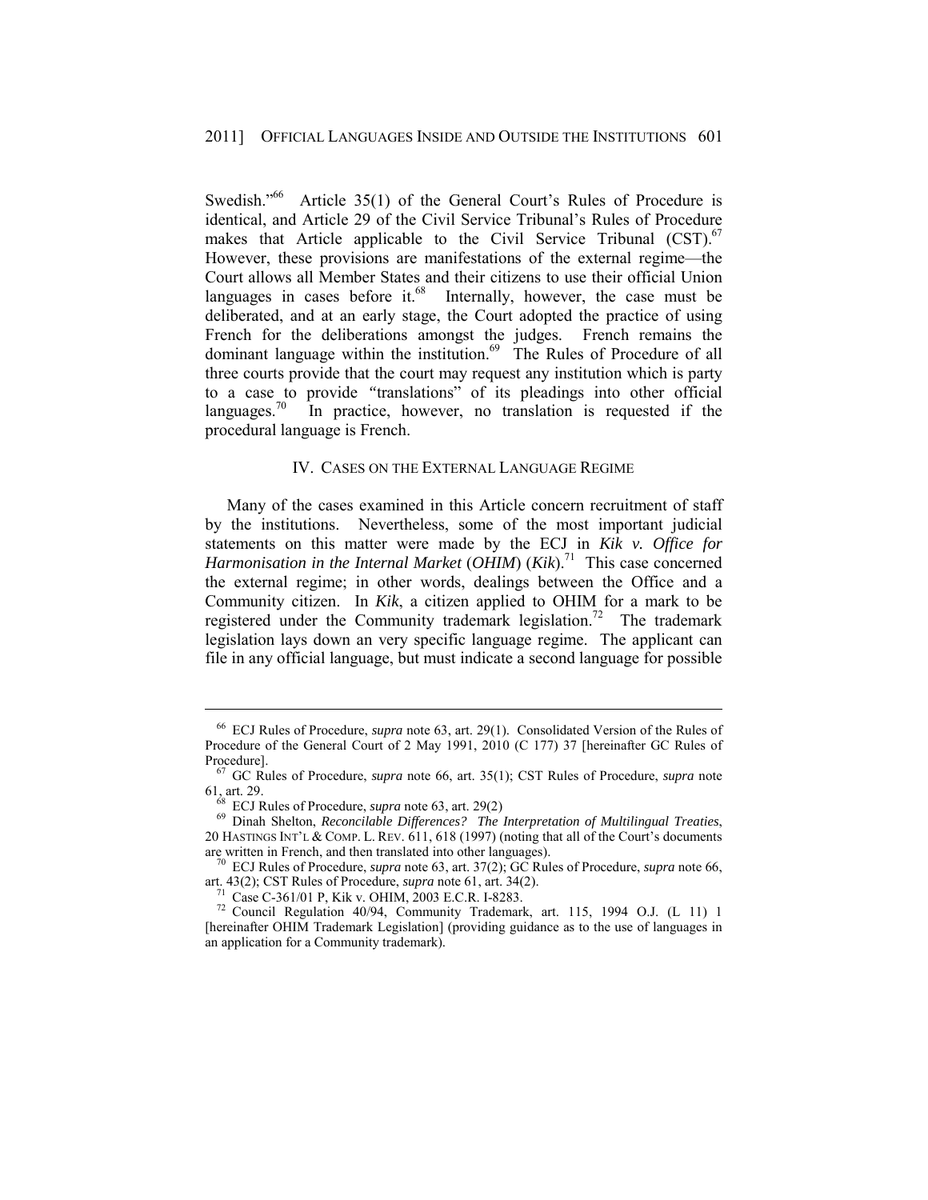Swedish."[66] Article 35(1) of the General Court's Rules of Procedure is identical, and Article 29 of the Civil Service Tribunal's Rules of Procedure makes that Article applicable to the Civil Service Tribunal (CST).[67] However, these provisions are manifestations of the external regime—the Court allows all Member States and their citizens to use their official Union languages in cases before it.[68] Internally, however, the case must be deliberated, and at an early stage, the Court adopted the practice of using French for the deliberations amongst the judges. French remains the dominant language within the institution.[69] The Rules of Procedure of all three courts provide that the court may request any institution which is party to a case to provide "translations" of its pleadings into other official languages.[70] In practice, however, no translation is requested if the procedural language is French.

## IV. CASES ON THE EXTERNAL LANGUAGE REGIME

Many of the cases examined in this Article concern recruitment of staff by the institutions. Nevertheless, some of the most important judicial statements on this matter were made by the ECJ in *Kik v. Office for Harmonisation in the Internal Market* (*OHIM*) (*Kik*).[71] This case concerned the external regime; in other words, dealings between the Office and a Community citizen. In *Kik*, a citizen applied to OHIM for a mark to be registered under the Community trademark legislation.[72] The trademark legislation lays down an very specific language regime. The applicant can file in any official language, but must indicate a second language for possible

---

[66] ECJ Rules of Procedure, *supra* note 63, art. 29(1). Consolidated Version of the Rules of Procedure of the General Court of 2 May 1991, 2010 (C 177) 37 [hereinafter GC Rules of Procedure].

[67] GC Rules of Procedure, *supra* note 66, art. 35(1); CST Rules of Procedure, *supra* note 61, art. 29.

[68] ECJ Rules of Procedure, *supra* note 63, art. 29(2)

[69] Dinah Shelton, *Reconcilable Differences? The Interpretation of Multilingual Treaties*, 20 HASTINGS INT'L & COMP. L. REV. 611, 618 (1997) (noting that all of the Court's documents are written in French, and then translated into other languages).

[70] ECJ Rules of Procedure, *supra* note 63, art. 37(2); GC Rules of Procedure, *supra* note 66, art. 43(2); CST Rules of Procedure, *supra* note 61, art. 34(2).

[71] Case C-361/01 P, Kik v. OHIM, 2003 E.C.R. I-8283.

[72] Council Regulation 40/94, Community Trademark, art. 115, 1994 O.J. (L 11) 1 [hereinafter OHIM Trademark Legislation] (providing guidance as to the use of languages in an application for a Community trademark).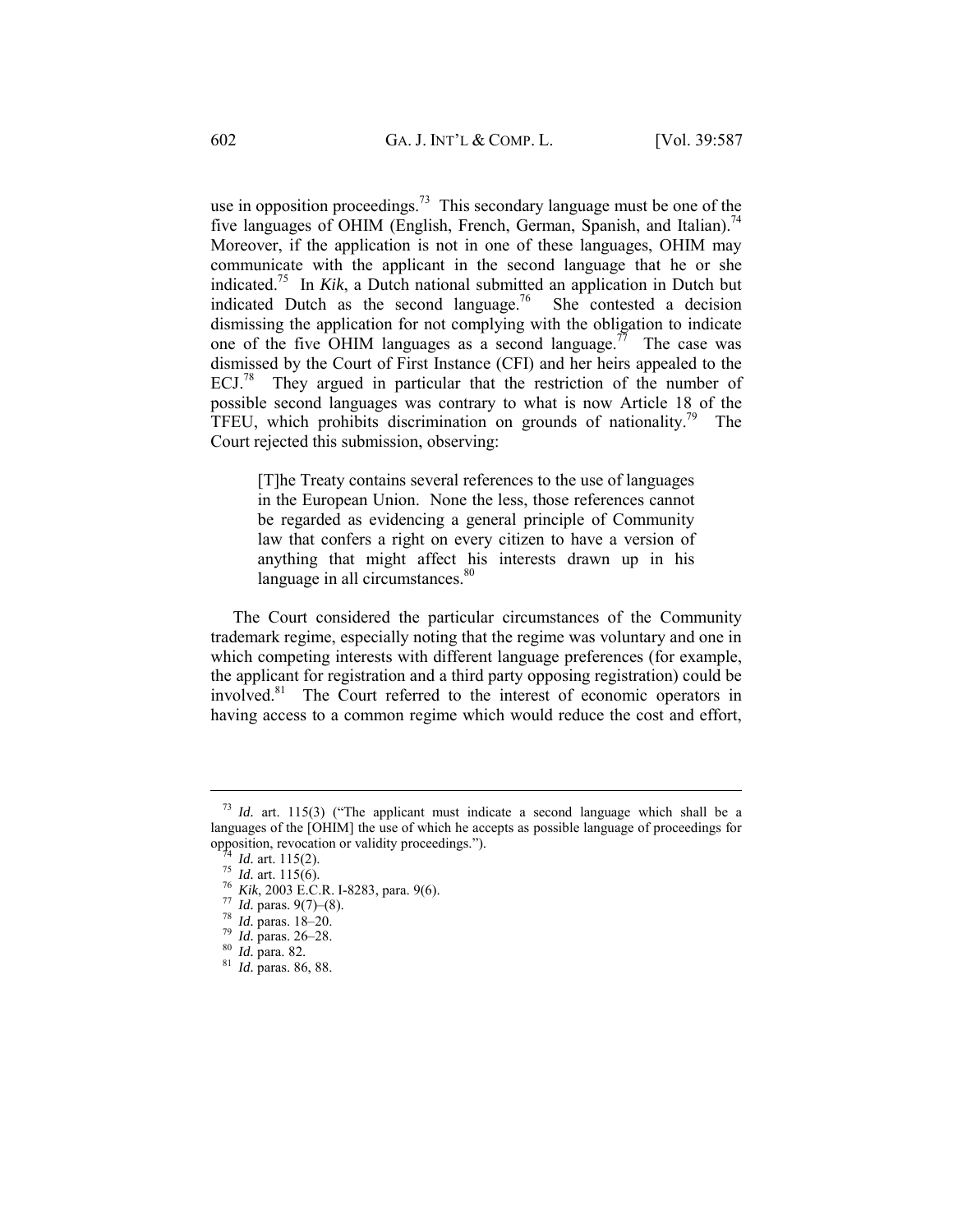use in opposition proceedings.[73] This secondary language must be one of the five languages of OHIM (English, French, German, Spanish, and Italian).[74] Moreover, if the application is not in one of these languages, OHIM may communicate with the applicant in the second language that he or she indicated.[75] In *Kik*, a Dutch national submitted an application in Dutch but indicated Dutch as the second language.[76] She contested a decision dismissing the application for not complying with the obligation to indicate one of the five OHIM languages as a second language.[77] The case was dismissed by the Court of First Instance (CFI) and her heirs appealed to the ECJ.[78] They argued in particular that the restriction of the number of possible second languages was contrary to what is now Article 18 of the TFEU, which prohibits discrimination on grounds of nationality.[79] The Court rejected this submission, observing:

> [T]he Treaty contains several references to the use of languages in the European Union. None the less, those references cannot be regarded as evidencing a general principle of Community law that confers a right on every citizen to have a version of anything that might affect his interests drawn up in his language in all circumstances.[80]

The Court considered the particular circumstances of the Community trademark regime, especially noting that the regime was voluntary and one in which competing interests with different language preferences (for example, the applicant for registration and a third party opposing registration) could be involved.[81] The Court referred to the interest of economic operators in having access to a common regime which would reduce the cost and effort,

---

[73] *Id.* art. 115(3) ("The applicant must indicate a second language which shall be a languages of the [OHIM] the use of which he accepts as possible language of proceedings for opposition, revocation or validity proceedings.").

[74] *Id.* art. 115(2).

[75] *Id.* art. 115(6).

[76] *Kik*, 2003 E.C.R. I-8283, para. 9(6).

[77] *Id.* paras. 9(7)–(8).

[78] *Id.* paras. 18–20.

[79] *Id.* paras. 26–28.

[80] *Id.* para. 82.

[81] *Id.* paras. 86, 88.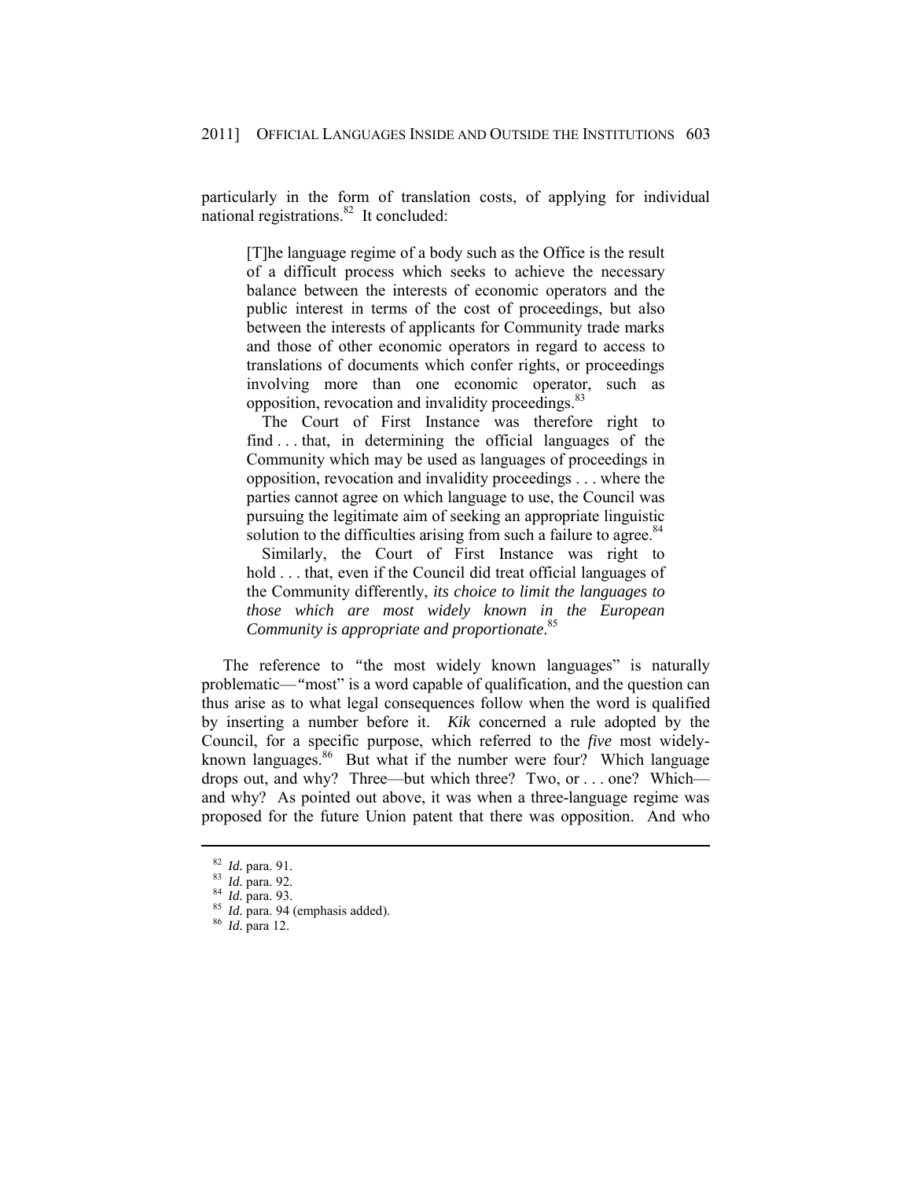particularly in the form of translation costs, of applying for individual national registrations.[82] It concluded:

> [T]he language regime of a body such as the Office is the result of a difficult process which seeks to achieve the necessary balance between the interests of economic operators and the public interest in terms of the cost of proceedings, but also between the interests of applicants for Community trade marks and those of other economic operators in regard to access to translations of documents which confer rights, or proceedings involving more than one economic operator, such as opposition, revocation and invalidity proceedings.[83]
>
> The Court of First Instance was therefore right to find . . . that, in determining the official languages of the Community which may be used as languages of proceedings in opposition, revocation and invalidity proceedings . . . where the parties cannot agree on which language to use, the Council was pursuing the legitimate aim of seeking an appropriate linguistic solution to the difficulties arising from such a failure to agree.[84]
>
> Similarly, the Court of First Instance was right to hold . . . that, even if the Council did treat official languages of the Community differently, *its choice to limit the languages to those which are most widely known in the European Community is appropriate and proportionate*.[85]

The reference to "the most widely known languages" is naturally problematic—"most" is a word capable of qualification, and the question can thus arise as to what legal consequences follow when the word is qualified by inserting a number before it. *Kik* concerned a rule adopted by the Council, for a specific purpose, which referred to the *five* most widely-known languages.[86] But what if the number were four? Which language drops out, and why? Three—but which three? Two, or . . . one? Which—and why? As pointed out above, it was when a three-language regime was proposed for the future Union patent that there was opposition. And who

---

[82] *Id.* para. 91.

[83] *Id.* para. 92.

[84] *Id.* para. 93.

[85] *Id.* para. 94 (emphasis added).

[86] *Id.* para 12.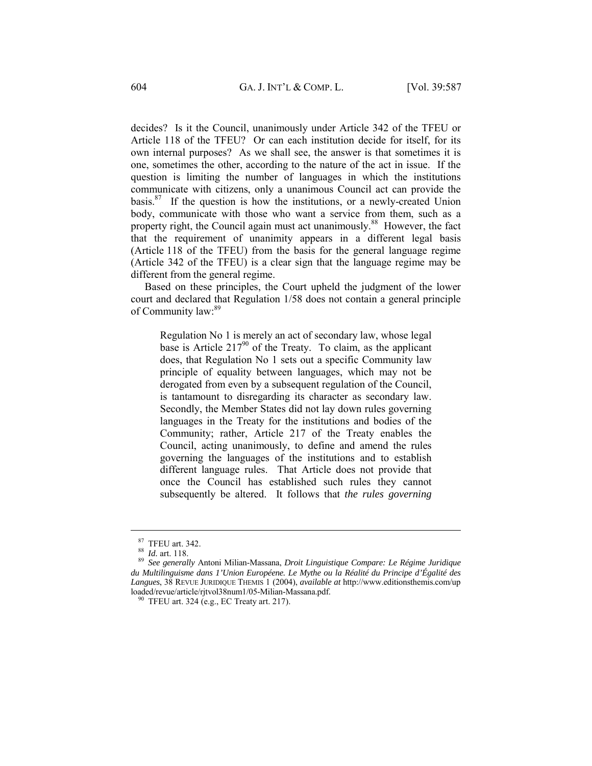decides? Is it the Council, unanimously under Article 342 of the TFEU or Article 118 of the TFEU? Or can each institution decide for itself, for its own internal purposes? As we shall see, the answer is that sometimes it is one, sometimes the other, according to the nature of the act in issue. If the question is limiting the number of languages in which the institutions communicate with citizens, only a unanimous Council act can provide the basis.[87] If the question is how the institutions, or a newly-created Union body, communicate with those who want a service from them, such as a property right, the Council again must act unanimously.[88] However, the fact that the requirement of unanimity appears in a different legal basis (Article 118 of the TFEU) from the basis for the general language regime (Article 342 of the TFEU) is a clear sign that the language regime may be different from the general regime.

Based on these principles, the Court upheld the judgment of the lower court and declared that Regulation 1/58 does not contain a general principle of Community law:[89]

> Regulation No 1 is merely an act of secondary law, whose legal base is Article 217[90] of the Treaty. To claim, as the applicant does, that Regulation No 1 sets out a specific Community law principle of equality between languages, which may not be derogated from even by a subsequent regulation of the Council, is tantamount to disregarding its character as secondary law. Secondly, the Member States did not lay down rules governing languages in the Treaty for the institutions and bodies of the Community; rather, Article 217 of the Treaty enables the Council, acting unanimously, to define and amend the rules governing the languages of the institutions and to establish different language rules. That Article does not provide that once the Council has established such rules they cannot subsequently be altered. It follows that *the rules governing*

---

[87] TFEU art. 342.

[88] *Id.* art. 118.

[89] *See generally* Antoni Milian-Massana, *Droit Linguistique Compare: Le Régime Juridique du Multilinguisme dans 1'Union Européene. Le Mythe ou la Réalité du Principe d'Égalité des Langues*, 38 REVUE JURIDIQUE THEMIS 1 (2004), *available at* http://www.editionsthemis.com/uploaded/revue/article/rjtvol38num1/05-Milian-Massana.pdf.

[90] TFEU art. 324 (e.g., EC Treaty art. 217).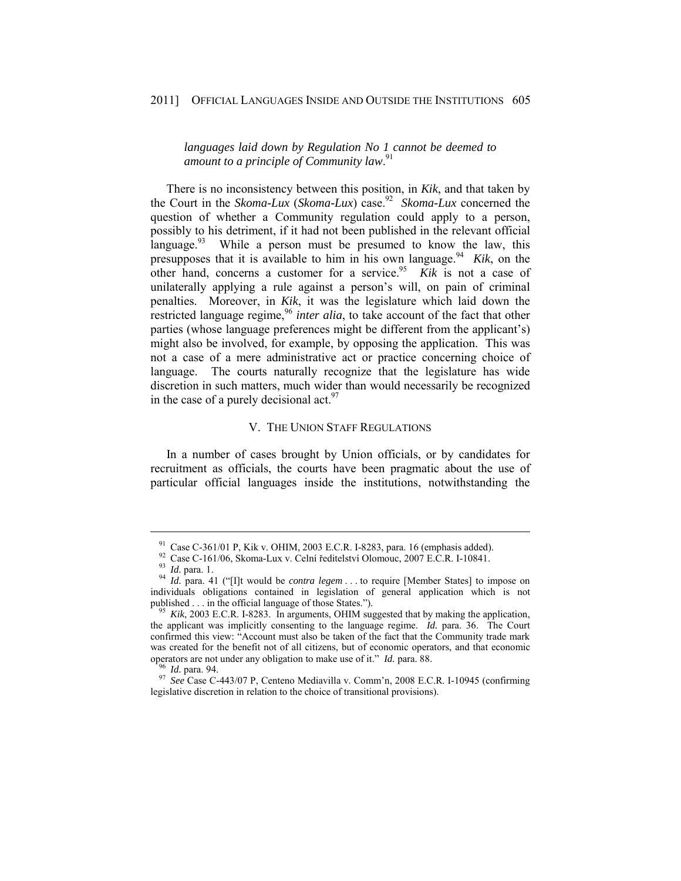*languages laid down by Regulation No 1 cannot be deemed to amount to a principle of Community law*.[91]

There is no inconsistency between this position, in *Kik*, and that taken by the Court in the *Skoma-Lux* (*Skoma-Lux*) case.[92] *Skoma-Lux* concerned the question of whether a Community regulation could apply to a person, possibly to his detriment, if it had not been published in the relevant official language.[93] While a person must be presumed to know the law, this presupposes that it is available to him in his own language.[94] *Kik*, on the other hand, concerns a customer for a service.[95] *Kik* is not a case of unilaterally applying a rule against a person's will, on pain of criminal penalties. Moreover, in *Kik*, it was the legislature which laid down the restricted language regime,[96] *inter alia*, to take account of the fact that other parties (whose language preferences might be different from the applicant's) might also be involved, for example, by opposing the application. This was not a case of a mere administrative act or practice concerning choice of language. The courts naturally recognize that the legislature has wide discretion in such matters, much wider than would necessarily be recognized in the case of a purely decisional act.[97]

## V. THE UNION STAFF REGULATIONS

In a number of cases brought by Union officials, or by candidates for recruitment as officials, the courts have been pragmatic about the use of particular official languages inside the institutions, notwithstanding the

---

[91] Case C-361/01 P, Kik v. OHIM, 2003 E.C.R. I-8283, para. 16 (emphasis added).

[92] Case C-161/06, Skoma-Lux v. Celní ředitelství Olomouc, 2007 E.C.R. I-10841.

[93] *Id.* para. 1.

[94] *Id.* para. 41 ("[I]t would be *contra legem* . . . to require [Member States] to impose on individuals obligations contained in legislation of general application which is not published . . . in the official language of those States.").

[95] *Kik*, 2003 E.C.R. I-8283. In arguments, OHIM suggested that by making the application, the applicant was implicitly consenting to the language regime. *Id.* para. 36. The Court confirmed this view: "Account must also be taken of the fact that the Community trade mark was created for the benefit not of all citizens, but of economic operators, and that economic operators are not under any obligation to make use of it." *Id.* para. 88.

[96] *Id.* para. 94.

[97] *See* Case C-443/07 P, Centeno Mediavilla v. Comm'n, 2008 E.C.R. I-10945 (confirming legislative discretion in relation to the choice of transitional provisions).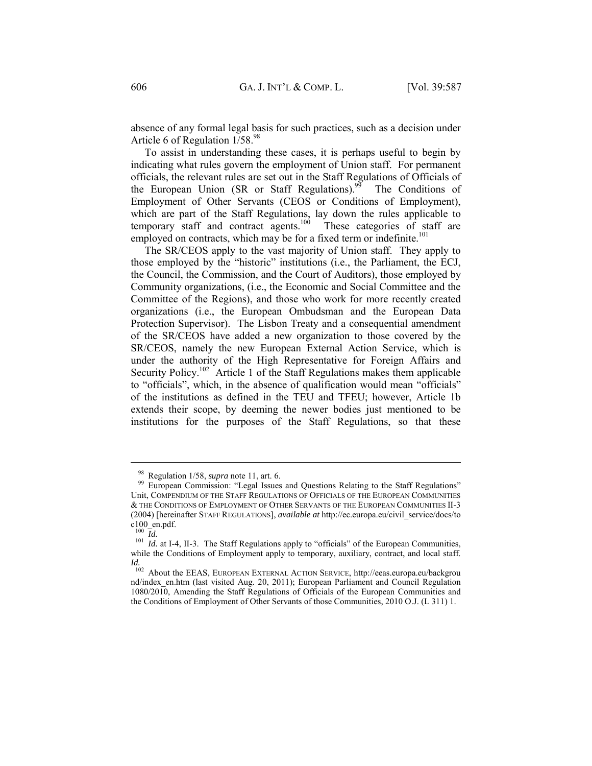absence of any formal legal basis for such practices, such as a decision under Article 6 of Regulation 1/58.[98]

To assist in understanding these cases, it is perhaps useful to begin by indicating what rules govern the employment of Union staff. For permanent officials, the relevant rules are set out in the Staff Regulations of Officials of the European Union (SR or Staff Regulations).[99] The Conditions of Employment of Other Servants (CEOS or Conditions of Employment), which are part of the Staff Regulations, lay down the rules applicable to temporary staff and contract agents.[100] These categories of staff are employed on contracts, which may be for a fixed term or indefinite.[101]

The SR/CEOS apply to the vast majority of Union staff. They apply to those employed by the "historic" institutions (i.e., the Parliament, the ECJ, the Council, the Commission, and the Court of Auditors), those employed by Community organizations, (i.e., the Economic and Social Committee and the Committee of the Regions), and those who work for more recently created organizations (i.e., the European Ombudsman and the European Data Protection Supervisor). The Lisbon Treaty and a consequential amendment of the SR/CEOS have added a new organization to those covered by the SR/CEOS, namely the new European External Action Service, which is under the authority of the High Representative for Foreign Affairs and Security Policy.[102] Article 1 of the Staff Regulations makes them applicable to "officials", which, in the absence of qualification would mean "officials" of the institutions as defined in the TEU and TFEU; however, Article 1b extends their scope, by deeming the newer bodies just mentioned to be institutions for the purposes of the Staff Regulations, so that these

---

[98] Regulation 1/58, *supra* note 11, art. 6.

[99] European Commission: "Legal Issues and Questions Relating to the Staff Regulations" Unit, COMPENDIUM OF THE STAFF REGULATIONS OF OFFICIALS OF THE EUROPEAN COMMUNITIES & THE CONDITIONS OF EMPLOYMENT OF OTHER SERVANTS OF THE EUROPEAN COMMUNITIES II-3 (2004) [hereinafter STAFF REGULATIONS], *available at* http://ec.europa.eu/civil_service/docs/toc100_en.pdf.

[100] *Id.*

[101] *Id.* at I-4, II-3. The Staff Regulations apply to "officials" of the European Communities, while the Conditions of Employment apply to temporary, auxiliary, contract, and local staff. *Id.*

[102] About the EEAS, EUROPEAN EXTERNAL ACTION SERVICE, http://eeas.europa.eu/background/index_en.htm (last visited Aug. 20, 2011); European Parliament and Council Regulation 1080/2010, Amending the Staff Regulations of Officials of the European Communities and the Conditions of Employment of Other Servants of those Communities, 2010 O.J. (L 311) 1.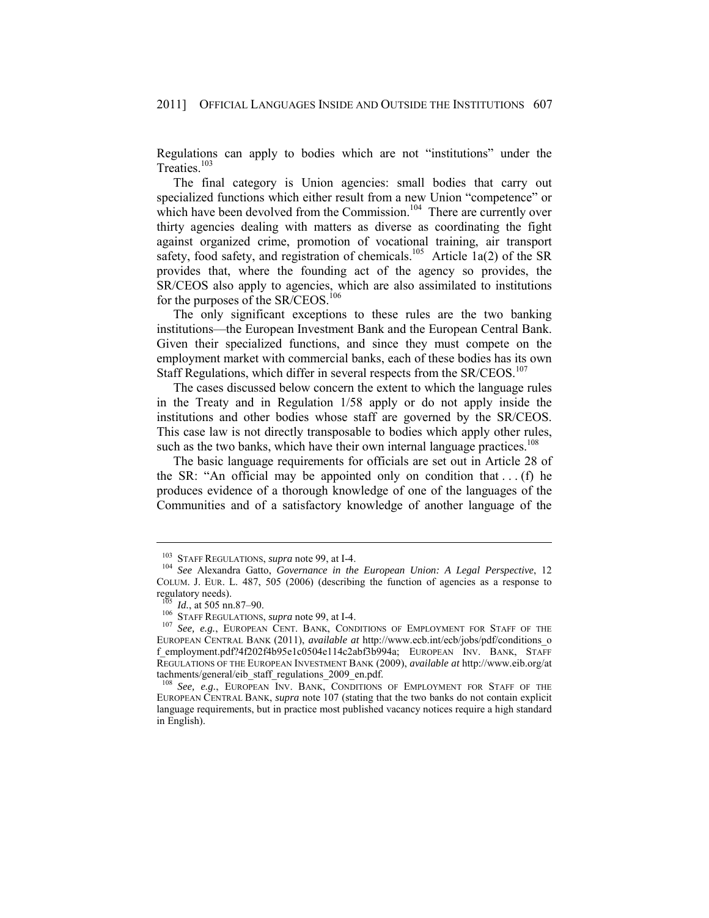Regulations can apply to bodies which are not "institutions" under the Treaties.[103]

The final category is Union agencies: small bodies that carry out specialized functions which either result from a new Union "competence" or which have been devolved from the Commission.[104] There are currently over thirty agencies dealing with matters as diverse as coordinating the fight against organized crime, promotion of vocational training, air transport safety, food safety, and registration of chemicals.[105] Article 1a(2) of the SR provides that, where the founding act of the agency so provides, the SR/CEOS also apply to agencies, which are also assimilated to institutions for the purposes of the SR/CEOS.[106]

The only significant exceptions to these rules are the two banking institutions—the European Investment Bank and the European Central Bank. Given their specialized functions, and since they must compete on the employment market with commercial banks, each of these bodies has its own Staff Regulations, which differ in several respects from the SR/CEOS.[107]

The cases discussed below concern the extent to which the language rules in the Treaty and in Regulation 1/58 apply or do not apply inside the institutions and other bodies whose staff are governed by the SR/CEOS. This case law is not directly transposable to bodies which apply other rules, such as the two banks, which have their own internal language practices.[108]

The basic language requirements for officials are set out in Article 28 of the SR: "An official may be appointed only on condition that . . . (f) he produces evidence of a thorough knowledge of one of the languages of the Communities and of a satisfactory knowledge of another language of the

---

[103] STAFF REGULATIONS, *supra* note 99, at I-4.

[104] *See* Alexandra Gatto, *Governance in the European Union: A Legal Perspective*, 12 COLUM. J. EUR. L. 487, 505 (2006) (describing the function of agencies as a response to regulatory needs).

[105] *Id.*, at 505 nn.87–90.

[106] STAFF REGULATIONS, *supra* note 99, at I-4.

[107] *See, e.g.*, EUROPEAN CENT. BANK, CONDITIONS OF EMPLOYMENT FOR STAFF OF THE EUROPEAN CENTRAL BANK (2011), *available at* http://www.ecb.int/ecb/jobs/pdf/conditions_of_employment.pdf?4f202f4b95e1c0504e114c2abf3b994a; EUROPEAN INV. BANK, STAFF REGULATIONS OF THE EUROPEAN INVESTMENT BANK (2009), *available at* http://www.eib.org/attachments/general/eib_staff_regulations_2009_en.pdf.

[108] *See, e.g.*, EUROPEAN INV. BANK, CONDITIONS OF EMPLOYMENT FOR STAFF OF THE EUROPEAN CENTRAL BANK, *supra* note 107 (stating that the two banks do not contain explicit language requirements, but in practice most published vacancy notices require a high standard in English).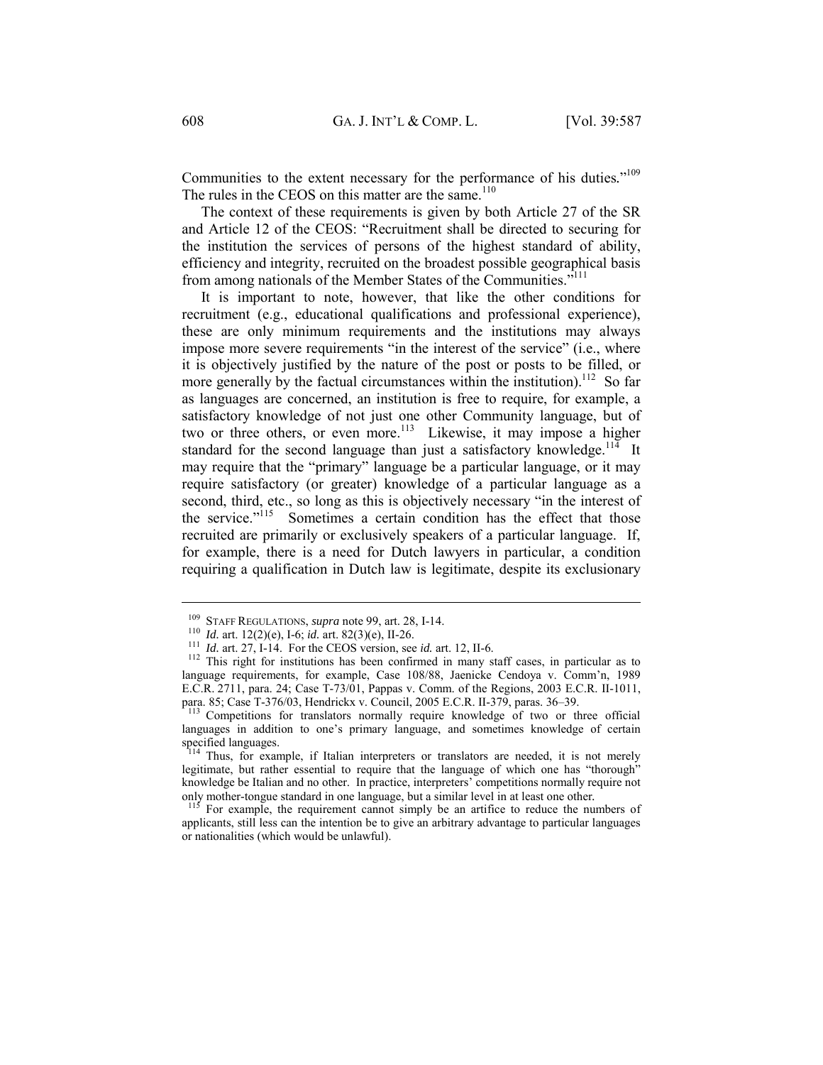Communities to the extent necessary for the performance of his duties."[109] The rules in the CEOS on this matter are the same.[110]

The context of these requirements is given by both Article 27 of the SR and Article 12 of the CEOS: "Recruitment shall be directed to securing for the institution the services of persons of the highest standard of ability, efficiency and integrity, recruited on the broadest possible geographical basis from among nationals of the Member States of the Communities."[111]

It is important to note, however, that like the other conditions for recruitment (e.g., educational qualifications and professional experience), these are only minimum requirements and the institutions may always impose more severe requirements "in the interest of the service" (i.e., where it is objectively justified by the nature of the post or posts to be filled, or more generally by the factual circumstances within the institution).[112] So far as languages are concerned, an institution is free to require, for example, a satisfactory knowledge of not just one other Community language, but of two or three others, or even more.[113] Likewise, it may impose a higher standard for the second language than just a satisfactory knowledge.[114] It may require that the "primary" language be a particular language, or it may require satisfactory (or greater) knowledge of a particular language as a second, third, etc., so long as this is objectively necessary "in the interest of the service."[115] Sometimes a certain condition has the effect that those recruited are primarily or exclusively speakers of a particular language. If, for example, there is a need for Dutch lawyers in particular, a condition requiring a qualification in Dutch law is legitimate, despite its exclusionary

---

[109] STAFF REGULATIONS, *supra* note 99, art. 28, I-14.

[110] *Id.* art. 12(2)(e), I-6; *id.* art. 82(3)(e), II-26.

[111] *Id.* art. 27, I-14. For the CEOS version, see *id.* art. 12, II-6.

[112] This right for institutions has been confirmed in many staff cases, in particular as to language requirements, for example, Case 108/88, Jaenicke Cendoya v. Comm'n, 1989 E.C.R. 2711, para. 24; Case T-73/01, Pappas v. Comm. of the Regions, 2003 E.C.R. II-1011, para. 85; Case T-376/03, Hendrickx v. Council, 2005 E.C.R. II-379, paras. 36–39.

[113] Competitions for translators normally require knowledge of two or three official languages in addition to one's primary language, and sometimes knowledge of certain specified languages.

[114] Thus, for example, if Italian interpreters or translators are needed, it is not merely legitimate, but rather essential to require that the language of which one has "thorough" knowledge be Italian and no other. In practice, interpreters' competitions normally require not only mother-tongue standard in one language, but a similar level in at least one other.

[115] For example, the requirement cannot simply be an artifice to reduce the numbers of applicants, still less can the intention be to give an arbitrary advantage to particular languages or nationalities (which would be unlawful).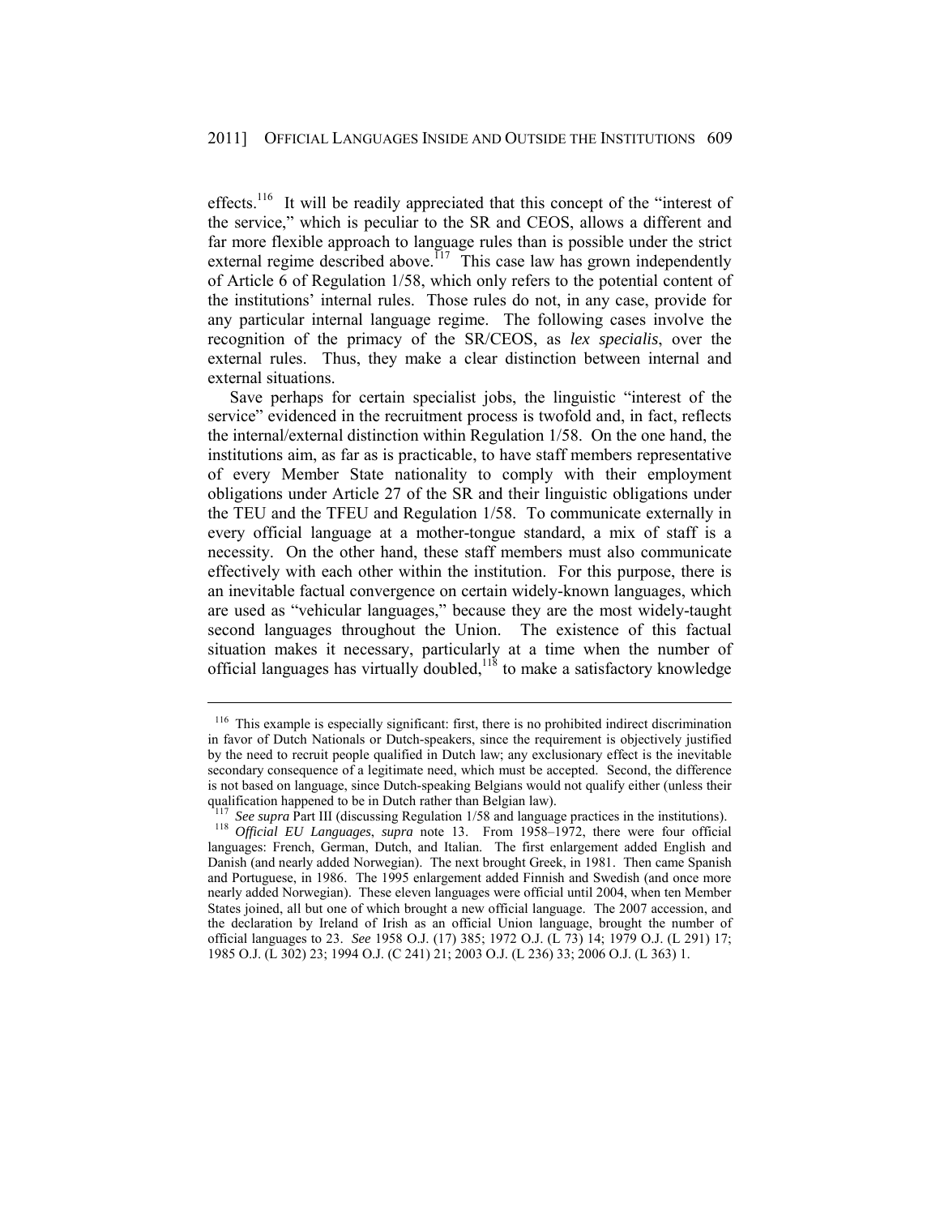effects.[116] It will be readily appreciated that this concept of the "interest of the service," which is peculiar to the SR and CEOS, allows a different and far more flexible approach to language rules than is possible under the strict external regime described above.[117] This case law has grown independently of Article 6 of Regulation 1/58, which only refers to the potential content of the institutions' internal rules. Those rules do not, in any case, provide for any particular internal language regime. The following cases involve the recognition of the primacy of the SR/CEOS, as *lex specialis*, over the external rules. Thus, they make a clear distinction between internal and external situations.

Save perhaps for certain specialist jobs, the linguistic "interest of the service" evidenced in the recruitment process is twofold and, in fact, reflects the internal/external distinction within Regulation 1/58. On the one hand, the institutions aim, as far as is practicable, to have staff members representative of every Member State nationality to comply with their employment obligations under Article 27 of the SR and their linguistic obligations under the TEU and the TFEU and Regulation 1/58. To communicate externally in every official language at a mother-tongue standard, a mix of staff is a necessity. On the other hand, these staff members must also communicate effectively with each other within the institution. For this purpose, there is an inevitable factual convergence on certain widely-known languages, which are used as "vehicular languages," because they are the most widely-taught second languages throughout the Union. The existence of this factual situation makes it necessary, particularly at a time when the number of official languages has virtually doubled,[118] to make a satisfactory knowledge

---

[116] This example is especially significant: first, there is no prohibited indirect discrimination in favor of Dutch Nationals or Dutch-speakers, since the requirement is objectively justified by the need to recruit people qualified in Dutch law; any exclusionary effect is the inevitable secondary consequence of a legitimate need, which must be accepted. Second, the difference is not based on language, since Dutch-speaking Belgians would not qualify either (unless their qualification happened to be in Dutch rather than Belgian law).

[117] *See supra* Part III (discussing Regulation 1/58 and language practices in the institutions).

[118] *Official EU Languages*, *supra* note 13. From 1958–1972, there were four official languages: French, German, Dutch, and Italian. The first enlargement added English and Danish (and nearly added Norwegian). The next brought Greek, in 1981. Then came Spanish and Portuguese, in 1986. The 1995 enlargement added Finnish and Swedish (and once more nearly added Norwegian). These eleven languages were official until 2004, when ten Member States joined, all but one of which brought a new official language. The 2007 accession, and the declaration by Ireland of Irish as an official Union language, brought the number of official languages to 23. *See* 1958 O.J. (17) 385; 1972 O.J. (L 73) 14; 1979 O.J. (L 291) 17; 1985 O.J. (L 302) 23; 1994 O.J. (C 241) 21; 2003 O.J. (L 236) 33; 2006 O.J. (L 363) 1.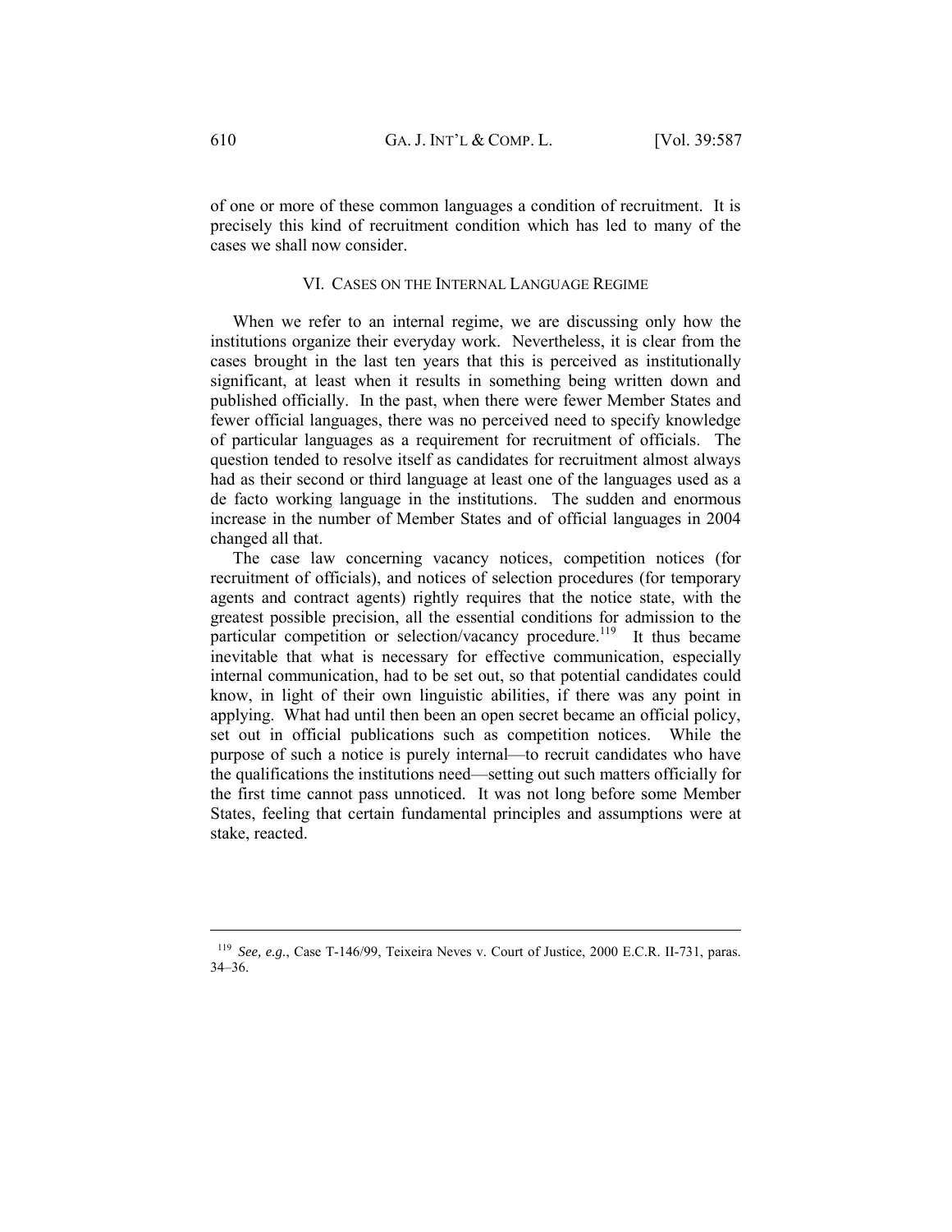of one or more of these common languages a condition of recruitment. It is precisely this kind of recruitment condition which has led to many of the cases we shall now consider.

## VI. Cases on the Internal Language Regime

When we refer to an internal regime, we are discussing only how the institutions organize their everyday work. Nevertheless, it is clear from the cases brought in the last ten years that this is perceived as institutionally significant, at least when it results in something being written down and published officially. In the past, when there were fewer Member States and fewer official languages, there was no perceived need to specify knowledge of particular languages as a requirement for recruitment of officials. The question tended to resolve itself as candidates for recruitment almost always had as their second or third language at least one of the languages used as a de facto working language in the institutions. The sudden and enormous increase in the number of Member States and of official languages in 2004 changed all that.

The case law concerning vacancy notices, competition notices (for recruitment of officials), and notices of selection procedures (for temporary agents and contract agents) rightly requires that the notice state, with the greatest possible precision, all the essential conditions for admission to the particular competition or selection/vacancy procedure.[119] It thus became inevitable that what is necessary for effective communication, especially internal communication, had to be set out, so that potential candidates could know, in light of their own linguistic abilities, if there was any point in applying. What had until then been an open secret became an official policy, set out in official publications such as competition notices. While the purpose of such a notice is purely internal—to recruit candidates who have the qualifications the institutions need—setting out such matters officially for the first time cannot pass unnoticed. It was not long before some Member States, feeling that certain fundamental principles and assumptions were at stake, reacted.

---

[119] *See, e.g.*, Case T-146/99, Teixeira Neves v. Court of Justice, 2000 E.C.R. II-731, paras. 34–36.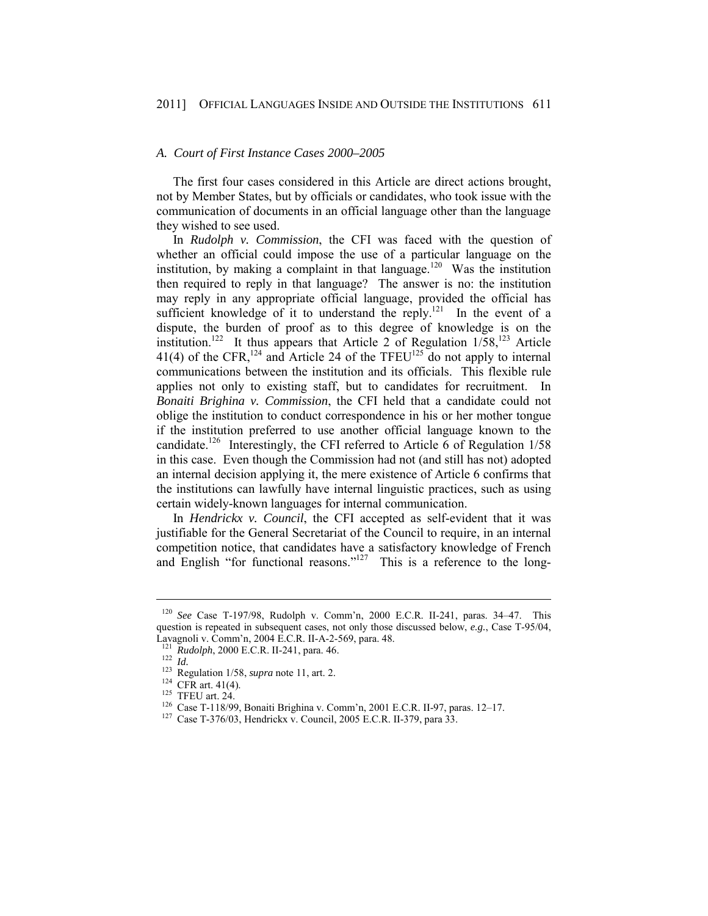### *A. Court of First Instance Cases 2000–2005*

The first four cases considered in this Article are direct actions brought, not by Member States, but by officials or candidates, who took issue with the communication of documents in an official language other than the language they wished to see used.

In *Rudolph v. Commission*, the CFI was faced with the question of whether an official could impose the use of a particular language on the institution, by making a complaint in that language.[120] Was the institution then required to reply in that language? The answer is no: the institution may reply in any appropriate official language, provided the official has sufficient knowledge of it to understand the reply.[121] In the event of a dispute, the burden of proof as to this degree of knowledge is on the institution.[122] It thus appears that Article 2 of Regulation 1/58,[123] Article 41(4) of the CFR,[124] and Article 24 of the TFEU[125] do not apply to internal communications between the institution and its officials. This flexible rule applies not only to existing staff, but to candidates for recruitment. In *Bonaiti Brighina v. Commission*, the CFI held that a candidate could not oblige the institution to conduct correspondence in his or her mother tongue if the institution preferred to use another official language known to the candidate.[126] Interestingly, the CFI referred to Article 6 of Regulation 1/58 in this case. Even though the Commission had not (and still has not) adopted an internal decision applying it, the mere existence of Article 6 confirms that the institutions can lawfully have internal linguistic practices, such as using certain widely-known languages for internal communication.

In *Hendrickx v. Council*, the CFI accepted as self-evident that it was justifiable for the General Secretariat of the Council to require, in an internal competition notice, that candidates have a satisfactory knowledge of French and English "for functional reasons."[127] This is a reference to the long-

---

[120] *See* Case T-197/98, Rudolph v. Comm'n, 2000 E.C.R. II-241, paras. 34–47. This question is repeated in subsequent cases, not only those discussed below, *e.g.*, Case T-95/04, Lavagnoli v. Comm'n, 2004 E.C.R. II-A-2-569, para. 48.

[121] *Rudolph*, 2000 E.C.R. II-241, para. 46.

[122] *Id.*

[123] Regulation 1/58, *supra* note 11, art. 2.

[124] CFR art. 41(4).

[125] TFEU art. 24.

[126] Case T-118/99, Bonaiti Brighina v. Comm'n, 2001 E.C.R. II-97, paras. 12–17.

[127] Case T-376/03, Hendrickx v. Council, 2005 E.C.R. II-379, para 33.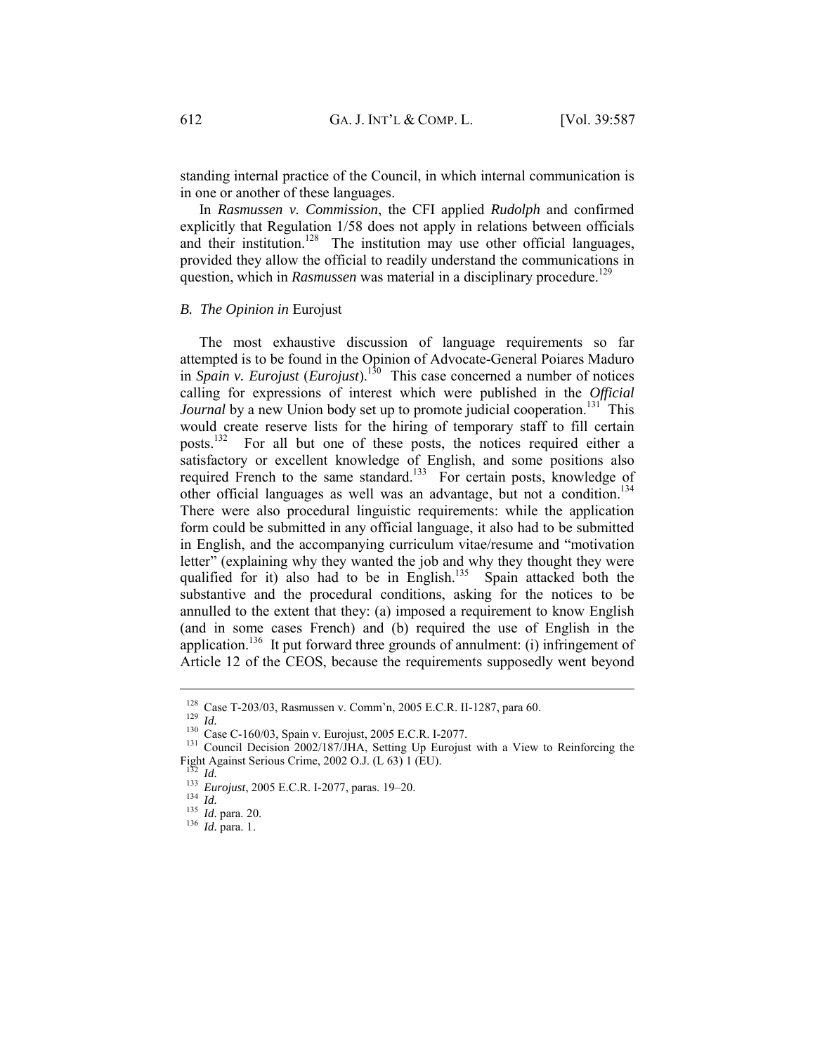standing internal practice of the Council, in which internal communication is in one or another of these languages.

In *Rasmussen v. Commission*, the CFI applied *Rudolph* and confirmed explicitly that Regulation 1/58 does not apply in relations between officials and their institution.[128] The institution may use other official languages, provided they allow the official to readily understand the communications in question, which in *Rasmussen* was material in a disciplinary procedure.[129]

### *B. The Opinion in* Eurojust

The most exhaustive discussion of language requirements so far attempted is to be found in the Opinion of Advocate-General Poiares Maduro in *Spain v. Eurojust* (*Eurojust*).[130] This case concerned a number of notices calling for expressions of interest which were published in the *Official Journal* by a new Union body set up to promote judicial cooperation.[131] This would create reserve lists for the hiring of temporary staff to fill certain posts.[132] For all but one of these posts, the notices required either a satisfactory or excellent knowledge of English, and some positions also required French to the same standard.[133] For certain posts, knowledge of other official languages as well was an advantage, but not a condition.[134] There were also procedural linguistic requirements: while the application form could be submitted in any official language, it also had to be submitted in English, and the accompanying curriculum vitae/resume and "motivation letter" (explaining why they wanted the job and why they thought they were qualified for it) also had to be in English.[135] Spain attacked both the substantive and the procedural conditions, asking for the notices to be annulled to the extent that they: (a) imposed a requirement to know English (and in some cases French) and (b) required the use of English in the application.[136] It put forward three grounds of annulment: (i) infringement of Article 12 of the CEOS, because the requirements supposedly went beyond

---

[128] Case T-203/03, Rasmussen v. Comm'n, 2005 E.C.R. II-1287, para 60.

[129] *Id.*

[130] Case C-160/03, Spain v. Eurojust, 2005 E.C.R. I-2077.

[131] Council Decision 2002/187/JHA, Setting Up Eurojust with a View to Reinforcing the Fight Against Serious Crime, 2002 O.J. (L 63) 1 (EU).

[132] *Id.*

[133] *Eurojust*, 2005 E.C.R. I-2077, paras. 19–20.

[134] *Id.*

[135] *Id.* para. 20.

[136] *Id.* para. 1.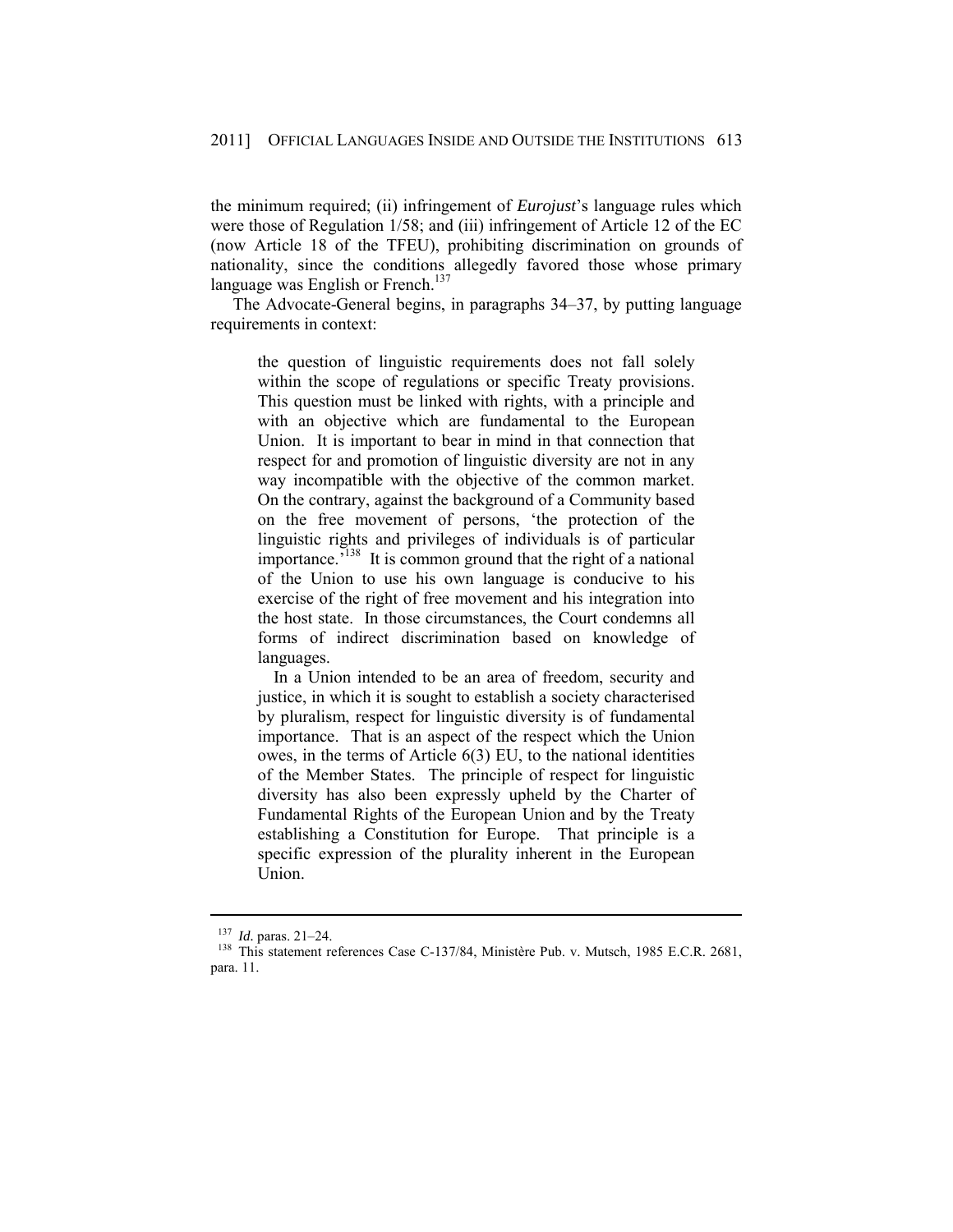the minimum required; (ii) infringement of *Eurojust*'s language rules which were those of Regulation 1/58; and (iii) infringement of Article 12 of the EC (now Article 18 of the TFEU), prohibiting discrimination on grounds of nationality, since the conditions allegedly favored those whose primary language was English or French.[137]

The Advocate-General begins, in paragraphs 34–37, by putting language requirements in context:

> the question of linguistic requirements does not fall solely within the scope of regulations or specific Treaty provisions. This question must be linked with rights, with a principle and with an objective which are fundamental to the European Union. It is important to bear in mind in that connection that respect for and promotion of linguistic diversity are not in any way incompatible with the objective of the common market. On the contrary, against the background of a Community based on the free movement of persons, 'the protection of the linguistic rights and privileges of individuals is of particular importance.'[138] It is common ground that the right of a national of the Union to use his own language is conducive to his exercise of the right of free movement and his integration into the host state. In those circumstances, the Court condemns all forms of indirect discrimination based on knowledge of languages.
>
> In a Union intended to be an area of freedom, security and justice, in which it is sought to establish a society characterised by pluralism, respect for linguistic diversity is of fundamental importance. That is an aspect of the respect which the Union owes, in the terms of Article 6(3) EU, to the national identities of the Member States. The principle of respect for linguistic diversity has also been expressly upheld by the Charter of Fundamental Rights of the European Union and by the Treaty establishing a Constitution for Europe. That principle is a specific expression of the plurality inherent in the European Union.

---

[137] *Id.* paras. 21–24.

[138] This statement references Case C-137/84, Ministère Pub. v. Mutsch, 1985 E.C.R. 2681, para. 11.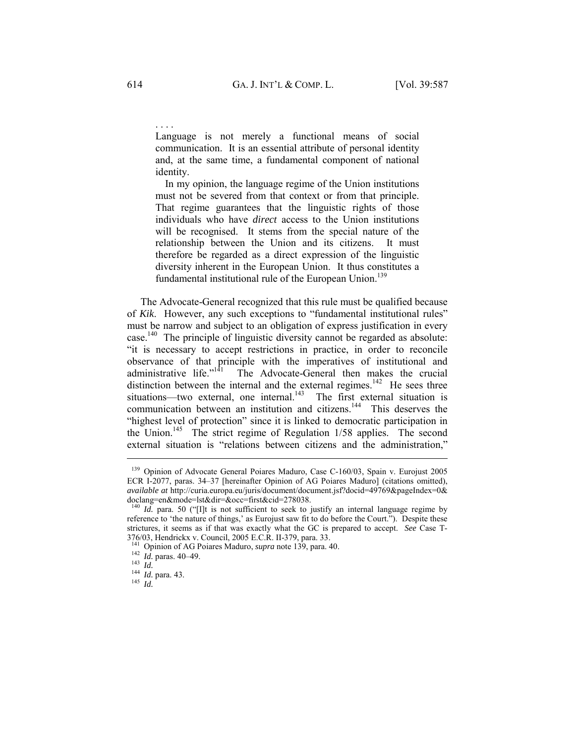> . . . .
>
> Language is not merely a functional means of social communication. It is an essential attribute of personal identity and, at the same time, a fundamental component of national identity.
>
> In my opinion, the language regime of the Union institutions must not be severed from that context or from that principle. That regime guarantees that the linguistic rights of those individuals who have *direct* access to the Union institutions will be recognised. It stems from the special nature of the relationship between the Union and its citizens. It must therefore be regarded as a direct expression of the linguistic diversity inherent in the European Union. It thus constitutes a fundamental institutional rule of the European Union.[139]

The Advocate-General recognized that this rule must be qualified because of *Kik*. However, any such exceptions to "fundamental institutional rules" must be narrow and subject to an obligation of express justification in every case.[140] The principle of linguistic diversity cannot be regarded as absolute: "it is necessary to accept restrictions in practice, in order to reconcile observance of that principle with the imperatives of institutional and administrative life."[141] The Advocate-General then makes the crucial distinction between the internal and the external regimes.[142] He sees three situations—two external, one internal.[143] The first external situation is communication between an institution and citizens.[144] This deserves the "highest level of protection" since it is linked to democratic participation in the Union.[145] The strict regime of Regulation 1/58 applies. The second external situation is "relations between citizens and the administration,"

---

[139] Opinion of Advocate General Poiares Maduro, Case C-160/03, Spain v. Eurojust 2005 ECR I-2077, paras. 34–37 [hereinafter Opinion of AG Poiares Maduro] (citations omitted), *available at* http://curia.europa.eu/juris/document/document.jsf?docid=49769&pageIndex=0&doclang=en&mode=lst&dir=&occ=first&cid=278038.

[140] *Id.* para. 50 ("[I]t is not sufficient to seek to justify an internal language regime by reference to 'the nature of things,' as Eurojust saw fit to do before the Court."). Despite these strictures, it seems as if that was exactly what the GC is prepared to accept. *See* Case T-376/03, Hendrickx v. Council, 2005 E.C.R. II-379, para. 33.

[141] Opinion of AG Poiares Maduro, *supra* note 139, para. 40.

[142] *Id.* paras. 40–49.

[143] *Id.*

[144] *Id.* para. 43.

[145] *Id.*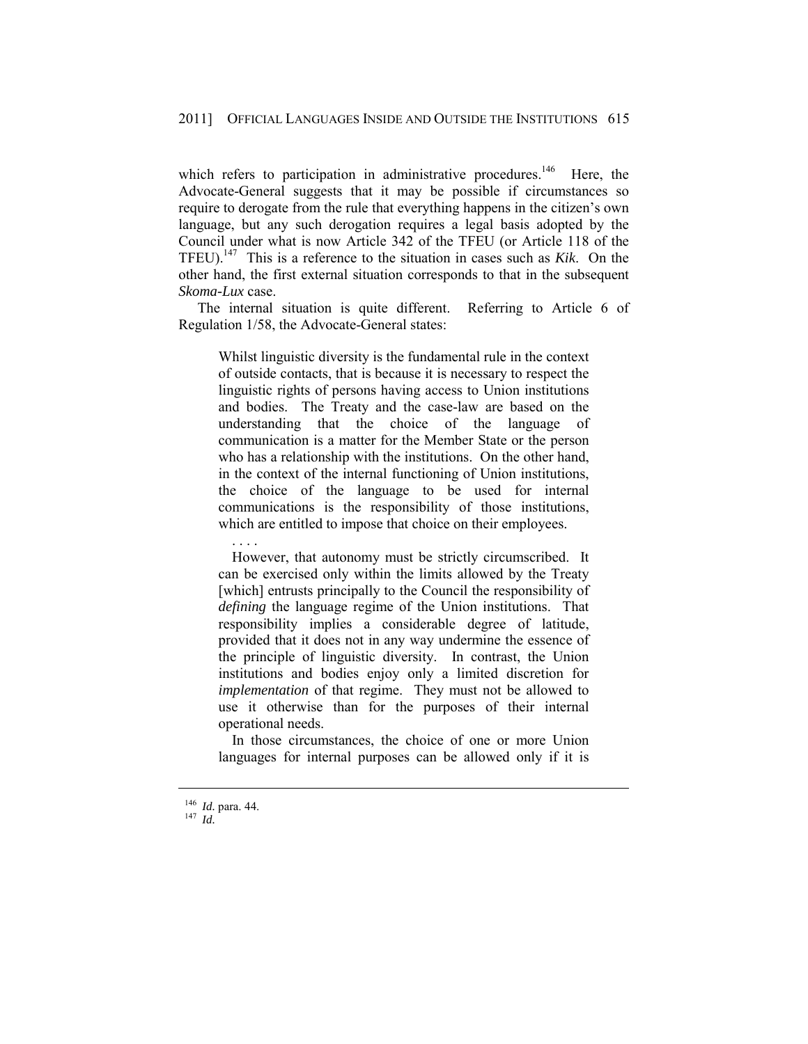which refers to participation in administrative procedures.[146] Here, the Advocate-General suggests that it may be possible if circumstances so require to derogate from the rule that everything happens in the citizen's own language, but any such derogation requires a legal basis adopted by the Council under what is now Article 342 of the TFEU (or Article 118 of the TFEU).[147] This is a reference to the situation in cases such as *Kik*. On the other hand, the first external situation corresponds to that in the subsequent *Skoma-Lux* case.

The internal situation is quite different. Referring to Article 6 of Regulation 1/58, the Advocate-General states:

> Whilst linguistic diversity is the fundamental rule in the context of outside contacts, that is because it is necessary to respect the linguistic rights of persons having access to Union institutions and bodies. The Treaty and the case-law are based on the understanding that the choice of the language of communication is a matter for the Member State or the person who has a relationship with the institutions. On the other hand, in the context of the internal functioning of Union institutions, the choice of the language to be used for internal communications is the responsibility of those institutions, which are entitled to impose that choice on their employees.
>
> . . . .
>
> However, that autonomy must be strictly circumscribed. It can be exercised only within the limits allowed by the Treaty [which] entrusts principally to the Council the responsibility of *defining* the language regime of the Union institutions. That responsibility implies a considerable degree of latitude, provided that it does not in any way undermine the essence of the principle of linguistic diversity. In contrast, the Union institutions and bodies enjoy only a limited discretion for *implementation* of that regime. They must not be allowed to use it otherwise than for the purposes of their internal operational needs.
>
> In those circumstances, the choice of one or more Union languages for internal purposes can be allowed only if it is

---

146. *Id.* para. 44.
147. *Id.*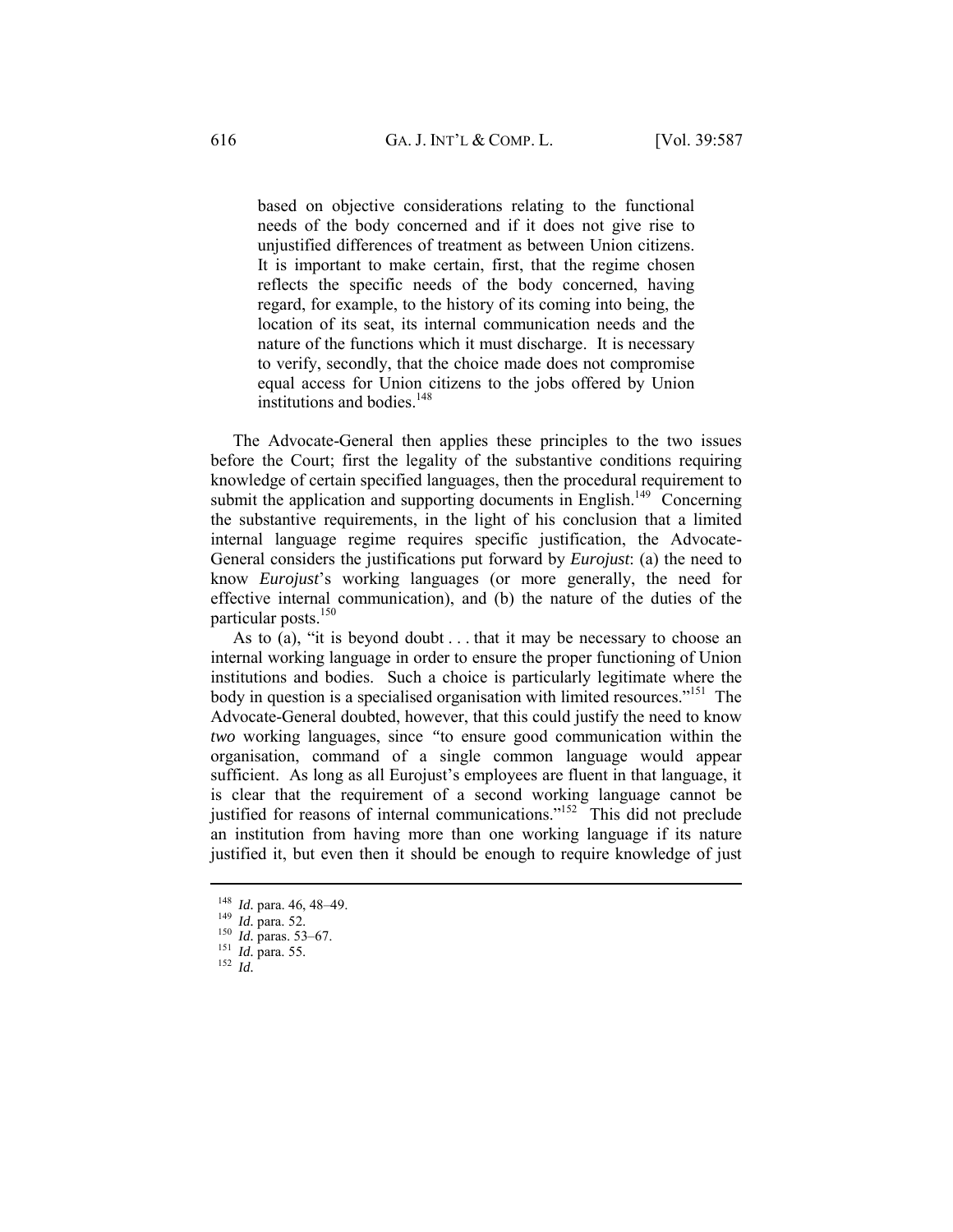> based on objective considerations relating to the functional needs of the body concerned and if it does not give rise to unjustified differences of treatment as between Union citizens. It is important to make certain, first, that the regime chosen reflects the specific needs of the body concerned, having regard, for example, to the history of its coming into being, the location of its seat, its internal communication needs and the nature of the functions which it must discharge. It is necessary to verify, secondly, that the choice made does not compromise equal access for Union citizens to the jobs offered by Union institutions and bodies.[148]

The Advocate-General then applies these principles to the two issues before the Court; first the legality of the substantive conditions requiring knowledge of certain specified languages, then the procedural requirement to submit the application and supporting documents in English.[149] Concerning the substantive requirements, in the light of his conclusion that a limited internal language regime requires specific justification, the Advocate-General considers the justifications put forward by *Eurojust*: (a) the need to know *Eurojust*'s working languages (or more generally, the need for effective internal communication), and (b) the nature of the duties of the particular posts.[150]

As to (a), "it is beyond doubt . . . that it may be necessary to choose an internal working language in order to ensure the proper functioning of Union institutions and bodies. Such a choice is particularly legitimate where the body in question is a specialised organisation with limited resources."[151] The Advocate-General doubted, however, that this could justify the need to know *two* working languages, since "to ensure good communication within the organisation, command of a single common language would appear sufficient. As long as all Eurojust's employees are fluent in that language, it is clear that the requirement of a second working language cannot be justified for reasons of internal communications."[152] This did not preclude an institution from having more than one working language if its nature justified it, but even then it should be enough to require knowledge of just

---

[148] *Id.* para. 46, 48–49.
[149] *Id.* para. 52.
[150] *Id.* paras. 53–67.
[151] *Id.* para. 55.
[152] *Id.*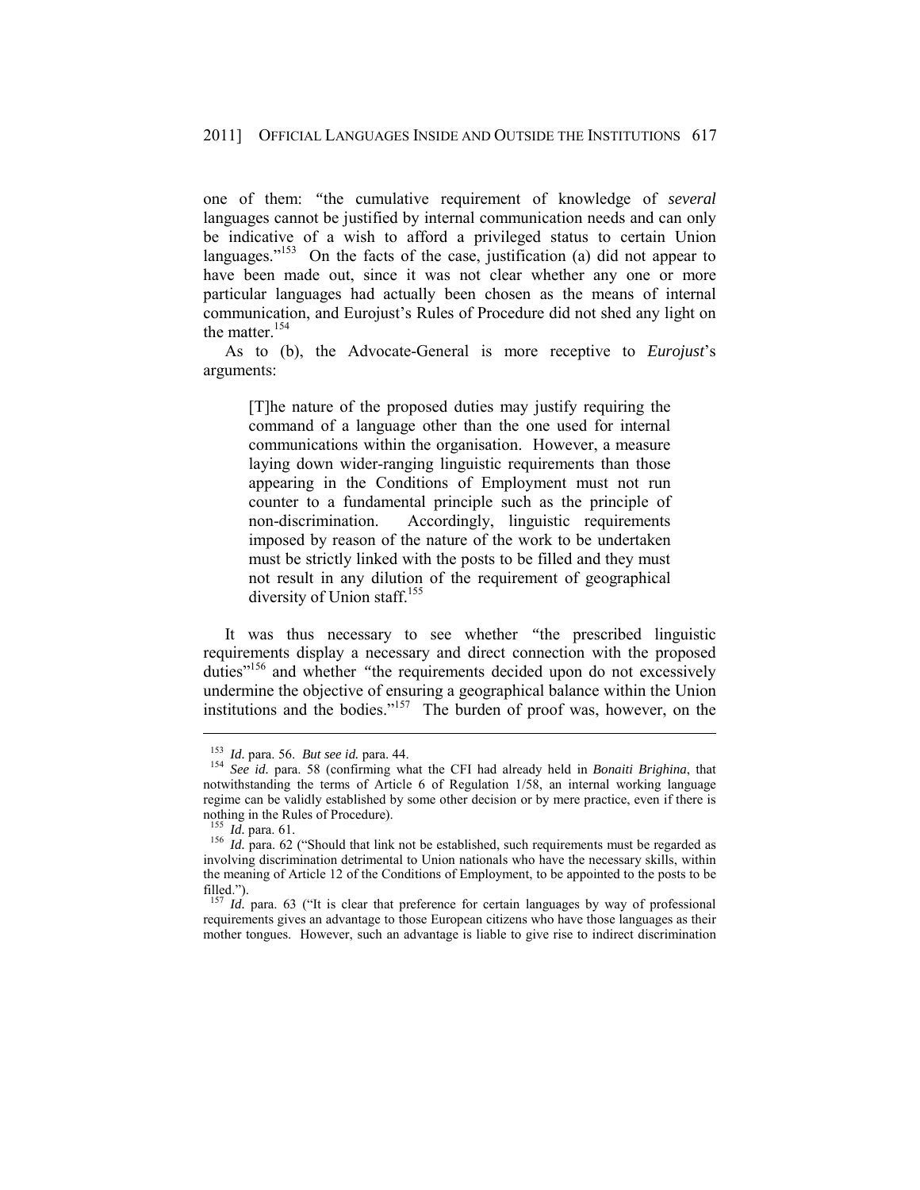one of them: "the cumulative requirement of knowledge of *several* languages cannot be justified by internal communication needs and can only be indicative of a wish to afford a privileged status to certain Union languages."[153] On the facts of the case, justification (a) did not appear to have been made out, since it was not clear whether any one or more particular languages had actually been chosen as the means of internal communication, and Eurojust's Rules of Procedure did not shed any light on the matter.[154]

As to (b), the Advocate-General is more receptive to *Eurojust*'s arguments:

> [T]he nature of the proposed duties may justify requiring the command of a language other than the one used for internal communications within the organisation. However, a measure laying down wider-ranging linguistic requirements than those appearing in the Conditions of Employment must not run counter to a fundamental principle such as the principle of non-discrimination. Accordingly, linguistic requirements imposed by reason of the nature of the work to be undertaken must be strictly linked with the posts to be filled and they must not result in any dilution of the requirement of geographical diversity of Union staff.[155]

It was thus necessary to see whether "the prescribed linguistic requirements display a necessary and direct connection with the proposed duties"[156] and whether "the requirements decided upon do not excessively undermine the objective of ensuring a geographical balance within the Union institutions and the bodies."[157] The burden of proof was, however, on the

---

[153] *Id.* para. 56. *But see id.* para. 44.

[154] *See id.* para. 58 (confirming what the CFI had already held in *Bonaiti Brighina*, that notwithstanding the terms of Article 6 of Regulation 1/58, an internal working language regime can be validly established by some other decision or by mere practice, even if there is nothing in the Rules of Procedure).

[155] *Id.* para. 61.

[156] *Id.* para. 62 ("Should that link not be established, such requirements must be regarded as involving discrimination detrimental to Union nationals who have the necessary skills, within the meaning of Article 12 of the Conditions of Employment, to be appointed to the posts to be filled.").

[157] *Id.* para. 63 ("It is clear that preference for certain languages by way of professional requirements gives an advantage to those European citizens who have those languages as their mother tongues. However, such an advantage is liable to give rise to indirect discrimination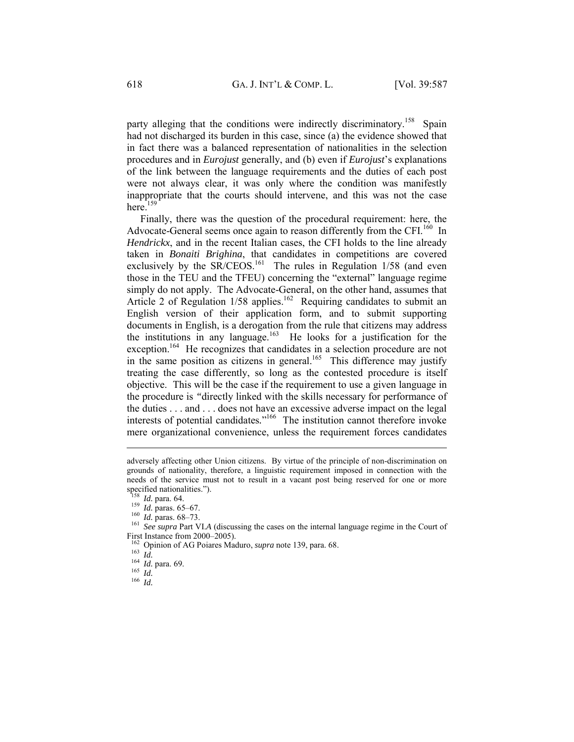party alleging that the conditions were indirectly discriminatory.[158] Spain had not discharged its burden in this case, since (a) the evidence showed that in fact there was a balanced representation of nationalities in the selection procedures and in *Eurojust* generally, and (b) even if *Eurojust*'s explanations of the link between the language requirements and the duties of each post were not always clear, it was only where the condition was manifestly inappropriate that the courts should intervene, and this was not the case here.[159]

Finally, there was the question of the procedural requirement: here, the Advocate-General seems once again to reason differently from the CFI.[160] In *Hendrickx*, and in the recent Italian cases, the CFI holds to the line already taken in *Bonaiti Brighina*, that candidates in competitions are covered exclusively by the SR/CEOS.[161] The rules in Regulation 1/58 (and even those in the TEU and the TFEU) concerning the "external" language regime simply do not apply. The Advocate-General, on the other hand, assumes that Article 2 of Regulation 1/58 applies.[162] Requiring candidates to submit an English version of their application form, and to submit supporting documents in English, is a derogation from the rule that citizens may address the institutions in any language.[163] He looks for a justification for the exception.[164] He recognizes that candidates in a selection procedure are not in the same position as citizens in general.[165] This difference may justify treating the case differently, so long as the contested procedure is itself objective. This will be the case if the requirement to use a given language in the procedure is "directly linked with the skills necessary for performance of the duties . . . and . . . does not have an excessive adverse impact on the legal interests of potential candidates."[166] The institution cannot therefore invoke mere organizational convenience, unless the requirement forces candidates

---

adversely affecting other Union citizens. By virtue of the principle of non-discrimination on grounds of nationality, therefore, a linguistic requirement imposed in connection with the needs of the service must not to result in a vacant post being reserved for one or more specified nationalities.").

[158] *Id.* para. 64.

[159] *Id.* paras. 65–67.

[160] *Id.* paras. 68–73.

[161] *See supra* Part VI.A (discussing the cases on the internal language regime in the Court of First Instance from 2000–2005).

[162] Opinion of AG Poiares Maduro, *supra* note 139, para. 68.

[163] *Id.*

[164] *Id.* para. 69.

[165] *Id.*

[166] *Id.*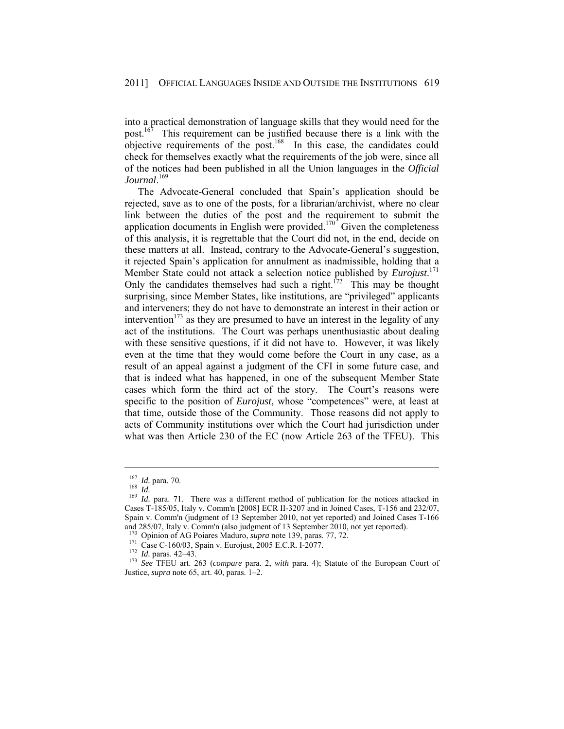into a practical demonstration of language skills that they would need for the post.[167] This requirement can be justified because there is a link with the objective requirements of the post.[168] In this case, the candidates could check for themselves exactly what the requirements of the job were, since all of the notices had been published in all the Union languages in the *Official Journal*.[169]

The Advocate-General concluded that Spain's application should be rejected, save as to one of the posts, for a librarian/archivist, where no clear link between the duties of the post and the requirement to submit the application documents in English were provided.[170] Given the completeness of this analysis, it is regrettable that the Court did not, in the end, decide on these matters at all. Instead, contrary to the Advocate-General's suggestion, it rejected Spain's application for annulment as inadmissible, holding that a Member State could not attack a selection notice published by *Eurojust*.[171] Only the candidates themselves had such a right.[172] This may be thought surprising, since Member States, like institutions, are "privileged" applicants and interveners; they do not have to demonstrate an interest in their action or intervention[173] as they are presumed to have an interest in the legality of any act of the institutions. The Court was perhaps unenthusiastic about dealing with these sensitive questions, if it did not have to. However, it was likely even at the time that they would come before the Court in any case, as a result of an appeal against a judgment of the CFI in some future case, and that is indeed what has happened, in one of the subsequent Member State cases which form the third act of the story. The Court's reasons were specific to the position of *Eurojust*, whose "competences" were, at least at that time, outside those of the Community. Those reasons did not apply to acts of Community institutions over which the Court had jurisdiction under what was then Article 230 of the EC (now Article 263 of the TFEU). This

---

[167] *Id.* para. 70.

[168] *Id.*

[169] *Id.* para. 71. There was a different method of publication for the notices attacked in Cases T-185/05, Italy v. Comm'n [2008] ECR II-3207 and in Joined Cases, T-156 and 232/07, Spain v. Comm'n (judgment of 13 September 2010, not yet reported) and Joined Cases T-166 and 285/07, Italy v. Comm'n (also judgment of 13 September 2010, not yet reported).

[170] Opinion of AG Poiares Maduro, *supra* note 139, paras. 77, 72.

[171] Case C-160/03, Spain v. Eurojust, 2005 E.C.R. I-2077.

[172] *Id.* paras. 42–43.

[173] *See* TFEU art. 263 (*compare* para. 2, *with* para. 4); Statute of the European Court of Justice, *supra* note 65, art. 40, paras. 1–2.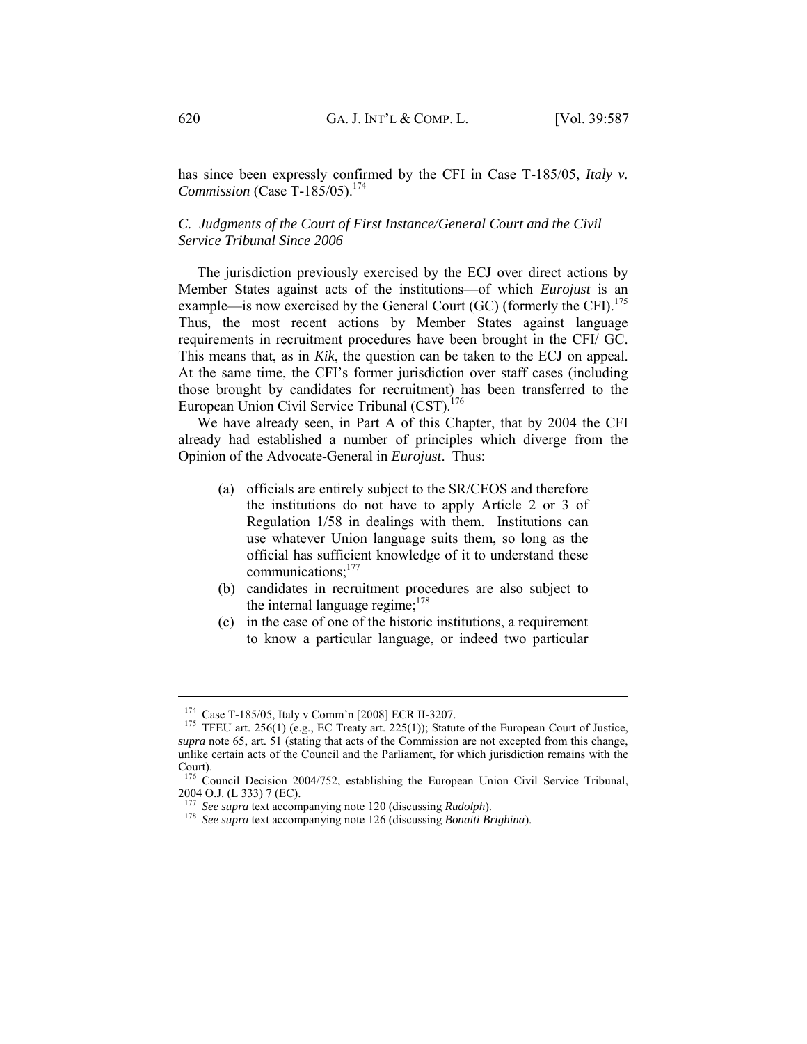has since been expressly confirmed by the CFI in Case T-185/05, *Italy v. Commission* (Case T-185/05).[174]

### *C. Judgments of the Court of First Instance/General Court and the Civil Service Tribunal Since 2006*

The jurisdiction previously exercised by the ECJ over direct actions by Member States against acts of the institutions—of which *Eurojust* is an example—is now exercised by the General Court (GC) (formerly the CFI).[175] Thus, the most recent actions by Member States against language requirements in recruitment procedures have been brought in the CFI/ GC. This means that, as in *Kik*, the question can be taken to the ECJ on appeal. At the same time, the CFI's former jurisdiction over staff cases (including those brought by candidates for recruitment) has been transferred to the European Union Civil Service Tribunal (CST).[176]

We have already seen, in Part A of this Chapter, that by 2004 the CFI already had established a number of principles which diverge from the Opinion of the Advocate-General in *Eurojust*. Thus:

(a) officials are entirely subject to the SR/CEOS and therefore the institutions do not have to apply Article 2 or 3 of Regulation 1/58 in dealings with them. Institutions can use whatever Union language suits them, so long as the official has sufficient knowledge of it to understand these communications;[177]

(b) candidates in recruitment procedures are also subject to the internal language regime;[178]

(c) in the case of one of the historic institutions, a requirement to know a particular language, or indeed two particular

---

[174] Case T-185/05, Italy v Comm'n [2008] ECR II-3207.

[175] TFEU art. 256(1) (e.g., EC Treaty art. 225(1)); Statute of the European Court of Justice, *supra* note 65, art. 51 (stating that acts of the Commission are not excepted from this change, unlike certain acts of the Council and the Parliament, for which jurisdiction remains with the Court).

[176] Council Decision 2004/752, establishing the European Union Civil Service Tribunal, 2004 O.J. (L 333) 7 (EC).

[177] *See supra* text accompanying note 120 (discussing *Rudolph*).

[178] *See supra* text accompanying note 126 (discussing *Bonaiti Brighina*).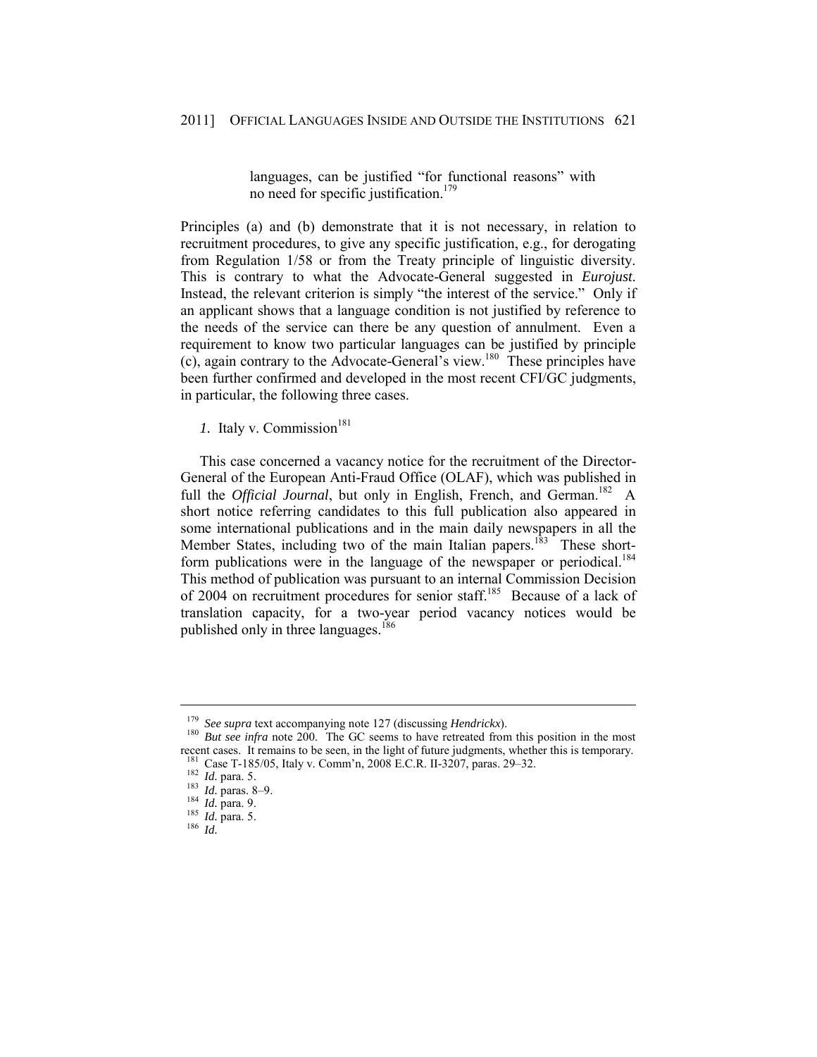> languages, can be justified "for functional reasons" with no need for specific justification.[179]

Principles (a) and (b) demonstrate that it is not necessary, in relation to recruitment procedures, to give any specific justification, e.g., for derogating from Regulation 1/58 or from the Treaty principle of linguistic diversity. This is contrary to what the Advocate-General suggested in *Eurojust*. Instead, the relevant criterion is simply "the interest of the service." Only if an applicant shows that a language condition is not justified by reference to the needs of the service can there be any question of annulment. Even a requirement to know two particular languages can be justified by principle (c), again contrary to the Advocate-General's view.[180] These principles have been further confirmed and developed in the most recent CFI/GC judgments, in particular, the following three cases.

### *1.* Italy v. Commission[181]

This case concerned a vacancy notice for the recruitment of the Director-General of the European Anti-Fraud Office (OLAF), which was published in full the *Official Journal*, but only in English, French, and German.[182] A short notice referring candidates to this full publication also appeared in some international publications and in the main daily newspapers in all the Member States, including two of the main Italian papers.[183] These short-form publications were in the language of the newspaper or periodical.[184] This method of publication was pursuant to an internal Commission Decision of 2004 on recruitment procedures for senior staff.[185] Because of a lack of translation capacity, for a two-year period vacancy notices would be published only in three languages.[186]

---

[179] *See supra* text accompanying note 127 (discussing *Hendrickx*).

[180] *But see infra* note 200. The GC seems to have retreated from this position in the most recent cases. It remains to be seen, in the light of future judgments, whether this is temporary.

[181] Case T-185/05, Italy v. Comm'n, 2008 E.C.R. II-3207, paras. 29–32.

[182] *Id.* para. 5.

[183] *Id.* paras. 8–9.

[184] *Id.* para. 9.

[185] *Id.* para. 5.

[186] *Id.*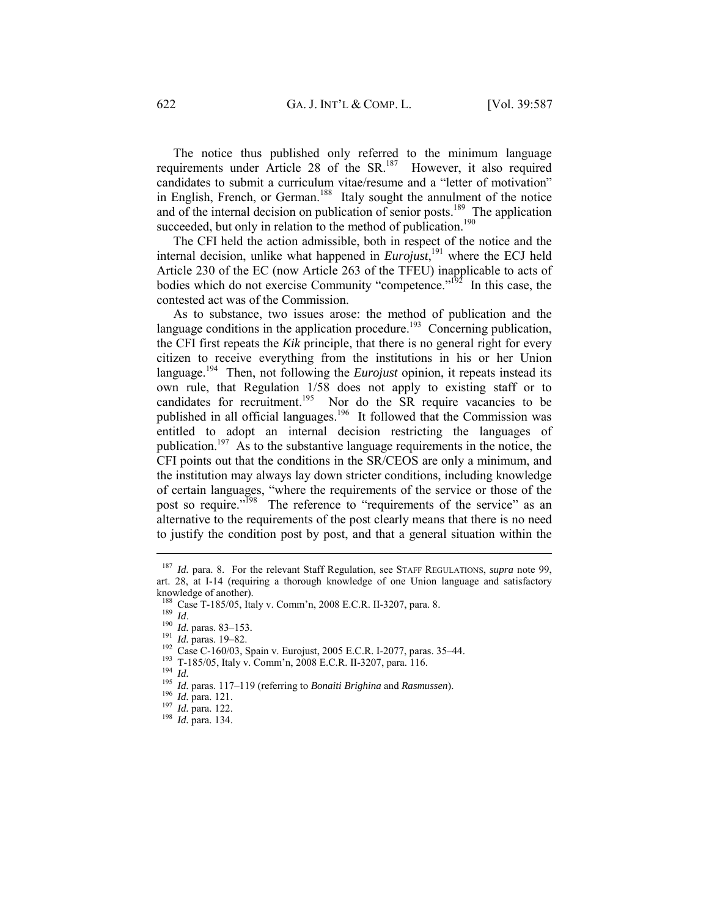The notice thus published only referred to the minimum language requirements under Article 28 of the SR.[187] However, it also required candidates to submit a curriculum vitae/resume and a "letter of motivation" in English, French, or German.[188] Italy sought the annulment of the notice and of the internal decision on publication of senior posts.[189] The application succeeded, but only in relation to the method of publication.[190]

The CFI held the action admissible, both in respect of the notice and the internal decision, unlike what happened in *Eurojust*,[191] where the ECJ held Article 230 of the EC (now Article 263 of the TFEU) inapplicable to acts of bodies which do not exercise Community "competence."[192] In this case, the contested act was of the Commission.

As to substance, two issues arose: the method of publication and the language conditions in the application procedure.[193] Concerning publication, the CFI first repeats the *Kik* principle, that there is no general right for every citizen to receive everything from the institutions in his or her Union language.[194] Then, not following the *Eurojust* opinion, it repeats instead its own rule, that Regulation 1/58 does not apply to existing staff or to candidates for recruitment.[195] Nor do the SR require vacancies to be published in all official languages.[196] It followed that the Commission was entitled to adopt an internal decision restricting the languages of publication.[197] As to the substantive language requirements in the notice, the CFI points out that the conditions in the SR/CEOS are only a minimum, and the institution may always lay down stricter conditions, including knowledge of certain languages, "where the requirements of the service or those of the post so require."[198] The reference to "requirements of the service" as an alternative to the requirements of the post clearly means that there is no need to justify the condition post by post, and that a general situation within the

---

[187] *Id.* para. 8. For the relevant Staff Regulation, see STAFF REGULATIONS, *supra* note 99, art. 28, at I-14 (requiring a thorough knowledge of one Union language and satisfactory knowledge of another).

[188] Case T-185/05, Italy v. Comm'n, 2008 E.C.R. II-3207, para. 8.

[189] *Id.*

[190] *Id.* paras. 83–153.

[191] *Id.* paras. 19–82.

[192] Case C-160/03, Spain v. Eurojust, 2005 E.C.R. I-2077, paras. 35–44.

[193] T-185/05, Italy v. Comm'n, 2008 E.C.R. II-3207, para. 116.

[194] *Id.*

[195] *Id.* paras. 117–119 (referring to *Bonaiti Brighina* and *Rasmussen*).

[196] *Id.* para. 121.

[197] *Id.* para. 122.

[198] *Id.* para. 134.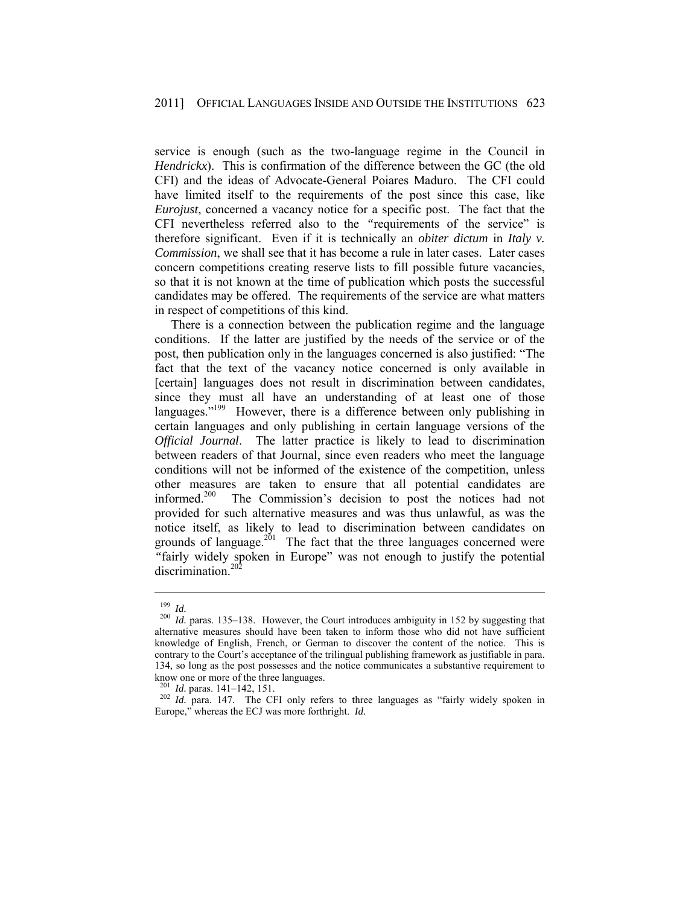service is enough (such as the two-language regime in the Council in *Hendrickx*). This is confirmation of the difference between the GC (the old CFI) and the ideas of Advocate-General Poiares Maduro. The CFI could have limited itself to the requirements of the post since this case, like *Eurojust*, concerned a vacancy notice for a specific post. The fact that the CFI nevertheless referred also to the "requirements of the service" is therefore significant. Even if it is technically an *obiter dictum* in *Italy v. Commission*, we shall see that it has become a rule in later cases. Later cases concern competitions creating reserve lists to fill possible future vacancies, so that it is not known at the time of publication which posts the successful candidates may be offered. The requirements of the service are what matters in respect of competitions of this kind.

There is a connection between the publication regime and the language conditions. If the latter are justified by the needs of the service or of the post, then publication only in the languages concerned is also justified: "The fact that the text of the vacancy notice concerned is only available in [certain] languages does not result in discrimination between candidates, since they must all have an understanding of at least one of those languages."[199] However, there is a difference between only publishing in certain languages and only publishing in certain language versions of the *Official Journal*. The latter practice is likely to lead to discrimination between readers of that Journal, since even readers who meet the language conditions will not be informed of the existence of the competition, unless other measures are taken to ensure that all potential candidates are informed.[200] The Commission's decision to post the notices had not provided for such alternative measures and was thus unlawful, as was the notice itself, as likely to lead to discrimination between candidates on grounds of language.[201] The fact that the three languages concerned were "fairly widely spoken in Europe" was not enough to justify the potential discrimination.[202]

---

[199] *Id.*

[200] *Id.* paras. 135–138. However, the Court introduces ambiguity in 152 by suggesting that alternative measures should have been taken to inform those who did not have sufficient knowledge of English, French, or German to discover the content of the notice. This is contrary to the Court's acceptance of the trilingual publishing framework as justifiable in para. 134, so long as the post possesses and the notice communicates a substantive requirement to know one or more of the three languages.

[201] *Id.* paras. 141–142, 151.

[202] *Id.* para. 147. The CFI only refers to three languages as "fairly widely spoken in Europe," whereas the ECJ was more forthright. *Id.*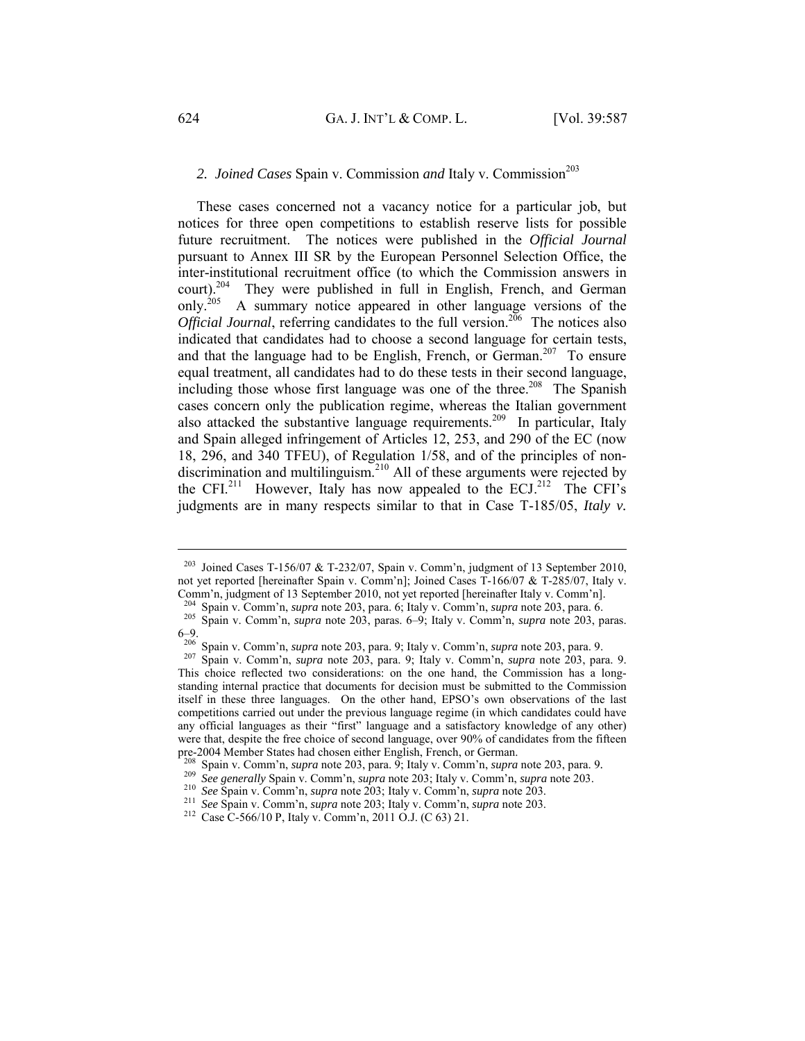### 2. *Joined Cases* Spain v. Commission *and* Italy v. Commission[203]

These cases concerned not a vacancy notice for a particular job, but notices for three open competitions to establish reserve lists for possible future recruitment. The notices were published in the *Official Journal* pursuant to Annex III SR by the European Personnel Selection Office, the inter-institutional recruitment office (to which the Commission answers in court).[204] They were published in full in English, French, and German only.[205] A summary notice appeared in other language versions of the *Official Journal*, referring candidates to the full version.[206] The notices also indicated that candidates had to choose a second language for certain tests, and that the language had to be English, French, or German.[207] To ensure equal treatment, all candidates had to do these tests in their second language, including those whose first language was one of the three.[208] The Spanish cases concern only the publication regime, whereas the Italian government also attacked the substantive language requirements.[209] In particular, Italy and Spain alleged infringement of Articles 12, 253, and 290 of the EC (now 18, 296, and 340 TFEU), of Regulation 1/58, and of the principles of non-discrimination and multilinguism.[210] All of these arguments were rejected by the CFI.[211] However, Italy has now appealed to the ECJ.[212] The CFI's judgments are in many respects similar to that in Case T-185/05, *Italy v.*

---

[203] Joined Cases T-156/07 & T-232/07, Spain v. Comm'n, judgment of 13 September 2010, not yet reported [hereinafter Spain v. Comm'n]; Joined Cases T-166/07 & T-285/07, Italy v. Comm'n, judgment of 13 September 2010, not yet reported [hereinafter Italy v. Comm'n].

[204] Spain v. Comm'n, *supra* note 203, para. 6; Italy v. Comm'n, *supra* note 203, para. 6.

[205] Spain v. Comm'n, *supra* note 203, paras. 6–9; Italy v. Comm'n, *supra* note 203, paras. 6–9.

[206] Spain v. Comm'n, *supra* note 203, para. 9; Italy v. Comm'n, *supra* note 203, para. 9.

[207] Spain v. Comm'n, *supra* note 203, para. 9; Italy v. Comm'n, *supra* note 203, para. 9. This choice reflected two considerations: on the one hand, the Commission has a long-standing internal practice that documents for decision must be submitted to the Commission itself in these three languages. On the other hand, EPSO's own observations of the last competitions carried out under the previous language regime (in which candidates could have any official languages as their "first" language and a satisfactory knowledge of any other) were that, despite the free choice of second language, over 90% of candidates from the fifteen pre-2004 Member States had chosen either English, French, or German.

[208] Spain v. Comm'n, *supra* note 203, para. 9; Italy v. Comm'n, *supra* note 203, para. 9.

[209] *See generally* Spain v. Comm'n, *supra* note 203; Italy v. Comm'n, *supra* note 203.

[210] *See* Spain v. Comm'n, *supra* note 203; Italy v. Comm'n, *supra* note 203.

[211] *See* Spain v. Comm'n, *supra* note 203; Italy v. Comm'n, *supra* note 203.

[212] Case C-566/10 P, Italy v. Comm'n, 2011 O.J. (C 63) 21.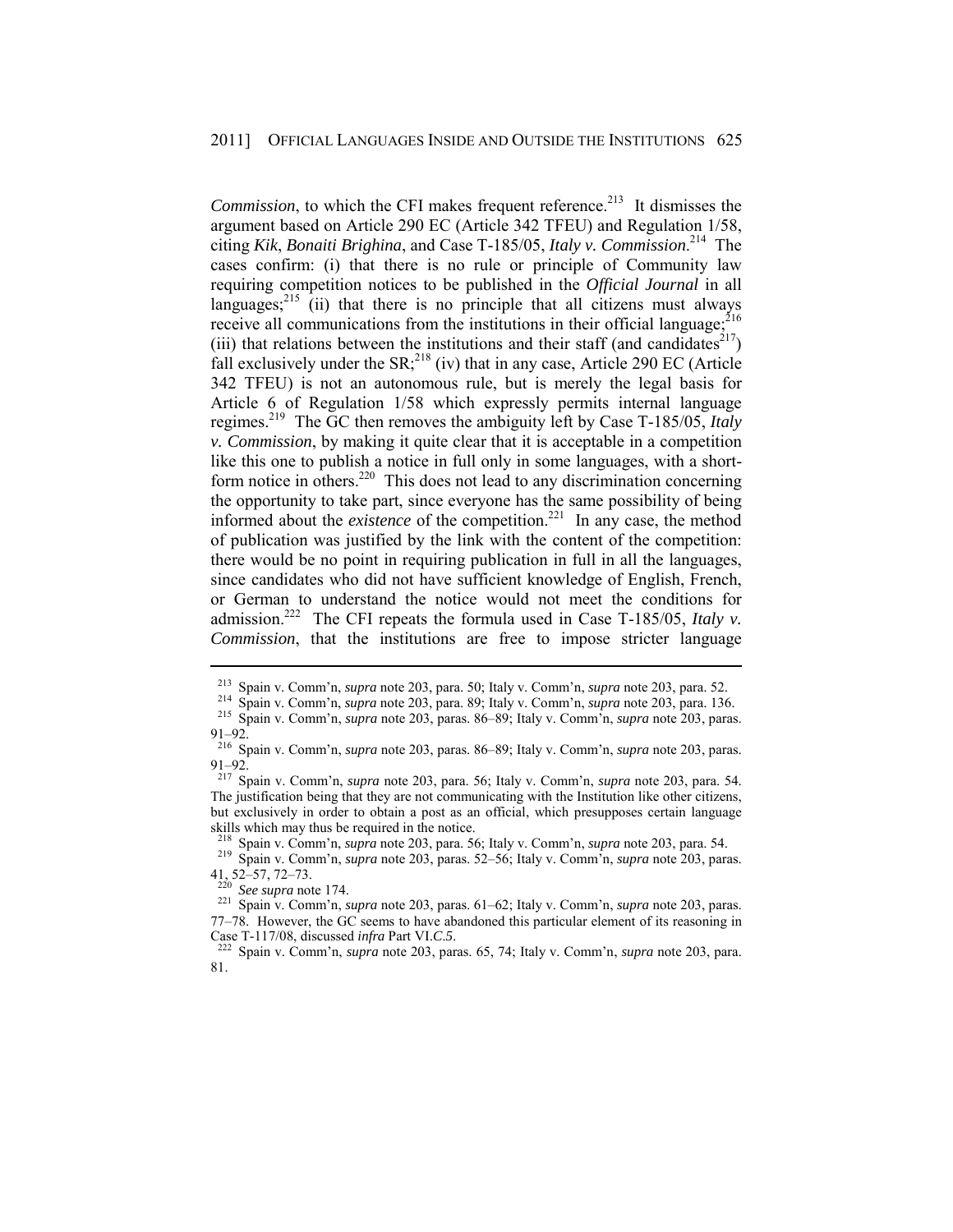*Commission*, to which the CFI makes frequent reference.[213] It dismisses the argument based on Article 290 EC (Article 342 TFEU) and Regulation 1/58, citing *Kik*, *Bonaiti Brighina*, and Case T-185/05, *Italy v. Commission*.[214] The cases confirm: (i) that there is no rule or principle of Community law requiring competition notices to be published in the *Official Journal* in all languages;[215] (ii) that there is no principle that all citizens must always receive all communications from the institutions in their official language;[216] (iii) that relations between the institutions and their staff (and candidates[217]) fall exclusively under the SR;[218] (iv) that in any case, Article 290 EC (Article 342 TFEU) is not an autonomous rule, but is merely the legal basis for Article 6 of Regulation 1/58 which expressly permits internal language regimes.[219] The GC then removes the ambiguity left by Case T-185/05, *Italy v. Commission*, by making it quite clear that it is acceptable in a competition like this one to publish a notice in full only in some languages, with a short-form notice in others.[220] This does not lead to any discrimination concerning the opportunity to take part, since everyone has the same possibility of being informed about the *existence* of the competition.[221] In any case, the method of publication was justified by the link with the content of the competition: there would be no point in requiring publication in full in all the languages, since candidates who did not have sufficient knowledge of English, French, or German to understand the notice would not meet the conditions for admission.[222] The CFI repeats the formula used in Case T-185/05, *Italy v. Commission*, that the institutions are free to impose stricter language

---

[213] Spain v. Comm'n, *supra* note 203, para. 50; Italy v. Comm'n, *supra* note 203, para. 52.

[214] Spain v. Comm'n, *supra* note 203, para. 89; Italy v. Comm'n, *supra* note 203, para. 136.

[215] Spain v. Comm'n, *supra* note 203, paras. 86–89; Italy v. Comm'n, *supra* note 203, paras. 91–92.

[216] Spain v. Comm'n, *supra* note 203, paras. 86–89; Italy v. Comm'n, *supra* note 203, paras. 91–92.

[217] Spain v. Comm'n, *supra* note 203, para. 56; Italy v. Comm'n, *supra* note 203, para. 54. The justification being that they are not communicating with the Institution like other citizens, but exclusively in order to obtain a post as an official, which presupposes certain language skills which may thus be required in the notice.

[218] Spain v. Comm'n, *supra* note 203, para. 56; Italy v. Comm'n, *supra* note 203, para. 54.

[219] Spain v. Comm'n, *supra* note 203, paras. 52–56; Italy v. Comm'n, *supra* note 203, paras. 41, 52–57, 72–73.

[220] *See supra* note 174.

[221] Spain v. Comm'n, *supra* note 203, paras. 61–62; Italy v. Comm'n, *supra* note 203, paras. 77–78. However, the GC seems to have abandoned this particular element of its reasoning in Case T-117/08, discussed *infra* Part VI.C.5.

[222] Spain v. Comm'n, *supra* note 203, paras. 65, 74; Italy v. Comm'n, *supra* note 203, para. 81.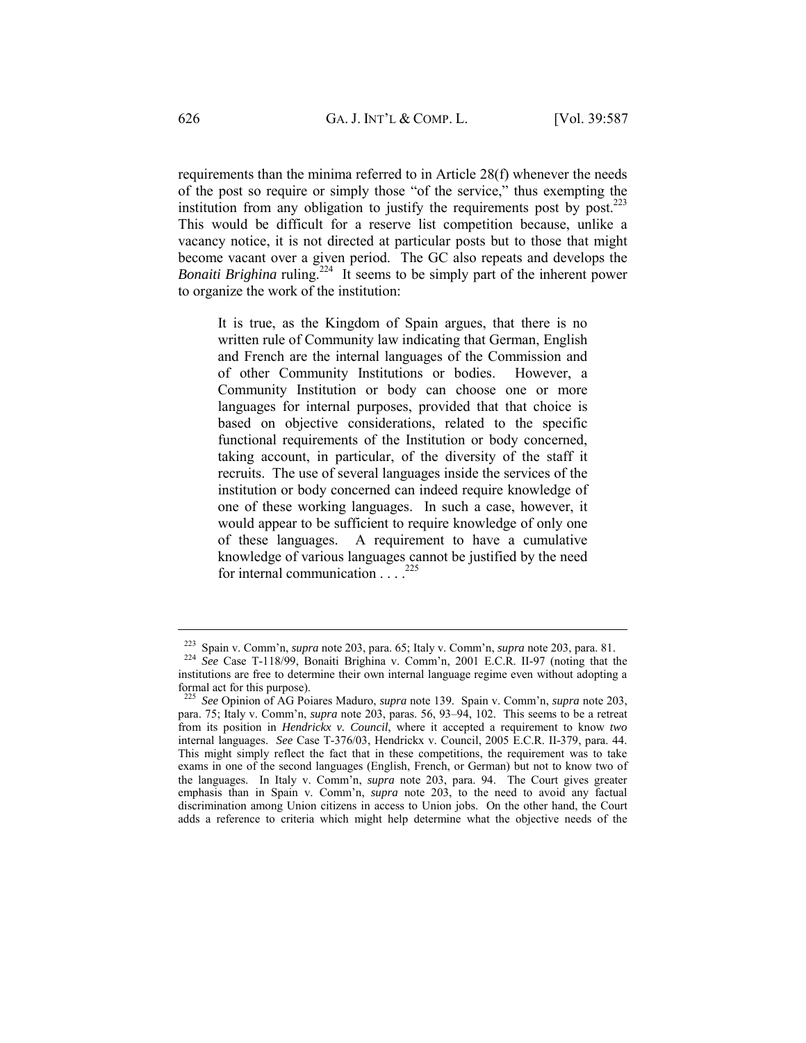requirements than the minima referred to in Article 28(f) whenever the needs of the post so require or simply those "of the service," thus exempting the institution from any obligation to justify the requirements post by post.[223] This would be difficult for a reserve list competition because, unlike a vacancy notice, it is not directed at particular posts but to those that might become vacant over a given period. The GC also repeats and develops the *Bonaiti Brighina* ruling.[224] It seems to be simply part of the inherent power to organize the work of the institution:

> It is true, as the Kingdom of Spain argues, that there is no written rule of Community law indicating that German, English and French are the internal languages of the Commission and of other Community Institutions or bodies. However, a Community Institution or body can choose one or more languages for internal purposes, provided that that choice is based on objective considerations, related to the specific functional requirements of the Institution or body concerned, taking account, in particular, of the diversity of the staff it recruits. The use of several languages inside the services of the institution or body concerned can indeed require knowledge of one of these working languages. In such a case, however, it would appear to be sufficient to require knowledge of only one of these languages. A requirement to have a cumulative knowledge of various languages cannot be justified by the need for internal communication . . . .[225]

---

[223] Spain v. Comm'n, *supra* note 203, para. 65; Italy v. Comm'n, *supra* note 203, para. 81.

[224] *See* Case T-118/99, Bonaiti Brighina v. Comm'n, 2001 E.C.R. II-97 (noting that the institutions are free to determine their own internal language regime even without adopting a formal act for this purpose).

[225] *See* Opinion of AG Poiares Maduro, *supra* note 139. Spain v. Comm'n, *supra* note 203, para. 75; Italy v. Comm'n, *supra* note 203, paras. 56, 93–94, 102. This seems to be a retreat from its position in *Hendrickx v. Council*, where it accepted a requirement to know *two* internal languages. *See* Case T-376/03, Hendrickx v. Council, 2005 E.C.R. II-379, para. 44. This might simply reflect the fact that in these competitions, the requirement was to take exams in one of the second languages (English, French, or German) but not to know two of the languages. In Italy v. Comm'n, *supra* note 203, para. 94. The Court gives greater emphasis than in Spain v. Comm'n, *supra* note 203, to the need to avoid any factual discrimination among Union citizens in access to Union jobs. On the other hand, the Court adds a reference to criteria which might help determine what the objective needs of the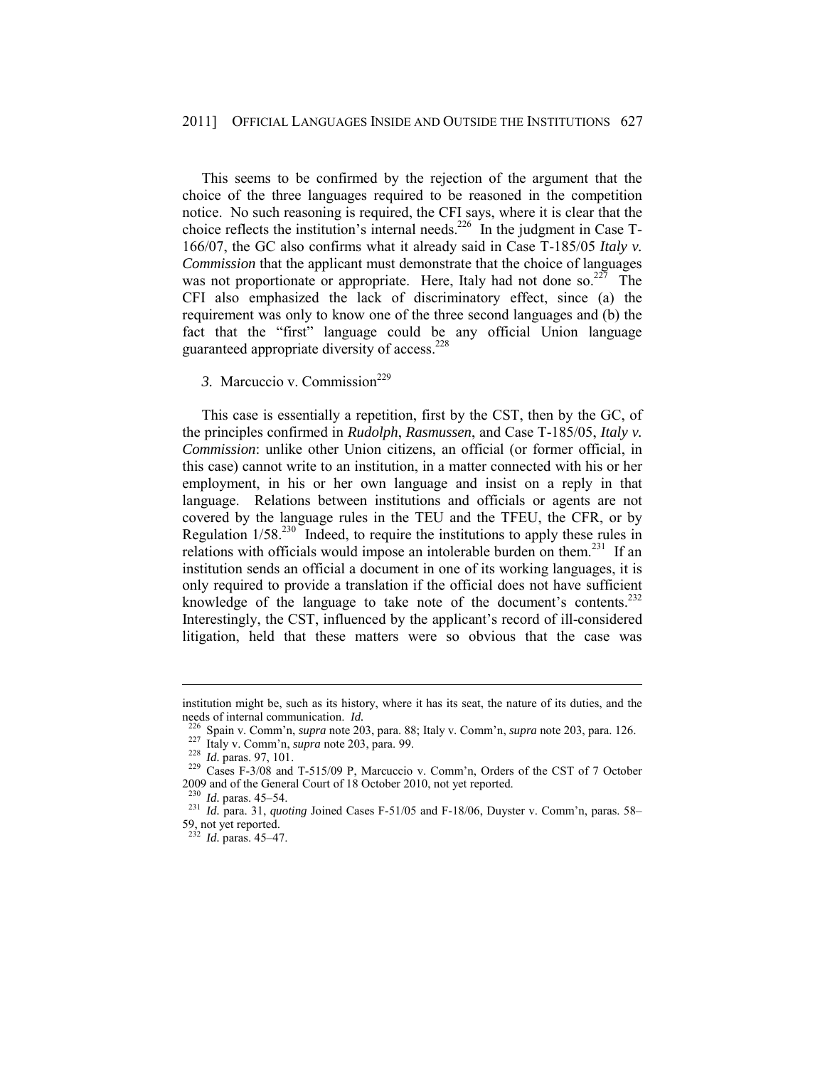This seems to be confirmed by the rejection of the argument that the choice of the three languages required to be reasoned in the competition notice. No such reasoning is required, the CFI says, where it is clear that the choice reflects the institution's internal needs.[226] In the judgment in Case T-166/07, the GC also confirms what it already said in Case T-185/05 *Italy v. Commission* that the applicant must demonstrate that the choice of languages was not proportionate or appropriate. Here, Italy had not done so.[227] The CFI also emphasized the lack of discriminatory effect, since (a) the requirement was only to know one of the three second languages and (b) the fact that the "first" language could be any official Union language guaranteed appropriate diversity of access.[228]

### *3.* Marcuccio v. Commission[229]

This case is essentially a repetition, first by the CST, then by the GC, of the principles confirmed in *Rudolph*, *Rasmussen*, and Case T-185/05, *Italy v. Commission*: unlike other Union citizens, an official (or former official, in this case) cannot write to an institution, in a matter connected with his or her employment, in his or her own language and insist on a reply in that language. Relations between institutions and officials or agents are not covered by the language rules in the TEU and the TFEU, the CFR, or by Regulation 1/58.[230] Indeed, to require the institutions to apply these rules in relations with officials would impose an intolerable burden on them.[231] If an institution sends an official a document in one of its working languages, it is only required to provide a translation if the official does not have sufficient knowledge of the language to take note of the document's contents.[232] Interestingly, the CST, influenced by the applicant's record of ill-considered litigation, held that these matters were so obvious that the case was

---

institution might be, such as its history, where it has its seat, the nature of its duties, and the needs of internal communication. *Id.*

[226] Spain v. Comm'n, *supra* note 203, para. 88; Italy v. Comm'n, *supra* note 203, para. 126.

[227] Italy v. Comm'n, *supra* note 203, para. 99.

[228] *Id.* paras. 97, 101.

[229] Cases F-3/08 and T-515/09 P, Marcuccio v. Comm'n, Orders of the CST of 7 October 2009 and of the General Court of 18 October 2010, not yet reported.

[230] *Id.* paras. 45–54.

[231] *Id.* para. 31, *quoting* Joined Cases F-51/05 and F-18/06, Duyster v. Comm'n, paras. 58–59, not yet reported.

[232] *Id.* paras. 45–47.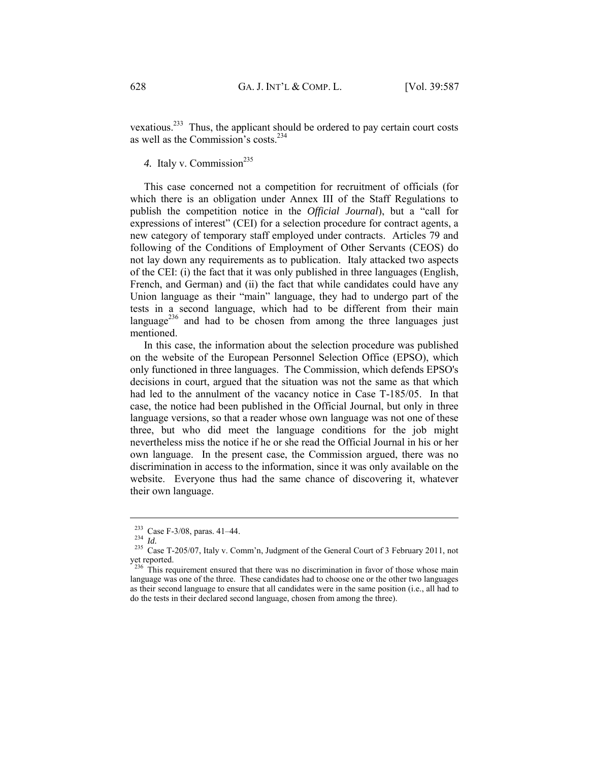vexatious.[233] Thus, the applicant should be ordered to pay certain court costs as well as the Commission's costs.[234]

#### *4.* Italy v. Commission[235]

This case concerned not a competition for recruitment of officials (for which there is an obligation under Annex III of the Staff Regulations to publish the competition notice in the *Official Journal*), but a "call for expressions of interest" (CEI) for a selection procedure for contract agents, a new category of temporary staff employed under contracts. Articles 79 and following of the Conditions of Employment of Other Servants (CEOS) do not lay down any requirements as to publication. Italy attacked two aspects of the CEI: (i) the fact that it was only published in three languages (English, French, and German) and (ii) the fact that while candidates could have any Union language as their "main" language, they had to undergo part of the tests in a second language, which had to be different from their main language[236] and had to be chosen from among the three languages just mentioned.

In this case, the information about the selection procedure was published on the website of the European Personnel Selection Office (EPSO), which only functioned in three languages. The Commission, which defends EPSO's decisions in court, argued that the situation was not the same as that which had led to the annulment of the vacancy notice in Case T-185/05. In that case, the notice had been published in the Official Journal, but only in three language versions, so that a reader whose own language was not one of these three, but who did meet the language conditions for the job might nevertheless miss the notice if he or she read the Official Journal in his or her own language. In the present case, the Commission argued, there was no discrimination in access to the information, since it was only available on the website. Everyone thus had the same chance of discovering it, whatever their own language.

---

[233] Case F-3/08, paras. 41–44.

[234] *Id.*

[235] Case T-205/07, Italy v. Comm'n, Judgment of the General Court of 3 February 2011, not yet reported.

[236] This requirement ensured that there was no discrimination in favor of those whose main language was one of the three. These candidates had to choose one or the other two languages as their second language to ensure that all candidates were in the same position (i.e., all had to do the tests in their declared second language, chosen from among the three).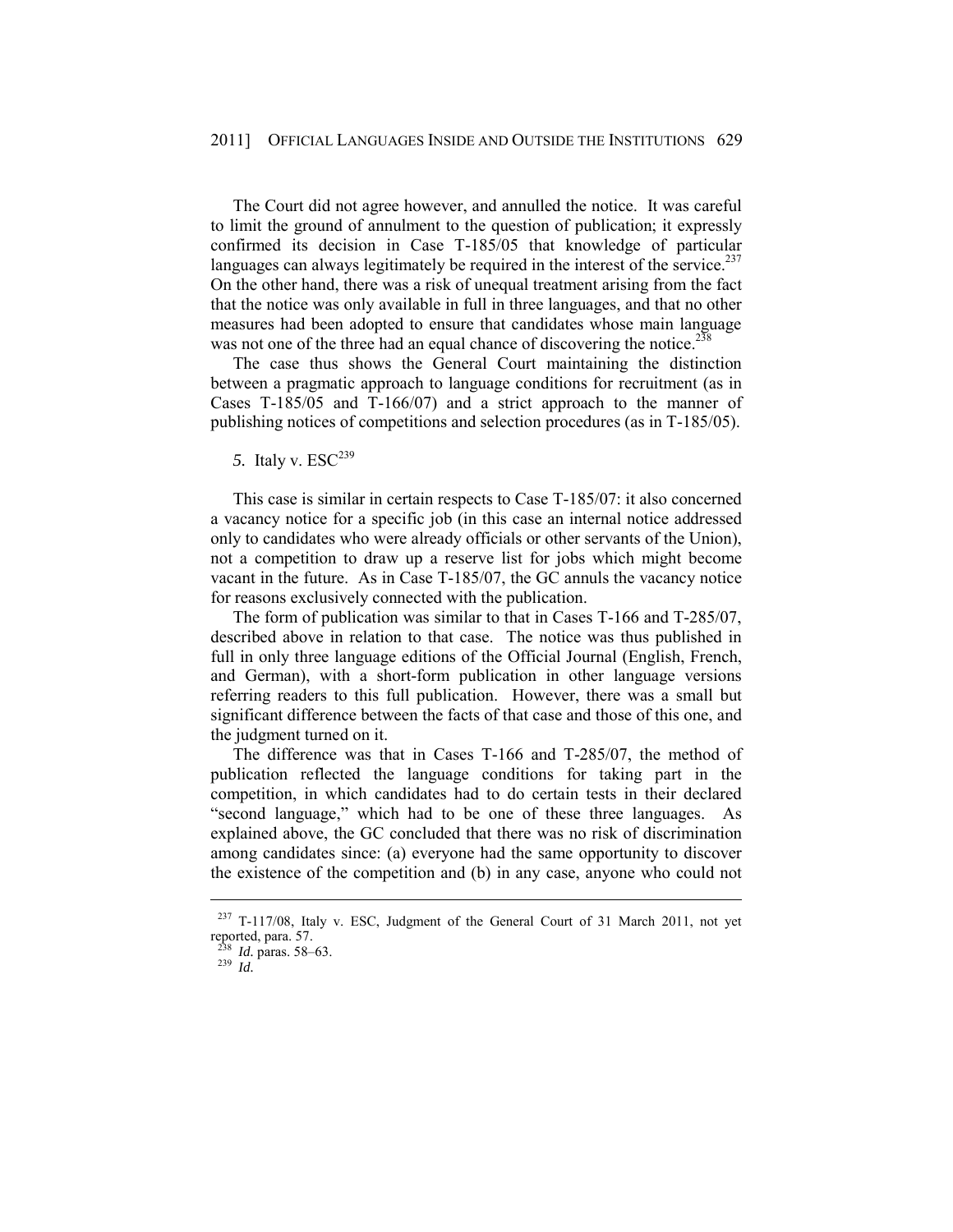The Court did not agree however, and annulled the notice. It was careful to limit the ground of annulment to the question of publication; it expressly confirmed its decision in Case T-185/05 that knowledge of particular languages can always legitimately be required in the interest of the service.[237] On the other hand, there was a risk of unequal treatment arising from the fact that the notice was only available in full in three languages, and that no other measures had been adopted to ensure that candidates whose main language was not one of the three had an equal chance of discovering the notice.[238]

The case thus shows the General Court maintaining the distinction between a pragmatic approach to language conditions for recruitment (as in Cases T-185/05 and T-166/07) and a strict approach to the manner of publishing notices of competitions and selection procedures (as in T-185/05).

*5.* Italy v. ESC[239]

This case is similar in certain respects to Case T-185/07: it also concerned a vacancy notice for a specific job (in this case an internal notice addressed only to candidates who were already officials or other servants of the Union), not a competition to draw up a reserve list for jobs which might become vacant in the future. As in Case T-185/07, the GC annuls the vacancy notice for reasons exclusively connected with the publication.

The form of publication was similar to that in Cases T-166 and T-285/07, described above in relation to that case. The notice was thus published in full in only three language editions of the Official Journal (English, French, and German), with a short-form publication in other language versions referring readers to this full publication. However, there was a small but significant difference between the facts of that case and those of this one, and the judgment turned on it.

The difference was that in Cases T-166 and T-285/07, the method of publication reflected the language conditions for taking part in the competition, in which candidates had to do certain tests in their declared "second language," which had to be one of these three languages. As explained above, the GC concluded that there was no risk of discrimination among candidates since: (a) everyone had the same opportunity to discover the existence of the competition and (b) in any case, anyone who could not

---

[237] T-117/08, Italy v. ESC, Judgment of the General Court of 31 March 2011, not yet reported, para. 57.

[238] *Id.* paras. 58–63.

[239] *Id.*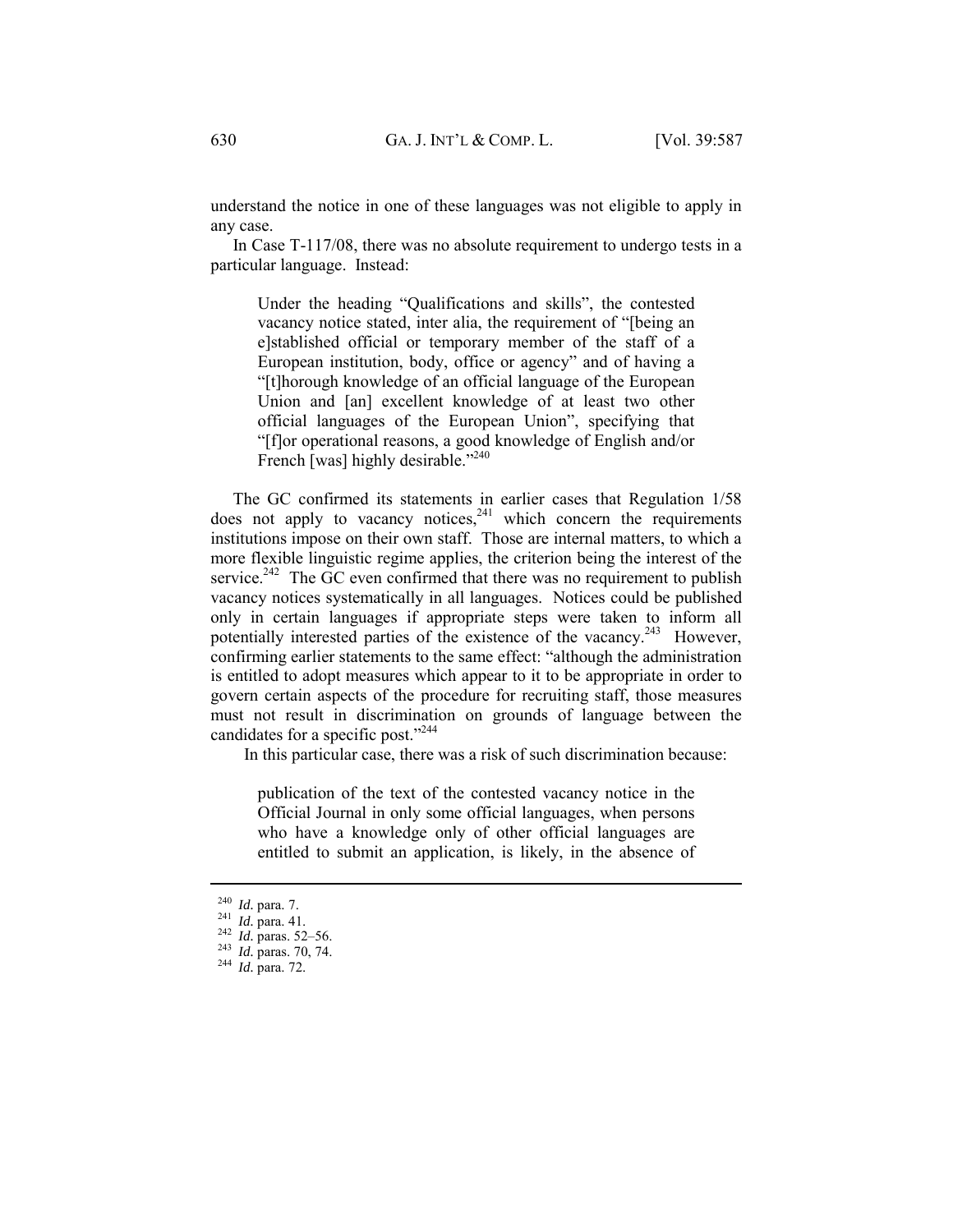understand the notice in one of these languages was not eligible to apply in any case.

In Case T-117/08, there was no absolute requirement to undergo tests in a particular language. Instead:

> Under the heading "Qualifications and skills", the contested vacancy notice stated, inter alia, the requirement of "[being an e]stablished official or temporary member of the staff of a European institution, body, office or agency" and of having a "[t]horough knowledge of an official language of the European Union and [an] excellent knowledge of at least two other official languages of the European Union", specifying that "[f]or operational reasons, a good knowledge of English and/or French [was] highly desirable."[240]

The GC confirmed its statements in earlier cases that Regulation 1/58 does not apply to vacancy notices,[241] which concern the requirements institutions impose on their own staff. Those are internal matters, to which a more flexible linguistic regime applies, the criterion being the interest of the service.[242] The GC even confirmed that there was no requirement to publish vacancy notices systematically in all languages. Notices could be published only in certain languages if appropriate steps were taken to inform all potentially interested parties of the existence of the vacancy.[243] However, confirming earlier statements to the same effect: "although the administration is entitled to adopt measures which appear to it to be appropriate in order to govern certain aspects of the procedure for recruiting staff, those measures must not result in discrimination on grounds of language between the candidates for a specific post."[244]

In this particular case, there was a risk of such discrimination because:

> publication of the text of the contested vacancy notice in the Official Journal in only some official languages, when persons who have a knowledge only of other official languages are entitled to submit an application, is likely, in the absence of

---

[240] *Id.* para. 7.

[241] *Id.* para. 41.

[242] *Id.* paras. 52–56.

[243] *Id.* paras. 70, 74.

[244] *Id.* para. 72.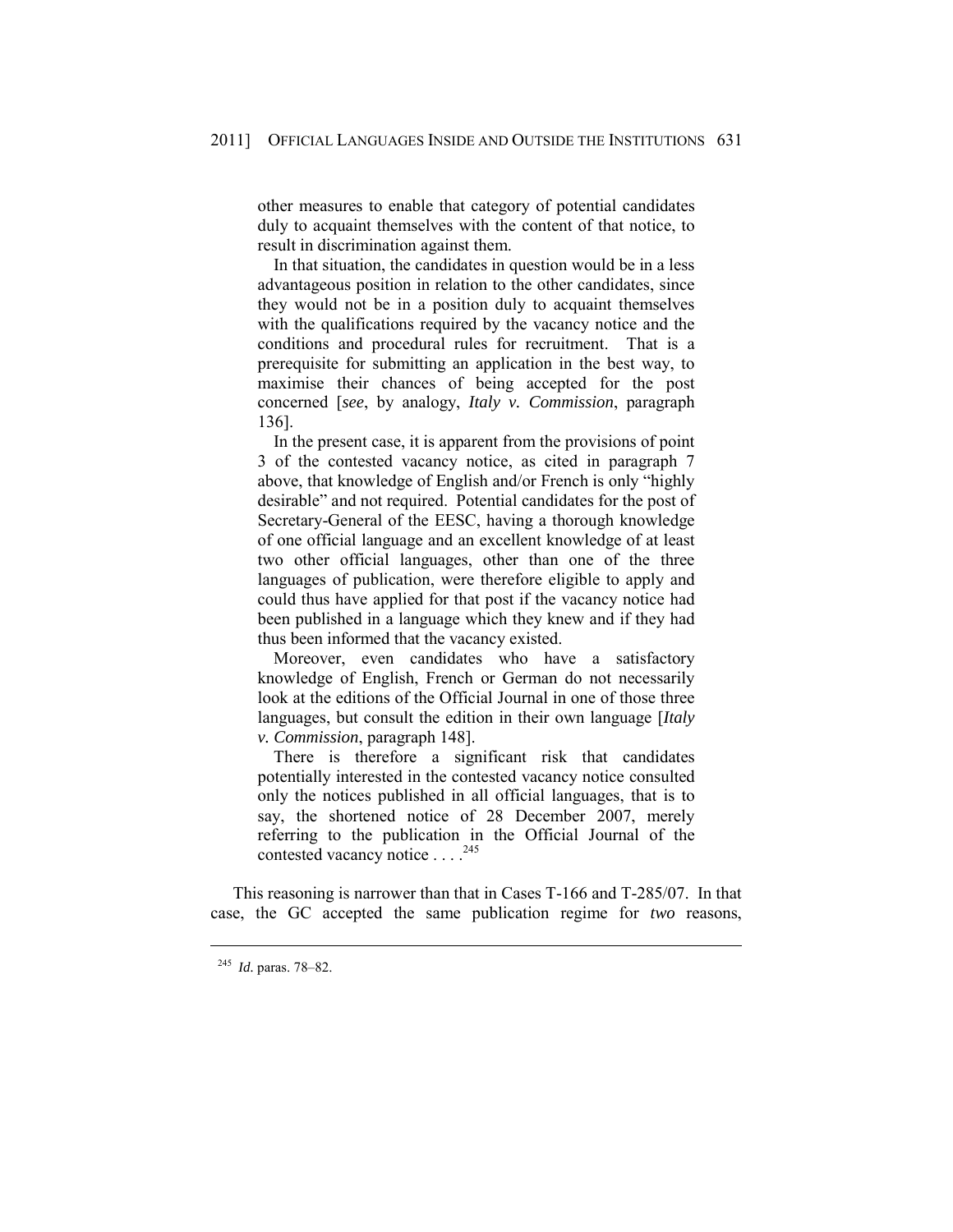> other measures to enable that category of potential candidates duly to acquaint themselves with the content of that notice, to result in discrimination against them.
>
> In that situation, the candidates in question would be in a less advantageous position in relation to the other candidates, since they would not be in a position duly to acquaint themselves with the qualifications required by the vacancy notice and the conditions and procedural rules for recruitment. That is a prerequisite for submitting an application in the best way, to maximise their chances of being accepted for the post concerned [*see*, by analogy, *Italy v. Commission*, paragraph 136].
>
> In the present case, it is apparent from the provisions of point 3 of the contested vacancy notice, as cited in paragraph 7 above, that knowledge of English and/or French is only "highly desirable" and not required. Potential candidates for the post of Secretary-General of the EESC, having a thorough knowledge of one official language and an excellent knowledge of at least two other official languages, other than one of the three languages of publication, were therefore eligible to apply and could thus have applied for that post if the vacancy notice had been published in a language which they knew and if they had thus been informed that the vacancy existed.
>
> Moreover, even candidates who have a satisfactory knowledge of English, French or German do not necessarily look at the editions of the Official Journal in one of those three languages, but consult the edition in their own language [*Italy v. Commission*, paragraph 148].
>
> There is therefore a significant risk that candidates potentially interested in the contested vacancy notice consulted only the notices published in all official languages, that is to say, the shortened notice of 28 December 2007, merely referring to the publication in the Official Journal of the contested vacancy notice . . . .[245]

This reasoning is narrower than that in Cases T-166 and T-285/07. In that case, the GC accepted the same publication regime for *two* reasons,

---

[245] *Id.* paras. 78–82.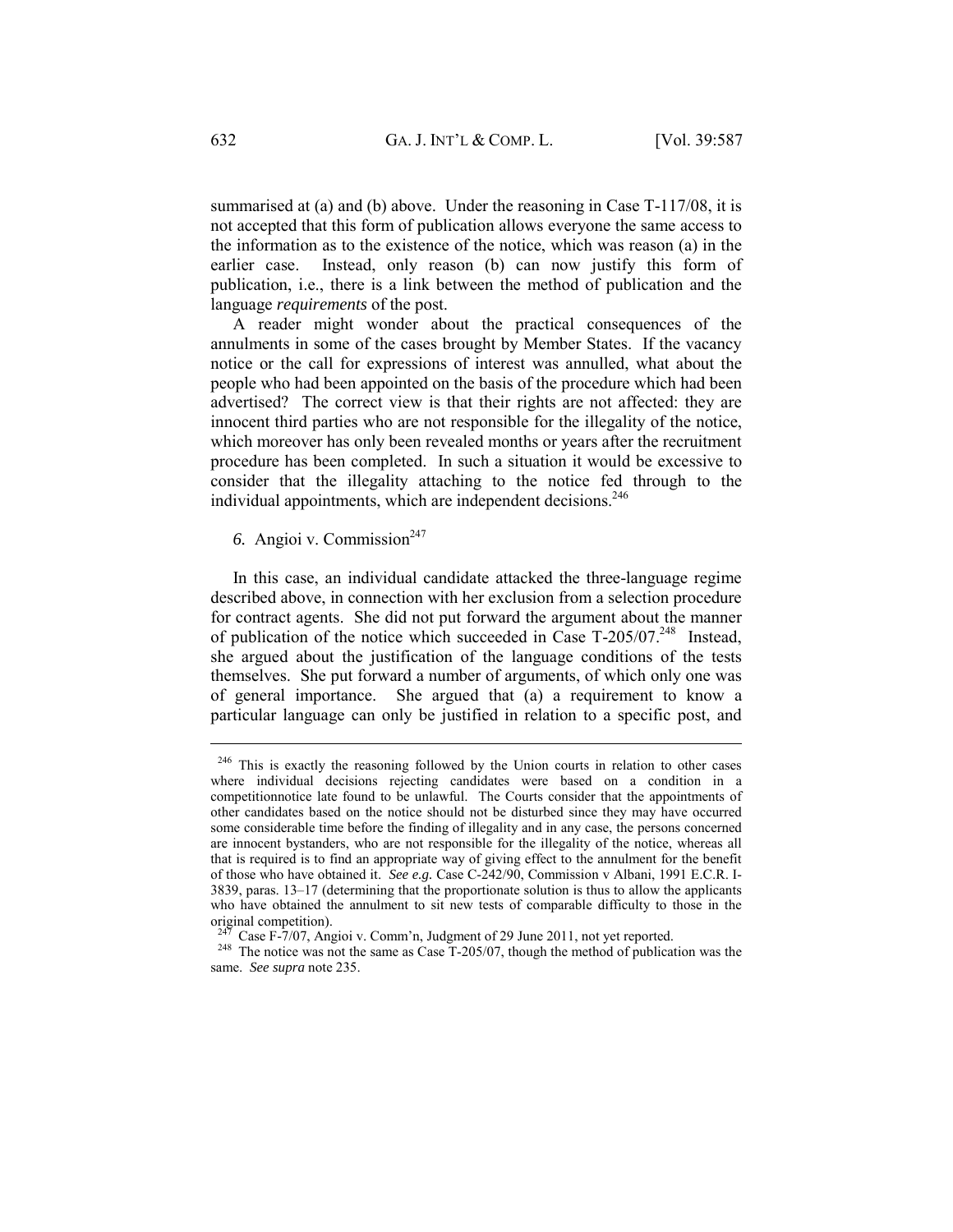summarised at (a) and (b) above. Under the reasoning in Case T-117/08, it is not accepted that this form of publication allows everyone the same access to the information as to the existence of the notice, which was reason (a) in the earlier case. Instead, only reason (b) can now justify this form of publication, i.e., there is a link between the method of publication and the language *requirements* of the post.

A reader might wonder about the practical consequences of the annulments in some of the cases brought by Member States. If the vacancy notice or the call for expressions of interest was annulled, what about the people who had been appointed on the basis of the procedure which had been advertised? The correct view is that their rights are not affected: they are innocent third parties who are not responsible for the illegality of the notice, which moreover has only been revealed months or years after the recruitment procedure has been completed. In such a situation it would be excessive to consider that the illegality attaching to the notice fed through to the individual appointments, which are independent decisions.[246]

### 6. Angioi v. Commission[247]

In this case, an individual candidate attacked the three-language regime described above, in connection with her exclusion from a selection procedure for contract agents. She did not put forward the argument about the manner of publication of the notice which succeeded in Case T-205/07.[248] Instead, she argued about the justification of the language conditions of the tests themselves. She put forward a number of arguments, of which only one was of general importance. She argued that (a) a requirement to know a particular language can only be justified in relation to a specific post, and

---

[246] This is exactly the reasoning followed by the Union courts in relation to other cases where individual decisions rejecting candidates were based on a condition in a competitionnotice late found to be unlawful. The Courts consider that the appointments of other candidates based on the notice should not be disturbed since they may have occurred some considerable time before the finding of illegality and in any case, the persons concerned are innocent bystanders, who are not responsible for the illegality of the notice, whereas all that is required is to find an appropriate way of giving effect to the annulment for the benefit of those who have obtained it. *See e.g.* Case C-242/90, Commission v Albani, 1991 E.C.R. I-3839, paras. 13–17 (determining that the proportionate solution is thus to allow the applicants who have obtained the annulment to sit new tests of comparable difficulty to those in the original competition).

[247] Case F-7/07, Angioi v. Comm'n, Judgment of 29 June 2011, not yet reported.

[248] The notice was not the same as Case T-205/07, though the method of publication was the same. *See supra* note 235.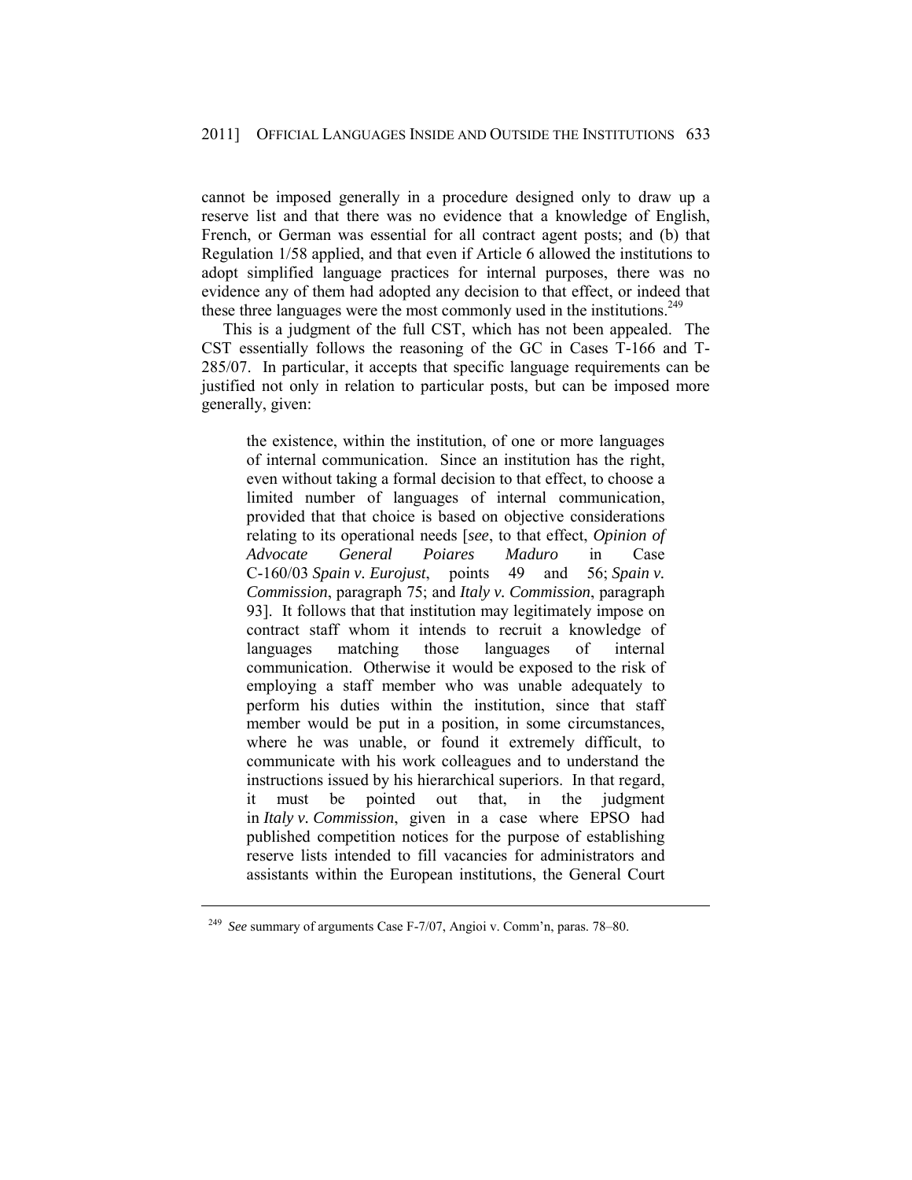cannot be imposed generally in a procedure designed only to draw up a reserve list and that there was no evidence that a knowledge of English, French, or German was essential for all contract agent posts; and (b) that Regulation 1/58 applied, and that even if Article 6 allowed the institutions to adopt simplified language practices for internal purposes, there was no evidence any of them had adopted any decision to that effect, or indeed that these three languages were the most commonly used in the institutions.[249]

This is a judgment of the full CST, which has not been appealed. The CST essentially follows the reasoning of the GC in Cases T-166 and T-285/07. In particular, it accepts that specific language requirements can be justified not only in relation to particular posts, but can be imposed more generally, given:

> the existence, within the institution, of one or more languages of internal communication. Since an institution has the right, even without taking a formal decision to that effect, to choose a limited number of languages of internal communication, provided that that choice is based on objective considerations relating to its operational needs [*see*, to that effect, *Opinion of Advocate General Poiares Maduro* in Case C-160/03 *Spain v. Eurojust*, points 49 and 56; *Spain v. Commission*, paragraph 75; and *Italy v. Commission*, paragraph 93]. It follows that that institution may legitimately impose on contract staff whom it intends to recruit a knowledge of languages matching those languages of internal communication. Otherwise it would be exposed to the risk of employing a staff member who was unable adequately to perform his duties within the institution, since that staff member would be put in a position, in some circumstances, where he was unable, or found it extremely difficult, to communicate with his work colleagues and to understand the instructions issued by his hierarchical superiors. In that regard, it must be pointed out that, in the judgment in *Italy v. Commission*, given in a case where EPSO had published competition notices for the purpose of establishing reserve lists intended to fill vacancies for administrators and assistants within the European institutions, the General Court

---

[249] *See* summary of arguments Case F-7/07, Angioi v. Comm'n, paras. 78–80.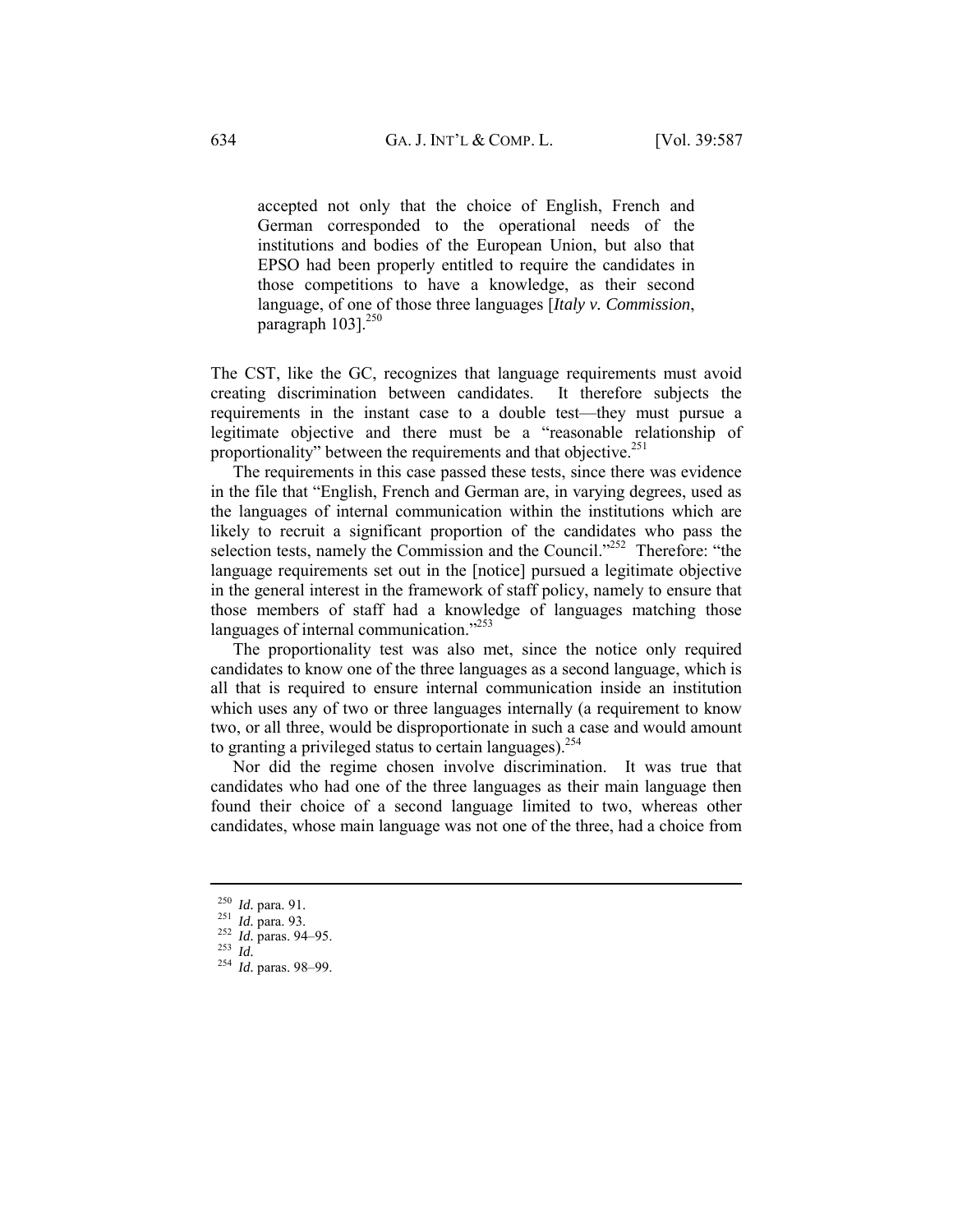> accepted not only that the choice of English, French and German corresponded to the operational needs of the institutions and bodies of the European Union, but also that EPSO had been properly entitled to require the candidates in those competitions to have a knowledge, as their second language, of one of those three languages [*Italy v. Commission*, paragraph 103].[250]

The CST, like the GC, recognizes that language requirements must avoid creating discrimination between candidates. It therefore subjects the requirements in the instant case to a double test—they must pursue a legitimate objective and there must be a "reasonable relationship of proportionality" between the requirements and that objective.[251]

The requirements in this case passed these tests, since there was evidence in the file that "English, French and German are, in varying degrees, used as the languages of internal communication within the institutions which are likely to recruit a significant proportion of the candidates who pass the selection tests, namely the Commission and the Council."[252] Therefore: "the language requirements set out in the [notice] pursued a legitimate objective in the general interest in the framework of staff policy, namely to ensure that those members of staff had a knowledge of languages matching those languages of internal communication."[253]

The proportionality test was also met, since the notice only required candidates to know one of the three languages as a second language, which is all that is required to ensure internal communication inside an institution which uses any of two or three languages internally (a requirement to know two, or all three, would be disproportionate in such a case and would amount to granting a privileged status to certain languages).[254]

Nor did the regime chosen involve discrimination. It was true that candidates who had one of the three languages as their main language then found their choice of a second language limited to two, whereas other candidates, whose main language was not one of the three, had a choice from

---

[250] *Id.* para. 91.
[251] *Id.* para. 93.
[252] *Id.* paras. 94–95.
[253] *Id.*
[254] *Id.* paras. 98–99.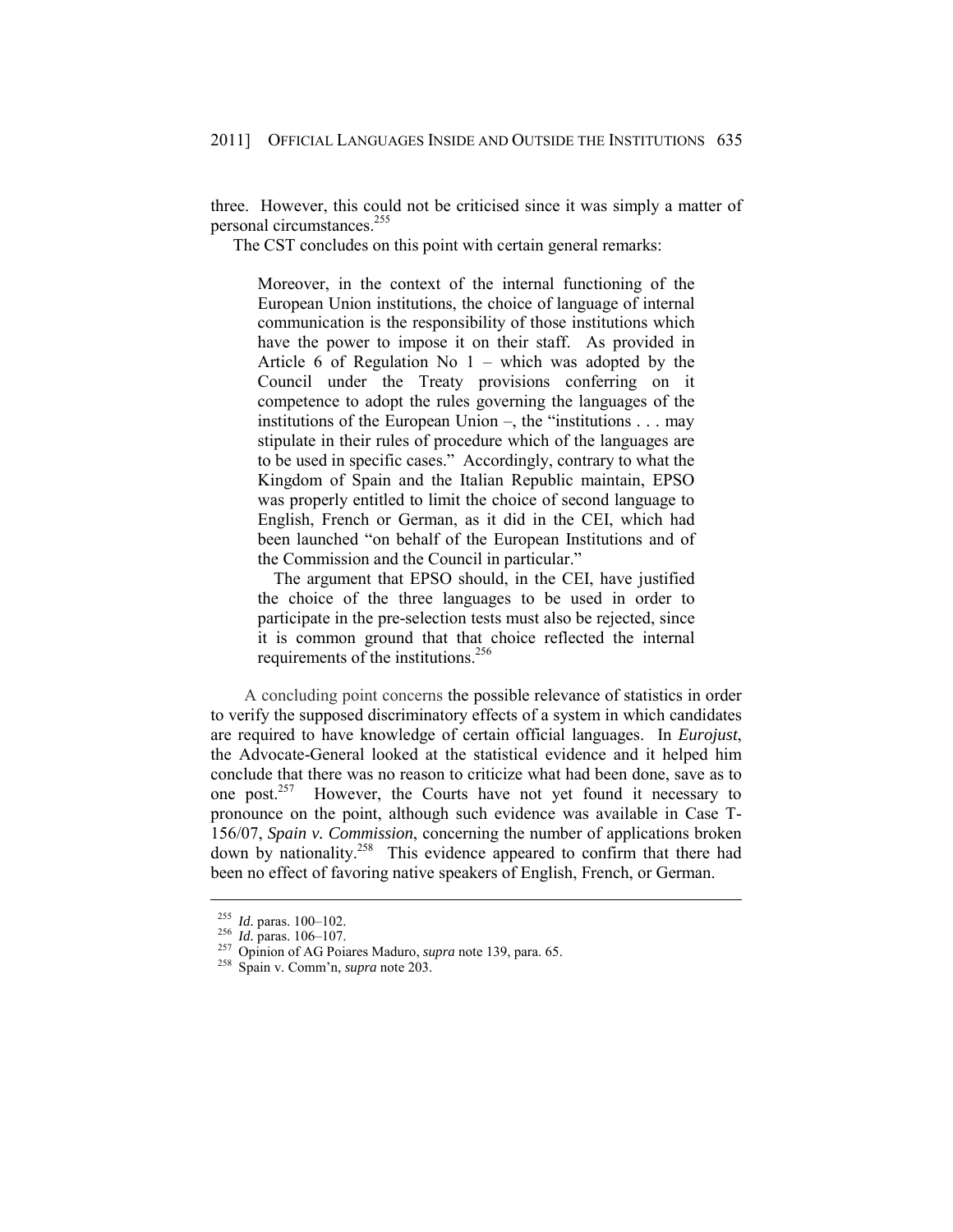three. However, this could not be criticised since it was simply a matter of personal circumstances.[255]

The CST concludes on this point with certain general remarks:

> Moreover, in the context of the internal functioning of the European Union institutions, the choice of language of internal communication is the responsibility of those institutions which have the power to impose it on their staff. As provided in Article 6 of Regulation No 1 – which was adopted by the Council under the Treaty provisions conferring on it competence to adopt the rules governing the languages of the institutions of the European Union –, the "institutions . . . may stipulate in their rules of procedure which of the languages are to be used in specific cases." Accordingly, contrary to what the Kingdom of Spain and the Italian Republic maintain, EPSO was properly entitled to limit the choice of second language to English, French or German, as it did in the CEI, which had been launched "on behalf of the European Institutions and of the Commission and the Council in particular."
>
> The argument that EPSO should, in the CEI, have justified the choice of the three languages to be used in order to participate in the pre-selection tests must also be rejected, since it is common ground that that choice reflected the internal requirements of the institutions.[256]

A concluding point concerns the possible relevance of statistics in order to verify the supposed discriminatory effects of a system in which candidates are required to have knowledge of certain official languages. In *Eurojust*, the Advocate-General looked at the statistical evidence and it helped him conclude that there was no reason to criticize what had been done, save as to one post.[257] However, the Courts have not yet found it necessary to pronounce on the point, although such evidence was available in Case T-156/07, *Spain v. Commission*, concerning the number of applications broken down by nationality.[258] This evidence appeared to confirm that there had been no effect of favoring native speakers of English, French, or German.

---

[255] *Id.* paras. 100–102.

[256] *Id.* paras. 106–107.

[257] Opinion of AG Poiares Maduro, *supra* note 139, para. 65.

[258] Spain v. Comm'n, *supra* note 203.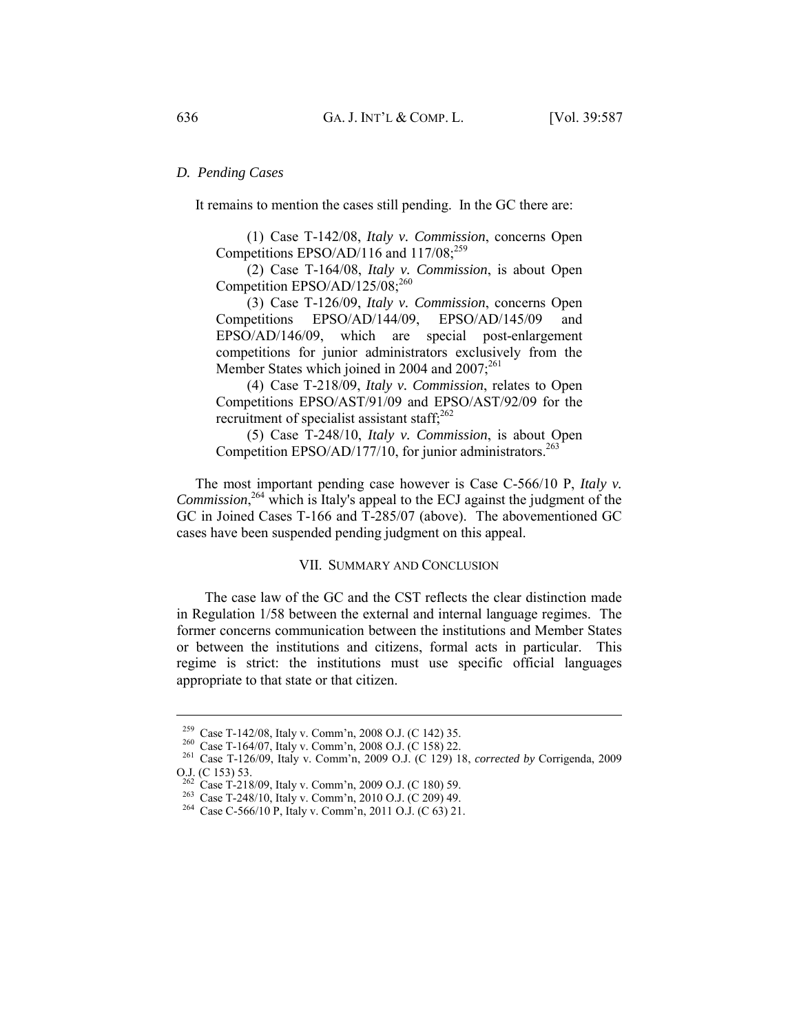### *D. Pending Cases*

It remains to mention the cases still pending. In the GC there are:

(1) Case T-142/08, *Italy v. Commission*, concerns Open Competitions EPSO/AD/116 and 117/08;[259]

(2) Case T-164/08, *Italy v. Commission*, is about Open Competition EPSO/AD/125/08;[260]

(3) Case T-126/09, *Italy v. Commission*, concerns Open Competitions EPSO/AD/144/09, EPSO/AD/145/09 and EPSO/AD/146/09, which are special post-enlargement competitions for junior administrators exclusively from the Member States which joined in 2004 and 2007;[261]

(4) Case T-218/09, *Italy v. Commission*, relates to Open Competitions EPSO/AST/91/09 and EPSO/AST/92/09 for the recruitment of specialist assistant staff;[262]

(5) Case T-248/10, *Italy v. Commission*, is about Open Competition EPSO/AD/177/10, for junior administrators.[263]

The most important pending case however is Case C-566/10 P, *Italy v. Commission*,[264] which is Italy's appeal to the ECJ against the judgment of the GC in Joined Cases T-166 and T-285/07 (above). The abovementioned GC cases have been suspended pending judgment on this appeal.

## VII. Summary and Conclusion

The case law of the GC and the CST reflects the clear distinction made in Regulation 1/58 between the external and internal language regimes. The former concerns communication between the institutions and Member States or between the institutions and citizens, formal acts in particular. This regime is strict: the institutions must use specific official languages appropriate to that state or that citizen.

---

[259] Case T-142/08, Italy v. Comm'n, 2008 O.J. (C 142) 35.

[260] Case T-164/07, Italy v. Comm'n, 2008 O.J. (C 158) 22.

[261] Case T-126/09, Italy v. Comm'n, 2009 O.J. (C 129) 18, *corrected by* Corrigenda, 2009 O.J. (C 153) 53.

[262] Case T-218/09, Italy v. Comm'n, 2009 O.J. (C 180) 59.

[263] Case T-248/10, Italy v. Comm'n, 2010 O.J. (C 209) 49.

[264] Case C-566/10 P, Italy v. Comm'n, 2011 O.J. (C 63) 21.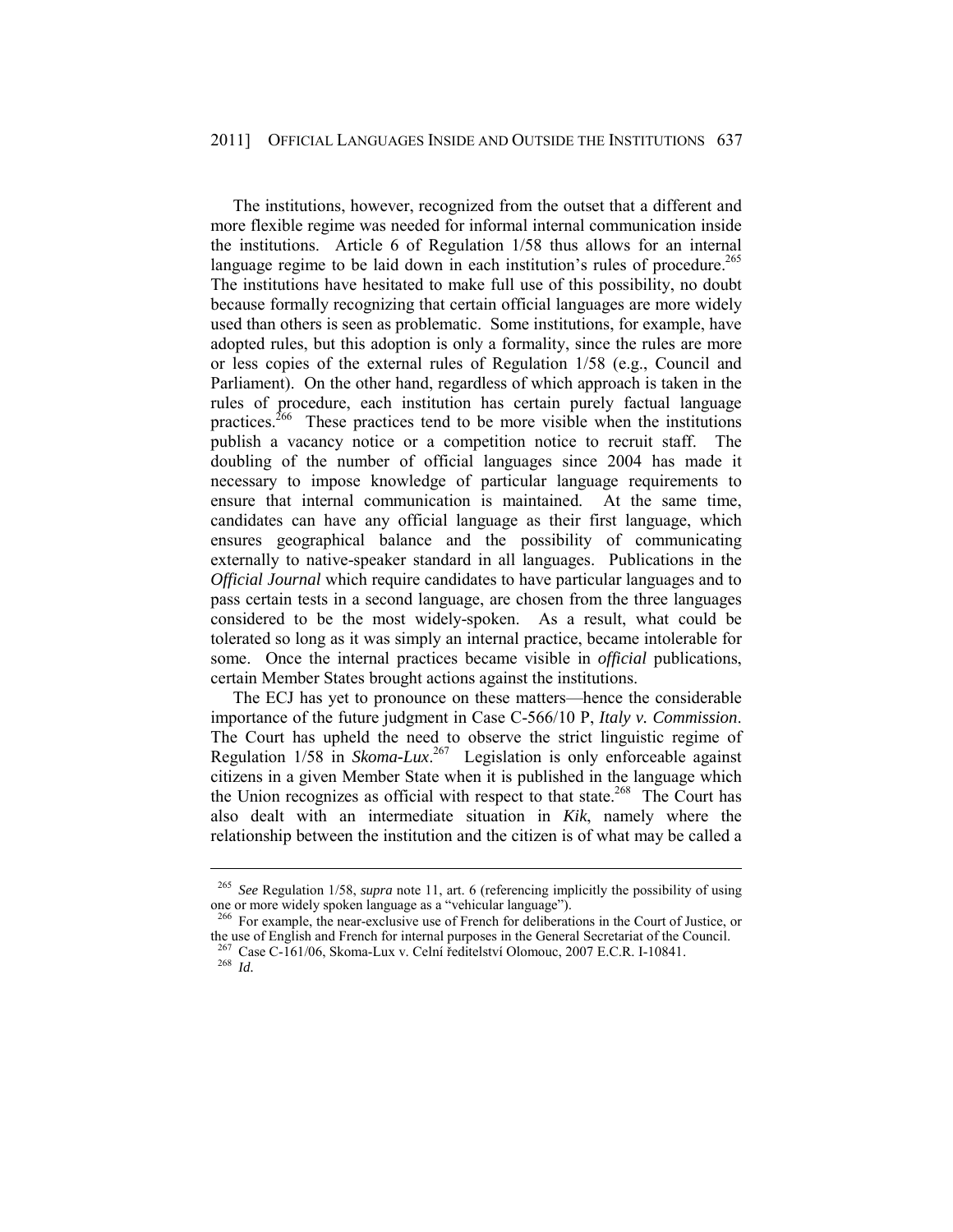The institutions, however, recognized from the outset that a different and more flexible regime was needed for informal internal communication inside the institutions. Article 6 of Regulation 1/58 thus allows for an internal language regime to be laid down in each institution's rules of procedure.[265] The institutions have hesitated to make full use of this possibility, no doubt because formally recognizing that certain official languages are more widely used than others is seen as problematic. Some institutions, for example, have adopted rules, but this adoption is only a formality, since the rules are more or less copies of the external rules of Regulation 1/58 (e.g., Council and Parliament). On the other hand, regardless of which approach is taken in the rules of procedure, each institution has certain purely factual language practices.[266] These practices tend to be more visible when the institutions publish a vacancy notice or a competition notice to recruit staff. The doubling of the number of official languages since 2004 has made it necessary to impose knowledge of particular language requirements to ensure that internal communication is maintained. At the same time, candidates can have any official language as their first language, which ensures geographical balance and the possibility of communicating externally to native-speaker standard in all languages. Publications in the *Official Journal* which require candidates to have particular languages and to pass certain tests in a second language, are chosen from the three languages considered to be the most widely-spoken. As a result, what could be tolerated so long as it was simply an internal practice, became intolerable for some. Once the internal practices became visible in *official* publications, certain Member States brought actions against the institutions.

The ECJ has yet to pronounce on these matters—hence the considerable importance of the future judgment in Case C-566/10 P, *Italy v. Commission*. The Court has upheld the need to observe the strict linguistic regime of Regulation 1/58 in *Skoma-Lux*.[267] Legislation is only enforceable against citizens in a given Member State when it is published in the language which the Union recognizes as official with respect to that state.[268] The Court has also dealt with an intermediate situation in *Kik*, namely where the relationship between the institution and the citizen is of what may be called a

---

[265] *See* Regulation 1/58, *supra* note 11, art. 6 (referencing implicitly the possibility of using one or more widely spoken language as a "vehicular language").

[266] For example, the near-exclusive use of French for deliberations in the Court of Justice, or the use of English and French for internal purposes in the General Secretariat of the Council.

[267] Case C-161/06, Skoma-Lux v. Celní ředitelství Olomouc, 2007 E.C.R. I-10841.

[268] *Id.*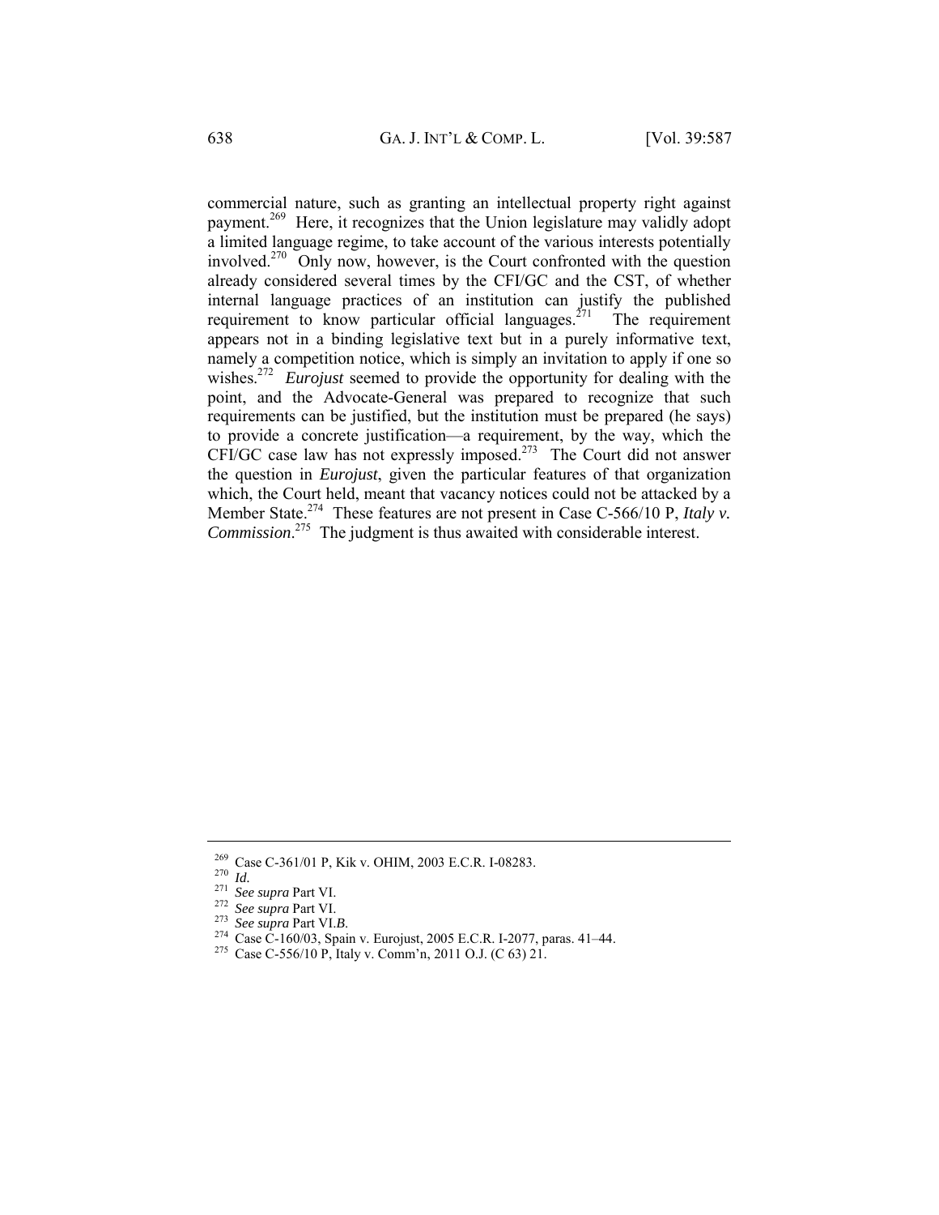commercial nature, such as granting an intellectual property right against payment.[269] Here, it recognizes that the Union legislature may validly adopt a limited language regime, to take account of the various interests potentially involved.[270] Only now, however, is the Court confronted with the question already considered several times by the CFI/GC and the CST, of whether internal language practices of an institution can justify the published requirement to know particular official languages.[271] The requirement appears not in a binding legislative text but in a purely informative text, namely a competition notice, which is simply an invitation to apply if one so wishes.[272] *Eurojust* seemed to provide the opportunity for dealing with the point, and the Advocate-General was prepared to recognize that such requirements can be justified, but the institution must be prepared (he says) to provide a concrete justification—a requirement, by the way, which the CFI/GC case law has not expressly imposed.[273] The Court did not answer the question in *Eurojust*, given the particular features of that organization which, the Court held, meant that vacancy notices could not be attacked by a Member State.[274] These features are not present in Case C-566/10 P, *Italy v. Commission*.[275] The judgment is thus awaited with considerable interest.

---

[269] Case C-361/01 P, Kik v. OHIM, 2003 E.C.R. I-08283.

[270] *Id.*

[271] *See supra* Part VI.

[272] *See supra* Part VI.

[273] *See supra* Part VI.*B*.

[274] Case C-160/03, Spain v. Eurojust, 2005 E.C.R. I-2077, paras. 41–44.

[275] Case C-556/10 P, Italy v. Comm'n, 2011 O.J. (C 63) 21.